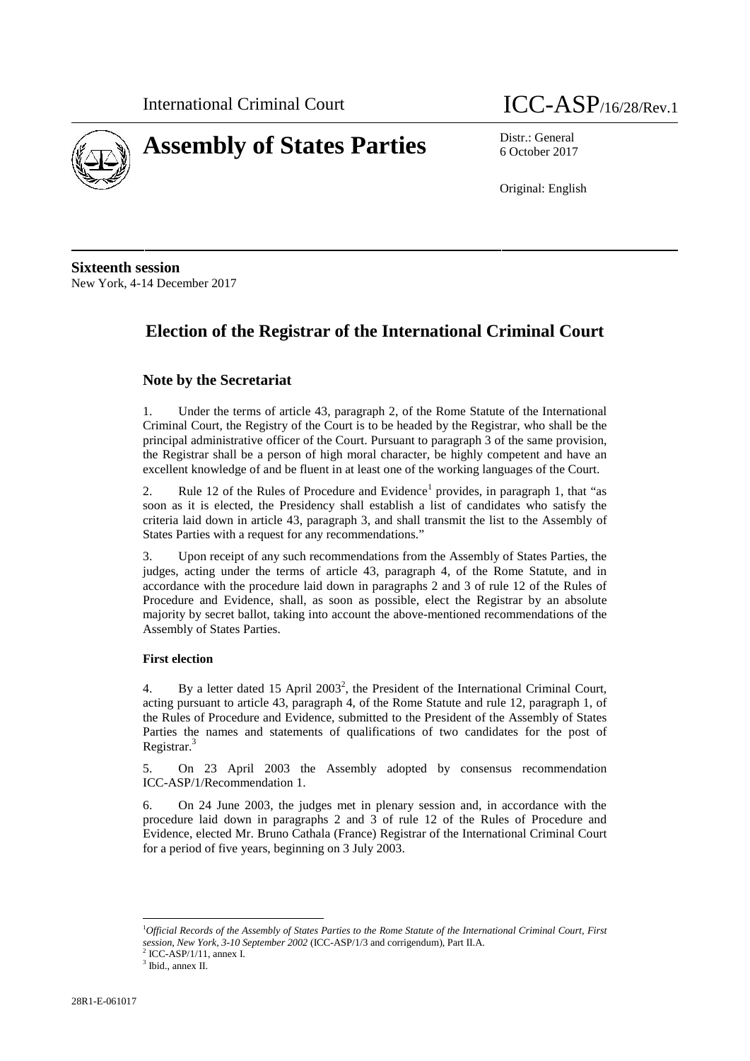International Criminal Court

ICC-ASP/16/28/Rev.1

# Assembly of States Parties

Distr.: General
6 October 2017

Original: English

**Sixteenth session**
New York, 4-14 December 2017

## Election of the Registrar of the International Criminal Court

### Note by the Secretariat

1. Under the terms of article 43, paragraph 2, of the Rome Statute of the International Criminal Court, the Registry of the Court is to be headed by the Registrar, who shall be the principal administrative officer of the Court. Pursuant to paragraph 3 of the same provision, the Registrar shall be a person of high moral character, be highly competent and have an excellent knowledge of and be fluent in at least one of the working languages of the Court.

2. Rule 12 of the Rules of Procedure and Evidence[1] provides, in paragraph 1, that "as soon as it is elected, the Presidency shall establish a list of candidates who satisfy the criteria laid down in article 43, paragraph 3, and shall transmit the list to the Assembly of States Parties with a request for any recommendations."

3. Upon receipt of any such recommendations from the Assembly of States Parties, the judges, acting under the terms of article 43, paragraph 4, of the Rome Statute, and in accordance with the procedure laid down in paragraphs 2 and 3 of rule 12 of the Rules of Procedure and Evidence, shall, as soon as possible, elect the Registrar by an absolute majority by secret ballot, taking into account the above-mentioned recommendations of the Assembly of States Parties.

#### First election

4. By a letter dated 15 April 2003[2], the President of the International Criminal Court, acting pursuant to article 43, paragraph 4, of the Rome Statute and rule 12, paragraph 1, of the Rules of Procedure and Evidence, submitted to the President of the Assembly of States Parties the names and statements of qualifications of two candidates for the post of Registrar.[3]

5. On 23 April 2003 the Assembly adopted by consensus recommendation ICC-ASP/1/Recommendation 1.

6. On 24 June 2003, the judges met in plenary session and, in accordance with the procedure laid down in paragraphs 2 and 3 of rule 12 of the Rules of Procedure and Evidence, elected Mr. Bruno Cathala (France) Registrar of the International Criminal Court for a period of five years, beginning on 3 July 2003.

---

[1] *Official Records of the Assembly of States Parties to the Rome Statute of the International Criminal Court, First session, New York, 3-10 September 2002* (ICC-ASP/1/3 and corrigendum), Part II.A.
[2] ICC-ASP/1/11, annex I.
[3] Ibid., annex II.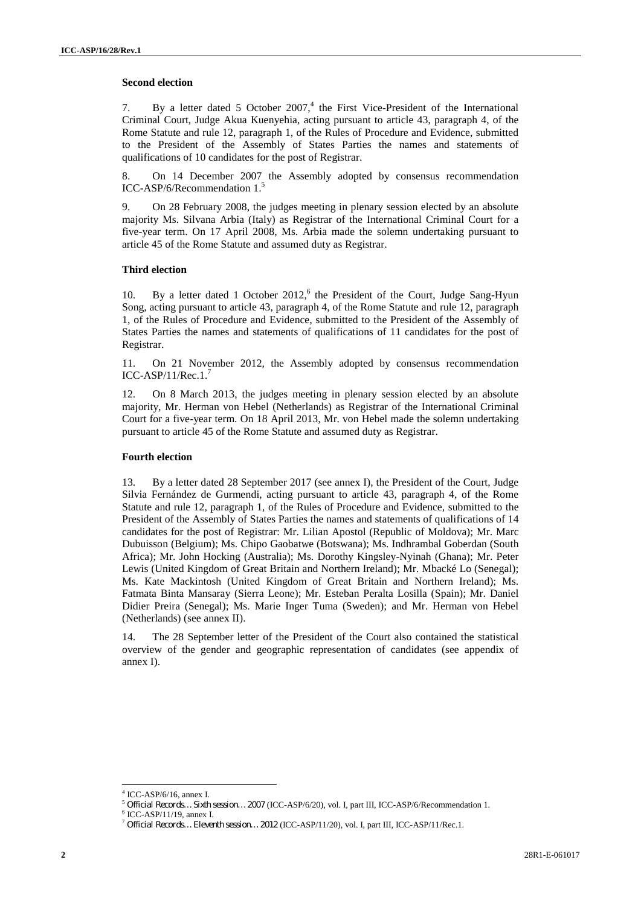### Second election

7. By a letter dated 5 October 2007,[4] the First Vice-President of the International Criminal Court, Judge Akua Kuenyehia, acting pursuant to article 43, paragraph 4, of the Rome Statute and rule 12, paragraph 1, of the Rules of Procedure and Evidence, submitted to the President of the Assembly of States Parties the names and statements of qualifications of 10 candidates for the post of Registrar.

8. On 14 December 2007 the Assembly adopted by consensus recommendation ICC-ASP/6/Recommendation 1.[5]

9. On 28 February 2008, the judges meeting in plenary session elected by an absolute majority Ms. Silvana Arbia (Italy) as Registrar of the International Criminal Court for a five-year term. On 17 April 2008, Ms. Arbia made the solemn undertaking pursuant to article 45 of the Rome Statute and assumed duty as Registrar.

### Third election

10. By a letter dated 1 October 2012,[6] the President of the Court, Judge Sang-Hyun Song, acting pursuant to article 43, paragraph 4, of the Rome Statute and rule 12, paragraph 1, of the Rules of Procedure and Evidence, submitted to the President of the Assembly of States Parties the names and statements of qualifications of 11 candidates for the post of Registrar.

11. On 21 November 2012, the Assembly adopted by consensus recommendation ICC-ASP/11/Rec.1.[7]

12. On 8 March 2013, the judges meeting in plenary session elected by an absolute majority, Mr. Herman von Hebel (Netherlands) as Registrar of the International Criminal Court for a five-year term. On 18 April 2013, Mr. von Hebel made the solemn undertaking pursuant to article 45 of the Rome Statute and assumed duty as Registrar.

### Fourth election

13. By a letter dated 28 September 2017 (see annex I), the President of the Court, Judge Silvia Fernández de Gurmendi, acting pursuant to article 43, paragraph 4, of the Rome Statute and rule 12, paragraph 1, of the Rules of Procedure and Evidence, submitted to the President of the Assembly of States Parties the names and statements of qualifications of 14 candidates for the post of Registrar: Mr. Lilian Apostol (Republic of Moldova); Mr. Marc Dubuisson (Belgium); Ms. Chipo Gaobatwe (Botswana); Ms. Indhrambal Goberdan (South Africa); Mr. John Hocking (Australia); Ms. Dorothy Kingsley-Nyinah (Ghana); Mr. Peter Lewis (United Kingdom of Great Britain and Northern Ireland); Mr. Mbacké Lo (Senegal); Ms. Kate Mackintosh (United Kingdom of Great Britain and Northern Ireland); Ms. Fatmata Binta Mansaray (Sierra Leone); Mr. Esteban Peralta Losilla (Spain); Mr. Daniel Didier Preira (Senegal); Ms. Marie Inger Tuma (Sweden); and Mr. Herman von Hebel (Netherlands) (see annex II).

14. The 28 September letter of the President of the Court also contained the statistical overview of the gender and geographic representation of candidates (see appendix of annex I).

---

[4] ICC-ASP/6/16, annex I.

[5] *Official Records… Sixth session… 2007* (ICC-ASP/6/20), vol. I, part III, ICC-ASP/6/Recommendation 1.

[6] ICC-ASP/11/19, annex I.

[7] *Official Records… Eleventh session… 2012* (ICC-ASP/11/20), vol. I, part III, ICC-ASP/11/Rec.1.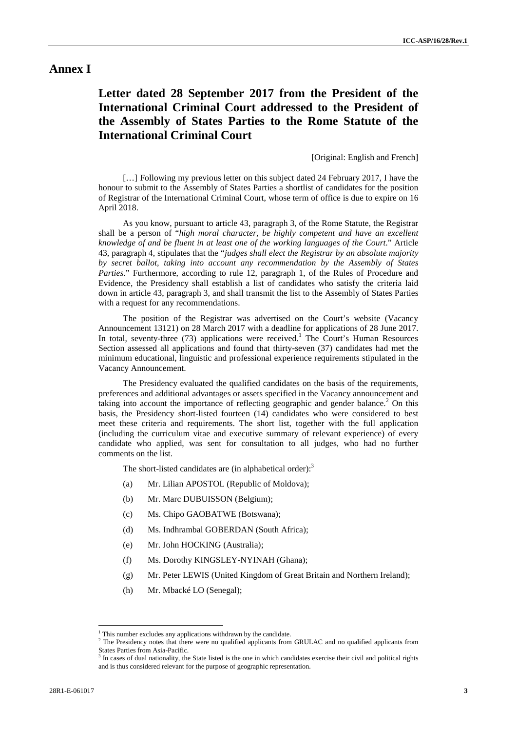# Annex I

## Letter dated 28 September 2017 from the President of the International Criminal Court addressed to the President of the Assembly of States Parties to the Rome Statute of the International Criminal Court

[Original: English and French]

[…] Following my previous letter on this subject dated 24 February 2017, I have the honour to submit to the Assembly of States Parties a shortlist of candidates for the position of Registrar of the International Criminal Court, whose term of office is due to expire on 16 April 2018.

As you know, pursuant to article 43, paragraph 3, of the Rome Statute, the Registrar shall be a person of "*high moral character, be highly competent and have an excellent knowledge of and be fluent in at least one of the working languages of the Court*." Article 43, paragraph 4, stipulates that the "*judges shall elect the Registrar by an absolute majority by secret ballot, taking into account any recommendation by the Assembly of States Parties*." Furthermore, according to rule 12, paragraph 1, of the Rules of Procedure and Evidence, the Presidency shall establish a list of candidates who satisfy the criteria laid down in article 43, paragraph 3, and shall transmit the list to the Assembly of States Parties with a request for any recommendations.

The position of the Registrar was advertised on the Court's website (Vacancy Announcement 13121) on 28 March 2017 with a deadline for applications of 28 June 2017. In total, seventy-three (73) applications were received.[1] The Court's Human Resources Section assessed all applications and found that thirty-seven (37) candidates had met the minimum educational, linguistic and professional experience requirements stipulated in the Vacancy Announcement.

The Presidency evaluated the qualified candidates on the basis of the requirements, preferences and additional advantages or assets specified in the Vacancy announcement and taking into account the importance of reflecting geographic and gender balance.[2] On this basis, the Presidency short-listed fourteen (14) candidates who were considered to best meet these criteria and requirements. The short list, together with the full application (including the curriculum vitae and executive summary of relevant experience) of every candidate who applied, was sent for consultation to all judges, who had no further comments on the list.

The short-listed candidates are (in alphabetical order):[3]

(a) Mr. Lilian APOSTOL (Republic of Moldova);

(b) Mr. Marc DUBUISSON (Belgium);

(c) Ms. Chipo GAOBATWE (Botswana);

(d) Ms. Indhrambal GOBERDAN (South Africa);

(e) Mr. John HOCKING (Australia);

(f) Ms. Dorothy KINGSLEY-NYINAH (Ghana);

(g) Mr. Peter LEWIS (United Kingdom of Great Britain and Northern Ireland);

(h) Mr. Mbacké LO (Senegal);

---

[1] This number excludes any applications withdrawn by the candidate.

[2] The Presidency notes that there were no qualified applicants from GRULAC and no qualified applicants from States Parties from Asia-Pacific.

[3] In cases of dual nationality, the State listed is the one in which candidates exercise their civil and political rights and is thus considered relevant for the purpose of geographic representation.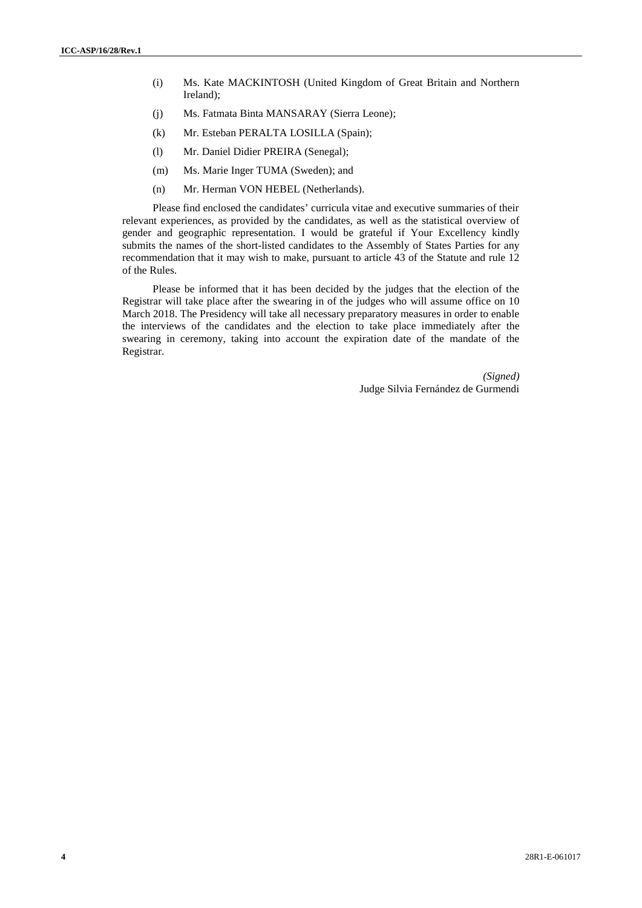(i) Ms. Kate MACKINTOSH (United Kingdom of Great Britain and Northern Ireland);

(j) Ms. Fatmata Binta MANSARAY (Sierra Leone);

(k) Mr. Esteban PERALTA LOSILLA (Spain);

(l) Mr. Daniel Didier PREIRA (Senegal);

(m) Ms. Marie Inger TUMA (Sweden); and

(n) Mr. Herman VON HEBEL (Netherlands).

Please find enclosed the candidates' curricula vitae and executive summaries of their relevant experiences, as provided by the candidates, as well as the statistical overview of gender and geographic representation. I would be grateful if Your Excellency kindly submits the names of the short-listed candidates to the Assembly of States Parties for any recommendation that it may wish to make, pursuant to article 43 of the Statute and rule 12 of the Rules.

Please be informed that it has been decided by the judges that the election of the Registrar will take place after the swearing in of the judges who will assume office on 10 March 2018. The Presidency will take all necessary preparatory measures in order to enable the interviews of the candidates and the election to take place immediately after the swearing in ceremony, taking into account the expiration date of the mandate of the Registrar.

*(Signed)*
Judge Silvia Fernández de Gurmendi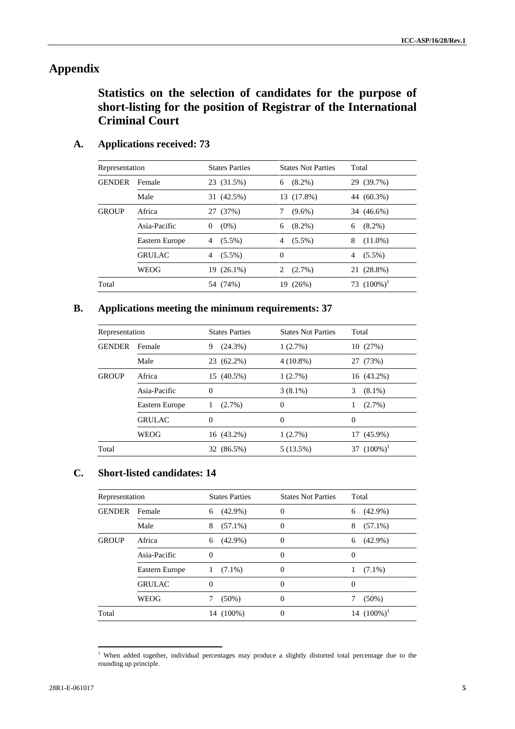# Appendix

## Statistics on the selection of candidates for the purpose of short-listing for the position of Registrar of the International Criminal Court

### A. Applications received: 73

| Representation | | States Parties | States Not Parties | Total |
|---|---|---|---|---|
| GENDER | Female | 23 (31.5%) | 6 (8.2%) | 29 (39.7%) |
| | Male | 31 (42.5%) | 13 (17.8%) | 44 (60.3%) |
| GROUP | Africa | 27 (37%) | 7 (9.6%) | 34 (46.6%) |
| | Asia-Pacific | 0 (0%) | 6 (8.2%) | 6 (8.2%) |
| | Eastern Europe | 4 (5.5%) | 4 (5.5%) | 8 (11.0%) |
| | GRULAC | 4 (5.5%) | 0 | 4 (5.5%) |
| | WEOG | 19 (26.1%) | 2 (2.7%) | 21 (28.8%) |
| Total | | 54 (74%) | 19 (26%) | 73 (100%)[1] |

### B. Applications meeting the minimum requirements: 37

| Representation | | States Parties | States Not Parties | Total |
|---|---|---|---|---|
| GENDER | Female | 9 (24.3%) | 1 (2.7%) | 10 (27%) |
| | Male | 23 (62.2%) | 4 (10.8%) | 27 (73%) |
| GROUP | Africa | 15 (40.5%) | 1 (2.7%) | 16 (43.2%) |
| | Asia-Pacific | 0 | 3 (8.1%) | 3 (8.1%) |
| | Eastern Europe | 1 (2.7%) | 0 | 1 (2.7%) |
| | GRULAC | 0 | 0 | 0 |
| | WEOG | 16 (43.2%) | 1 (2.7%) | 17 (45.9%) |
| Total | | 32 (86.5%) | 5 (13.5%) | 37 (100%)[1] |

### C. Short-listed candidates: 14

| Representation | | States Parties | States Not Parties | Total |
|---|---|---|---|---|
| GENDER | Female | 6 (42.9%) | 0 | 6 (42.9%) |
| | Male | 8 (57.1%) | 0 | 8 (57.1%) |
| GROUP | Africa | 6 (42.9%) | 0 | 6 (42.9%) |
| | Asia-Pacific | 0 | 0 | 0 |
| | Eastern Europe | 1 (7.1%) | 0 | 1 (7.1%) |
| | GRULAC | 0 | 0 | 0 |
| | WEOG | 7 (50%) | 0 | 7 (50%) |
| Total | | 14 (100%) | 0 | 14 (100%)[1] |

[1] When added together, individual percentages may produce a slightly distorted total percentage due to the rounding up principle.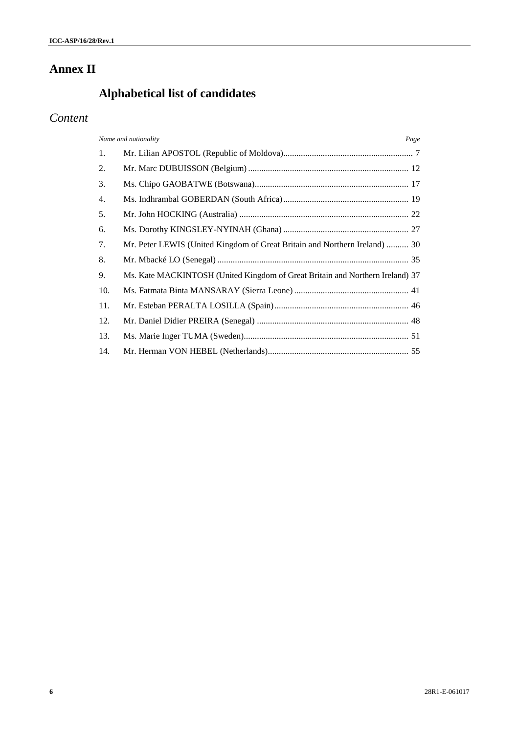# Annex II

## Alphabetical list of candidates

### *Content*

| *Name and nationality* | | *Page* |
|---|---|---|
| 1. | Mr. Lilian APOSTOL (Republic of Moldova) | 7 |
| 2. | Mr. Marc DUBUISSON (Belgium) | 12 |
| 3. | Ms. Chipo GAOBATWE (Botswana) | 17 |
| 4. | Ms. Indhrambal GOBERDAN (South Africa) | 19 |
| 5. | Mr. John HOCKING (Australia) | 22 |
| 6. | Ms. Dorothy KINGSLEY-NYINAH (Ghana) | 27 |
| 7. | Mr. Peter LEWIS (United Kingdom of Great Britain and Northern Ireland) | 30 |
| 8. | Mr. Mbacké LO (Senegal) | 35 |
| 9. | Ms. Kate MACKINTOSH (United Kingdom of Great Britain and Northern Ireland) | 37 |
| 10. | Ms. Fatmata Binta MANSARAY (Sierra Leone) | 41 |
| 11. | Mr. Esteban PERALTA LOSILLA (Spain) | 46 |
| 12. | Mr. Daniel Didier PREIRA (Senegal) | 48 |
| 13. | Ms. Marie Inger TUMA (Sweden) | 51 |
| 14. | Mr. Herman VON HEBEL (Netherlands) | 55 |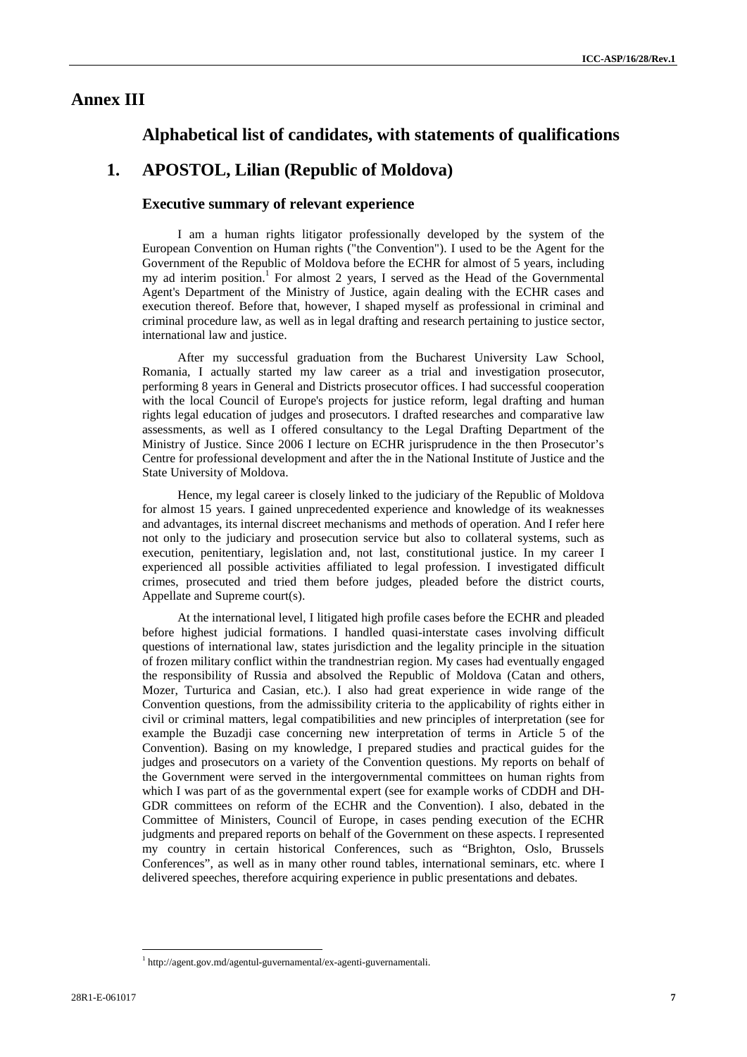# Annex III

## Alphabetical list of candidates, with statements of qualifications

## 1. APOSTOL, Lilian (Republic of Moldova)

### Executive summary of relevant experience

I am a human rights litigator professionally developed by the system of the European Convention on Human rights ("the Convention"). I used to be the Agent for the Government of the Republic of Moldova before the ECHR for almost of 5 years, including my ad interim position.[1] For almost 2 years, I served as the Head of the Governmental Agent's Department of the Ministry of Justice, again dealing with the ECHR cases and execution thereof. Before that, however, I shaped myself as professional in criminal and criminal procedure law, as well as in legal drafting and research pertaining to justice sector, international law and justice.

After my successful graduation from the Bucharest University Law School, Romania, I actually started my law career as a trial and investigation prosecutor, performing 8 years in General and Districts prosecutor offices. I had successful cooperation with the local Council of Europe's projects for justice reform, legal drafting and human rights legal education of judges and prosecutors. I drafted researches and comparative law assessments, as well as I offered consultancy to the Legal Drafting Department of the Ministry of Justice. Since 2006 I lecture on ECHR jurisprudence in the then Prosecutor's Centre for professional development and after the in the National Institute of Justice and the State University of Moldova.

Hence, my legal career is closely linked to the judiciary of the Republic of Moldova for almost 15 years. I gained unprecedented experience and knowledge of its weaknesses and advantages, its internal discreet mechanisms and methods of operation. And I refer here not only to the judiciary and prosecution service but also to collateral systems, such as execution, penitentiary, legislation and, not last, constitutional justice. In my career I experienced all possible activities affiliated to legal profession. I investigated difficult crimes, prosecuted and tried them before judges, pleaded before the district courts, Appellate and Supreme court(s).

At the international level, I litigated high profile cases before the ECHR and pleaded before highest judicial formations. I handled quasi-interstate cases involving difficult questions of international law, states jurisdiction and the legality principle in the situation of frozen military conflict within the trandnestrian region. My cases had eventually engaged the responsibility of Russia and absolved the Republic of Moldova (Catan and others, Mozer, Turturica and Casian, etc.). I also had great experience in wide range of the Convention questions, from the admissibility criteria to the applicability of rights either in civil or criminal matters, legal compatibilities and new principles of interpretation (see for example the Buzadji case concerning new interpretation of terms in Article 5 of the Convention). Basing on my knowledge, I prepared studies and practical guides for the judges and prosecutors on a variety of the Convention questions. My reports on behalf of the Government were served in the intergovernmental committees on human rights from which I was part of as the governmental expert (see for example works of CDDH and DH-GDR committees on reform of the ECHR and the Convention). I also, debated in the Committee of Ministers, Council of Europe, in cases pending execution of the ECHR judgments and prepared reports on behalf of the Government on these aspects. I represented my country in certain historical Conferences, such as "Brighton, Oslo, Brussels Conferences", as well as in many other round tables, international seminars, etc. where I delivered speeches, therefore acquiring experience in public presentations and debates.

[1] http://agent.gov.md/agentul-guvernamental/ex-agenti-guvernamentali.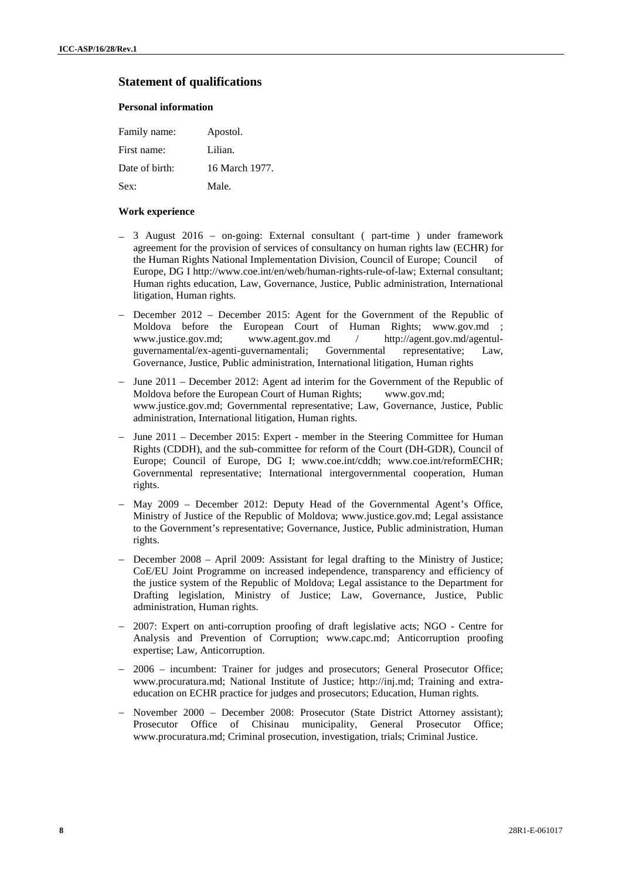## Statement of qualifications

### Personal information

| | |
|---|---|
| Family name: | Apostol. |
| First name: | Lilian. |
| Date of birth: | 16 March 1977. |
| Sex: | Male. |

### Work experience

- 3 August 2016 – on-going: External consultant ( part-time ) under framework agreement for the provision of services of consultancy on human rights law (ECHR) for the Human Rights National Implementation Division, Council of Europe; Council of Europe, DG I http://www.coe.int/en/web/human-rights-rule-of-law; External consultant; Human rights education, Law, Governance, Justice, Public administration, International litigation, Human rights.
- December 2012 – December 2015: Agent for the Government of the Republic of Moldova before the European Court of Human Rights; www.gov.md ; www.justice.gov.md; www.agent.gov.md / http://agent.gov.md/agentul-guvernamental/ex-agenti-guvernamentali; Governmental representative; Law, Governance, Justice, Public administration, International litigation, Human rights
- June 2011 – December 2012: Agent ad interim for the Government of the Republic of Moldova before the European Court of Human Rights; www.gov.md; www.justice.gov.md; Governmental representative; Law, Governance, Justice, Public administration, International litigation, Human rights.
- June 2011 – December 2015: Expert - member in the Steering Committee for Human Rights (CDDH), and the sub-committee for reform of the Court (DH-GDR), Council of Europe; Council of Europe, DG I; www.coe.int/cddh; www.coe.int/reformECHR; Governmental representative; International intergovernmental cooperation, Human rights.
- May 2009 – December 2012: Deputy Head of the Governmental Agent's Office, Ministry of Justice of the Republic of Moldova; www.justice.gov.md; Legal assistance to the Government's representative; Governance, Justice, Public administration, Human rights.
- December 2008 – April 2009: Assistant for legal drafting to the Ministry of Justice; CoE/EU Joint Programme on increased independence, transparency and efficiency of the justice system of the Republic of Moldova; Legal assistance to the Department for Drafting legislation, Ministry of Justice; Law, Governance, Justice, Public administration, Human rights.
- 2007: Expert on anti-corruption proofing of draft legislative acts; NGO - Centre for Analysis and Prevention of Corruption; www.capc.md; Anticorruption proofing expertise; Law, Anticorruption.
- 2006 – incumbent: Trainer for judges and prosecutors; General Prosecutor Office; www.procuratura.md; National Institute of Justice; http://inj.md; Training and extra-education on ECHR practice for judges and prosecutors; Education, Human rights.
- November 2000 – December 2008: Prosecutor (State District Attorney assistant); Prosecutor Office of Chisinau municipality, General Prosecutor Office; www.procuratura.md; Criminal prosecution, investigation, trials; Criminal Justice.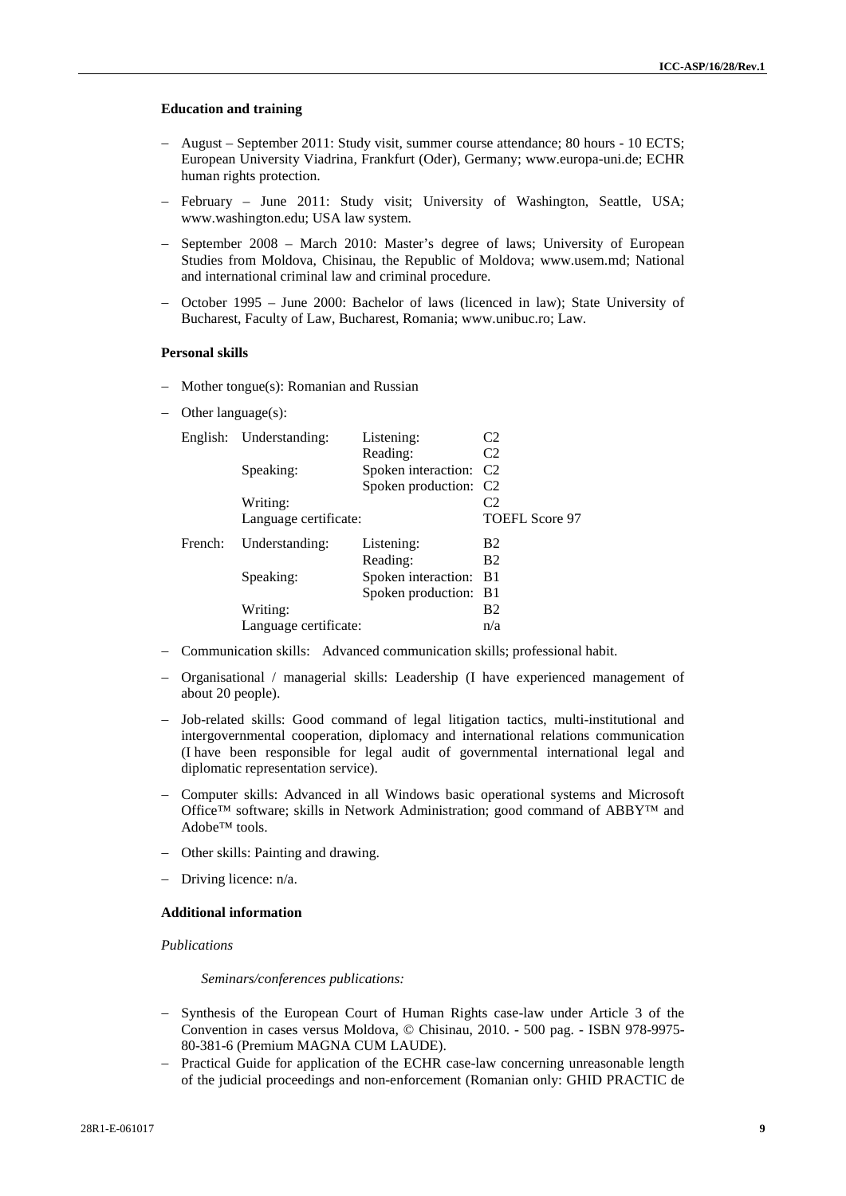#### Education and training

- August – September 2011: Study visit, summer course attendance; 80 hours - 10 ECTS; European University Viadrina, Frankfurt (Oder), Germany; www.europa-uni.de; ECHR human rights protection.
- February – June 2011: Study visit; University of Washington, Seattle, USA; www.washington.edu; USA law system.
- September 2008 – March 2010: Master's degree of laws; University of European Studies from Moldova, Chisinau, the Republic of Moldova; www.usem.md; National and international criminal law and criminal procedure.
- October 1995 – June 2000: Bachelor of laws (licenced in law); State University of Bucharest, Faculty of Law, Bucharest, Romania; www.unibuc.ro; Law.

#### Personal skills

- Mother tongue(s): Romanian and Russian
- Other language(s):

| | | | |
|---|---|---|---|
| English: | Understanding: | Listening: | C2 |
| | | Reading: | C2 |
| | Speaking: | Spoken interaction: | C2 |
| | | Spoken production: | C2 |
| | Writing: | | C2 |
| | Language certificate: | | TOEFL Score 97 |
| French: | Understanding: | Listening: | B2 |
| | | Reading: | B2 |
| | Speaking: | Spoken interaction: | B1 |
| | | Spoken production: | B1 |
| | Writing: | | B2 |
| | Language certificate: | | n/a |

- Communication skills: Advanced communication skills; professional habit.
- Organisational / managerial skills: Leadership (I have experienced management of about 20 people).
- Job-related skills: Good command of legal litigation tactics, multi-institutional and intergovernmental cooperation, diplomacy and international relations communication (I have been responsible for legal audit of governmental international legal and diplomatic representation service).
- Computer skills: Advanced in all Windows basic operational systems and Microsoft Office™ software; skills in Network Administration; good command of ABBY™ and Adobe™ tools.
- Other skills: Painting and drawing.
- Driving licence: n/a.

#### Additional information

*Publications*

*Seminars/conferences publications:*

- Synthesis of the European Court of Human Rights case-law under Article 3 of the Convention in cases versus Moldova, © Chisinau, 2010. - 500 pag. - ISBN 978-9975-80-381-6 (Premium MAGNA CUM LAUDE).
- Practical Guide for application of the ECHR case-law concerning unreasonable length of the judicial proceedings and non-enforcement (Romanian only: GHID PRACTIC de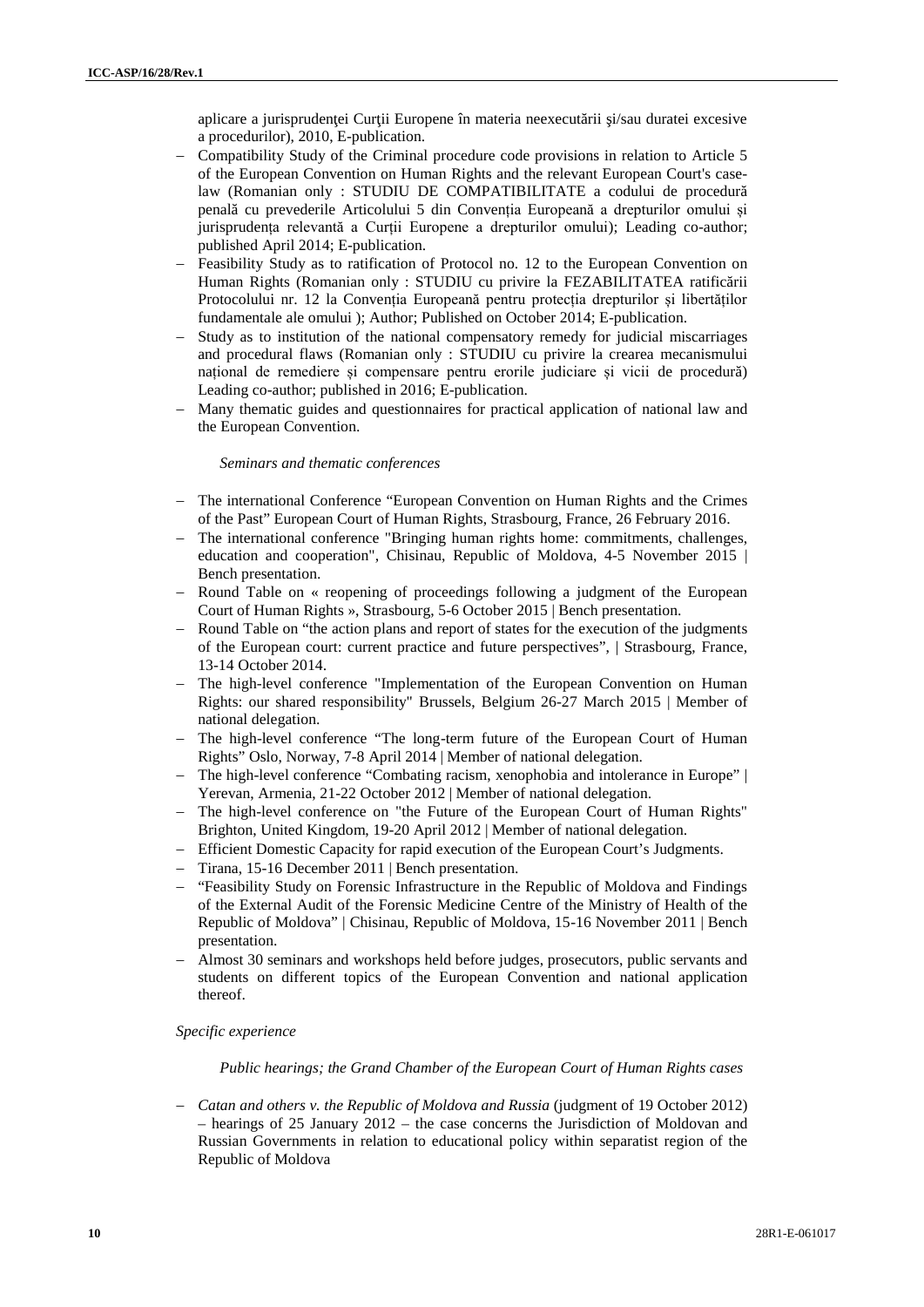aplicare a jurisprudenţei Curţii Europene în materia neexecutării şi/sau duratei excesive a procedurilor), 2010, E-publication.

- Compatibility Study of the Criminal procedure code provisions in relation to Article 5 of the European Convention on Human Rights and the relevant European Court's case-law (Romanian only : STUDIU DE COMPATIBILITATE a codului de procedură penală cu prevederile Articolului 5 din Convenția Europeană a drepturilor omului și jurisprudența relevantă a Curții Europene a drepturilor omului); Leading co-author; published April 2014; E-publication.
- Feasibility Study as to ratification of Protocol no. 12 to the European Convention on Human Rights (Romanian only : STUDIU cu privire la FEZABILITATEA ratificării Protocolului nr. 12 la Convenția Europeană pentru protecția drepturilor și libertăților fundamentale ale omului ); Author; Published on October 2014; E-publication.
- Study as to institution of the national compensatory remedy for judicial miscarriages and procedural flaws (Romanian only : STUDIU cu privire la crearea mecanismului național de remediere și compensare pentru erorile judiciare și vicii de procedură) Leading co-author; published in 2016; E-publication.
- Many thematic guides and questionnaires for practical application of national law and the European Convention.

*Seminars and thematic conferences*

- The international Conference "European Convention on Human Rights and the Crimes of the Past" European Court of Human Rights, Strasbourg, France, 26 February 2016.
- The international conference "Bringing human rights home: commitments, challenges, education and cooperation", Chisinau, Republic of Moldova, 4-5 November 2015 | Bench presentation.
- Round Table on « reopening of proceedings following a judgment of the European Court of Human Rights », Strasbourg, 5-6 October 2015 | Bench presentation.
- Round Table on "the action plans and report of states for the execution of the judgments of the European court: current practice and future perspectives", | Strasbourg, France, 13-14 October 2014.
- The high-level conference "Implementation of the European Convention on Human Rights: our shared responsibility" Brussels, Belgium 26-27 March 2015 | Member of national delegation.
- The high-level conference "The long-term future of the European Court of Human Rights" Oslo, Norway, 7-8 April 2014 | Member of national delegation.
- The high-level conference "Combating racism, xenophobia and intolerance in Europe" | Yerevan, Armenia, 21-22 October 2012 | Member of national delegation.
- The high-level conference on "the Future of the European Court of Human Rights" Brighton, United Kingdom, 19-20 April 2012 | Member of national delegation.
- Efficient Domestic Capacity for rapid execution of the European Court's Judgments.
- Tirana, 15-16 December 2011 | Bench presentation.
- "Feasibility Study on Forensic Infrastructure in the Republic of Moldova and Findings of the External Audit of the Forensic Medicine Centre of the Ministry of Health of the Republic of Moldova" | Chisinau, Republic of Moldova, 15-16 November 2011 | Bench presentation.
- Almost 30 seminars and workshops held before judges, prosecutors, public servants and students on different topics of the European Convention and national application thereof.

*Specific experience*

*Public hearings; the Grand Chamber of the European Court of Human Rights cases*

- *Catan and others v. the Republic of Moldova and Russia* (judgment of 19 October 2012) – hearings of 25 January 2012 – the case concerns the Jurisdiction of Moldovan and Russian Governments in relation to educational policy within separatist region of the Republic of Moldova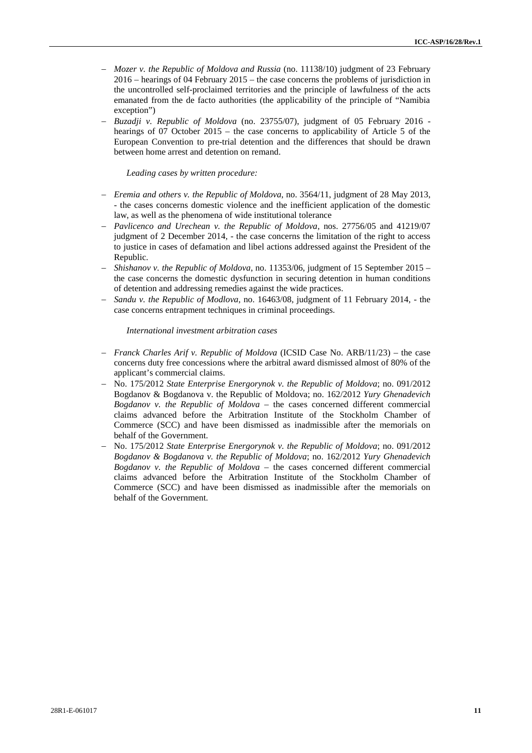- *Mozer v. the Republic of Moldova and Russia* (no. 11138/10) judgment of 23 February 2016 – hearings of 04 February 2015 – the case concerns the problems of jurisdiction in the uncontrolled self-proclaimed territories and the principle of lawfulness of the acts emanated from the de facto authorities (the applicability of the principle of "Namibia exception")
- *Buzadji v. Republic of Moldova* (no. 23755/07), judgment of 05 February 2016 - hearings of 07 October 2015 – the case concerns to applicability of Article 5 of the European Convention to pre-trial detention and the differences that should be drawn between home arrest and detention on remand.

*Leading cases by written procedure:*

- *Eremia and others v. the Republic of Moldova*, no. 3564/11, judgment of 28 May 2013, - the cases concerns domestic violence and the inefficient application of the domestic law, as well as the phenomena of wide institutional tolerance
- *Pavlicenco and Urechean v. the Republic of Moldova*, nos. 27756/05 and 41219/07 judgment of 2 December 2014, - the case concerns the limitation of the right to access to justice in cases of defamation and libel actions addressed against the President of the Republic.
- *Shishanov v. the Republic of Moldova*, no. 11353/06, judgment of 15 September 2015 – the case concerns the domestic dysfunction in securing detention in human conditions of detention and addressing remedies against the wide practices.
- *Sandu v. the Republic of Modlova*, no. 16463/08, judgment of 11 February 2014, - the case concerns entrapment techniques in criminal proceedings.

*International investment arbitration cases*

- *Franck Charles Arif v. Republic of Moldova* (ICSID Case No. ARB/11/23) – the case concerns duty free concessions where the arbitral award dismissed almost of 80% of the applicant's commercial claims.
- No. 175/2012 *State Enterprise Energorynok v. the Republic of Moldova*; no. 091/2012 Bogdanov & Bogdanova v. the Republic of Moldova; no. 162/2012 *Yury Ghenadevich Bogdanov v. the Republic of Moldova* – the cases concerned different commercial claims advanced before the Arbitration Institute of the Stockholm Chamber of Commerce (SCC) and have been dismissed as inadmissible after the memorials on behalf of the Government.
- No. 175/2012 *State Enterprise Energorynok v. the Republic of Moldova*; no. 091/2012 *Bogdanov & Bogdanova v. the Republic of Moldova*; no. 162/2012 *Yury Ghenadevich Bogdanov v. the Republic of Moldova* – the cases concerned different commercial claims advanced before the Arbitration Institute of the Stockholm Chamber of Commerce (SCC) and have been dismissed as inadmissible after the memorials on behalf of the Government.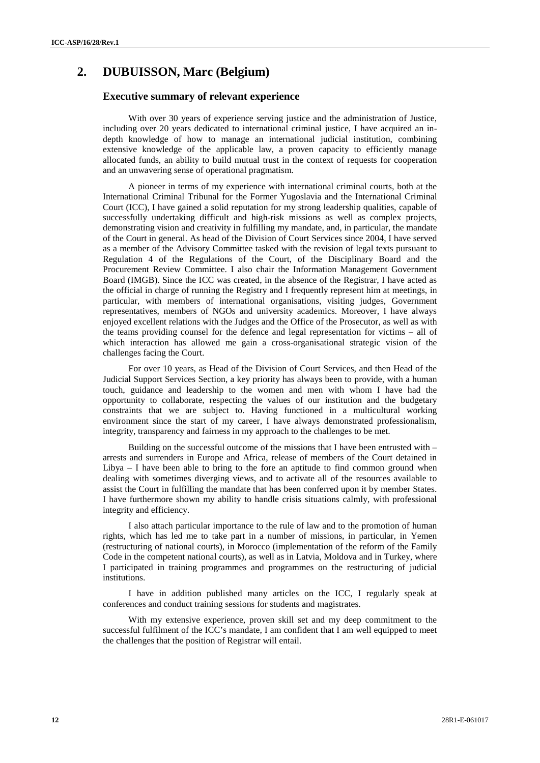## 2. DUBUISSON, Marc (Belgium)

### Executive summary of relevant experience

With over 30 years of experience serving justice and the administration of Justice, including over 20 years dedicated to international criminal justice, I have acquired an in-depth knowledge of how to manage an international judicial institution, combining extensive knowledge of the applicable law, a proven capacity to efficiently manage allocated funds, an ability to build mutual trust in the context of requests for cooperation and an unwavering sense of operational pragmatism.

A pioneer in terms of my experience with international criminal courts, both at the International Criminal Tribunal for the Former Yugoslavia and the International Criminal Court (ICC), I have gained a solid reputation for my strong leadership qualities, capable of successfully undertaking difficult and high-risk missions as well as complex projects, demonstrating vision and creativity in fulfilling my mandate, and, in particular, the mandate of the Court in general. As head of the Division of Court Services since 2004, I have served as a member of the Advisory Committee tasked with the revision of legal texts pursuant to Regulation 4 of the Regulations of the Court, of the Disciplinary Board and the Procurement Review Committee. I also chair the Information Management Government Board (IMGB). Since the ICC was created, in the absence of the Registrar, I have acted as the official in charge of running the Registry and I frequently represent him at meetings, in particular, with members of international organisations, visiting judges, Government representatives, members of NGOs and university academics. Moreover, I have always enjoyed excellent relations with the Judges and the Office of the Prosecutor, as well as with the teams providing counsel for the defence and legal representation for victims – all of which interaction has allowed me gain a cross-organisational strategic vision of the challenges facing the Court.

For over 10 years, as Head of the Division of Court Services, and then Head of the Judicial Support Services Section, a key priority has always been to provide, with a human touch, guidance and leadership to the women and men with whom I have had the opportunity to collaborate, respecting the values of our institution and the budgetary constraints that we are subject to. Having functioned in a multicultural working environment since the start of my career, I have always demonstrated professionalism, integrity, transparency and fairness in my approach to the challenges to be met.

Building on the successful outcome of the missions that I have been entrusted with – arrests and surrenders in Europe and Africa, release of members of the Court detained in Libya – I have been able to bring to the fore an aptitude to find common ground when dealing with sometimes diverging views, and to activate all of the resources available to assist the Court in fulfilling the mandate that has been conferred upon it by member States. I have furthermore shown my ability to handle crisis situations calmly, with professional integrity and efficiency.

I also attach particular importance to the rule of law and to the promotion of human rights, which has led me to take part in a number of missions, in particular, in Yemen (restructuring of national courts), in Morocco (implementation of the reform of the Family Code in the competent national courts), as well as in Latvia, Moldova and in Turkey, where I participated in training programmes and programmes on the restructuring of judicial institutions.

I have in addition published many articles on the ICC, I regularly speak at conferences and conduct training sessions for students and magistrates.

With my extensive experience, proven skill set and my deep commitment to the successful fulfilment of the ICC's mandate, I am confident that I am well equipped to meet the challenges that the position of Registrar will entail.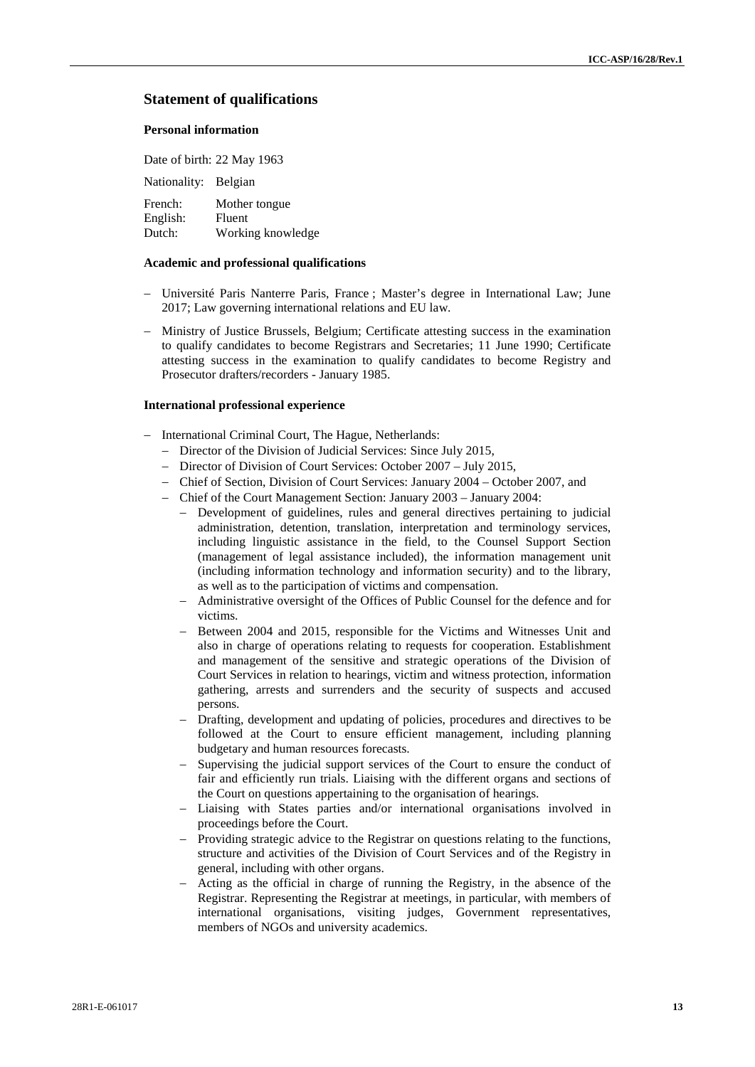## Statement of qualifications

### Personal information

Date of birth: 22 May 1963

Nationality: Belgian

French: Mother tongue
English: Fluent
Dutch: Working knowledge

### Academic and professional qualifications

- Université Paris Nanterre Paris, France ; Master's degree in International Law; June 2017; Law governing international relations and EU law.
- Ministry of Justice Brussels, Belgium; Certificate attesting success in the examination to qualify candidates to become Registrars and Secretaries; 11 June 1990; Certificate attesting success in the examination to qualify candidates to become Registry and Prosecutor drafters/recorders - January 1985.

### International professional experience

- International Criminal Court, The Hague, Netherlands:
  - Director of the Division of Judicial Services: Since July 2015,
  - Director of Division of Court Services: October 2007 – July 2015,
  - Chief of Section, Division of Court Services: January 2004 – October 2007, and
  - Chief of the Court Management Section: January 2003 – January 2004:
    - Development of guidelines, rules and general directives pertaining to judicial administration, detention, translation, interpretation and terminology services, including linguistic assistance in the field, to the Counsel Support Section (management of legal assistance included), the information management unit (including information technology and information security) and to the library, as well as to the participation of victims and compensation.
    - Administrative oversight of the Offices of Public Counsel for the defence and for victims.
    - Between 2004 and 2015, responsible for the Victims and Witnesses Unit and also in charge of operations relating to requests for cooperation. Establishment and management of the sensitive and strategic operations of the Division of Court Services in relation to hearings, victim and witness protection, information gathering, arrests and surrenders and the security of suspects and accused persons.
    - Drafting, development and updating of policies, procedures and directives to be followed at the Court to ensure efficient management, including planning budgetary and human resources forecasts.
    - Supervising the judicial support services of the Court to ensure the conduct of fair and efficiently run trials. Liaising with the different organs and sections of the Court on questions appertaining to the organisation of hearings.
    - Liaising with States parties and/or international organisations involved in proceedings before the Court.
    - Providing strategic advice to the Registrar on questions relating to the functions, structure and activities of the Division of Court Services and of the Registry in general, including with other organs.
    - Acting as the official in charge of running the Registry, in the absence of the Registrar. Representing the Registrar at meetings, in particular, with members of international organisations, visiting judges, Government representatives, members of NGOs and university academics.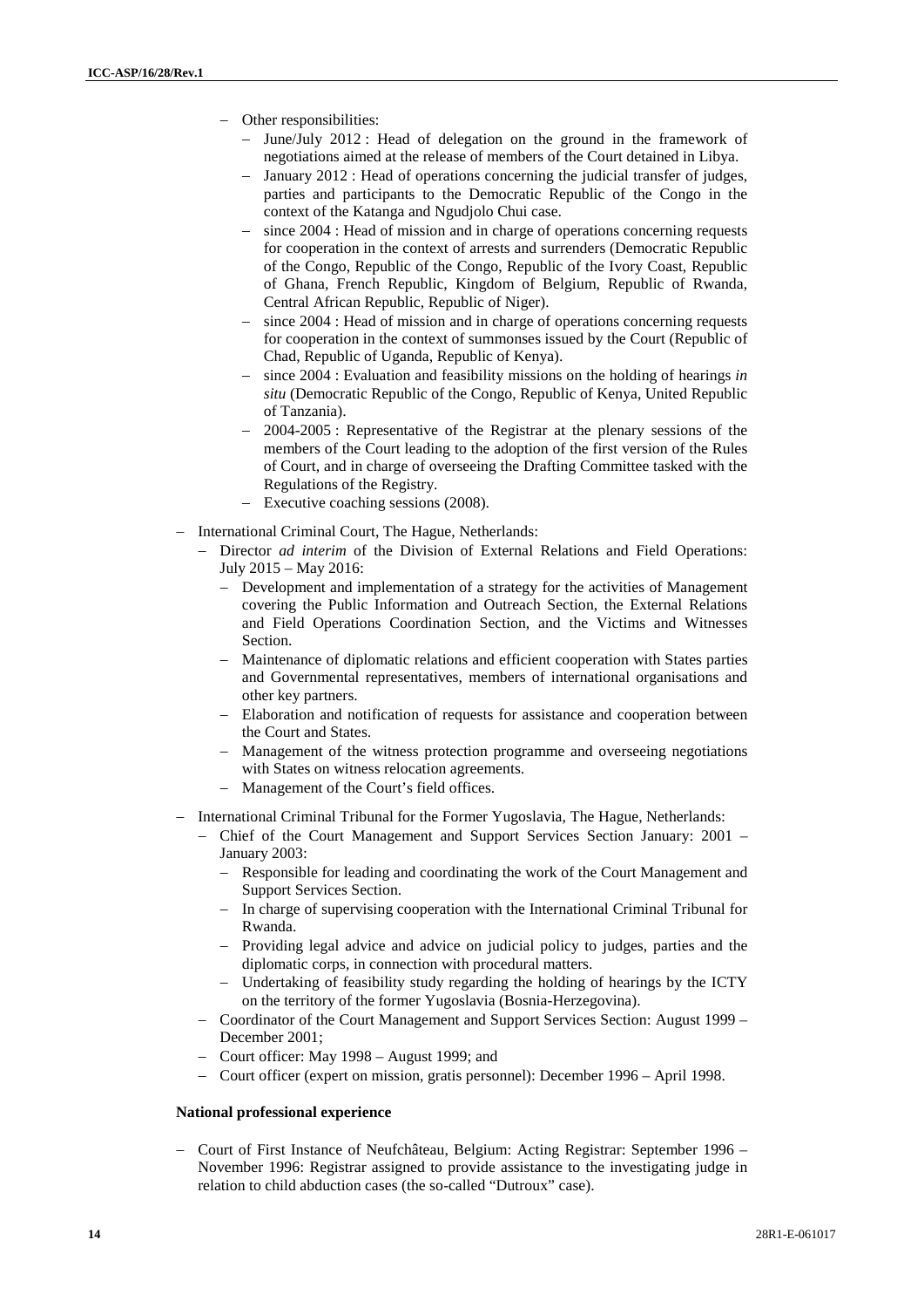- Other responsibilities:
  - June/July 2012 : Head of delegation on the ground in the framework of negotiations aimed at the release of members of the Court detained in Libya.
  - January 2012 : Head of operations concerning the judicial transfer of judges, parties and participants to the Democratic Republic of the Congo in the context of the Katanga and Ngudjolo Chui case.
  - since 2004 : Head of mission and in charge of operations concerning requests for cooperation in the context of arrests and surrenders (Democratic Republic of the Congo, Republic of the Congo, Republic of the Ivory Coast, Republic of Ghana, French Republic, Kingdom of Belgium, Republic of Rwanda, Central African Republic, Republic of Niger).
  - since 2004 : Head of mission and in charge of operations concerning requests for cooperation in the context of summonses issued by the Court (Republic of Chad, Republic of Uganda, Republic of Kenya).
  - since 2004 : Evaluation and feasibility missions on the holding of hearings *in situ* (Democratic Republic of the Congo, Republic of Kenya, United Republic of Tanzania).
  - 2004-2005 : Representative of the Registrar at the plenary sessions of the members of the Court leading to the adoption of the first version of the Rules of Court, and in charge of overseeing the Drafting Committee tasked with the Regulations of the Registry.
  - Executive coaching sessions (2008).

- International Criminal Court, The Hague, Netherlands:
  - Director *ad interim* of the Division of External Relations and Field Operations: July 2015 – May 2016:
    - Development and implementation of a strategy for the activities of Management covering the Public Information and Outreach Section, the External Relations and Field Operations Coordination Section, and the Victims and Witnesses Section.
    - Maintenance of diplomatic relations and efficient cooperation with States parties and Governmental representatives, members of international organisations and other key partners.
    - Elaboration and notification of requests for assistance and cooperation between the Court and States.
    - Management of the witness protection programme and overseeing negotiations with States on witness relocation agreements.
    - Management of the Court's field offices.

- International Criminal Tribunal for the Former Yugoslavia, The Hague, Netherlands:
  - Chief of the Court Management and Support Services Section January: 2001 – January 2003:
    - Responsible for leading and coordinating the work of the Court Management and Support Services Section.
    - In charge of supervising cooperation with the International Criminal Tribunal for Rwanda.
    - Providing legal advice and advice on judicial policy to judges, parties and the diplomatic corps, in connection with procedural matters.
    - Undertaking of feasibility study regarding the holding of hearings by the ICTY on the territory of the former Yugoslavia (Bosnia-Herzegovina).
  - Coordinator of the Court Management and Support Services Section: August 1999 – December 2001;
  - Court officer: May 1998 – August 1999; and
  - Court officer (expert on mission, gratis personnel): December 1996 – April 1998.

**National professional experience**

- Court of First Instance of Neufchâteau, Belgium: Acting Registrar: September 1996 – November 1996: Registrar assigned to provide assistance to the investigating judge in relation to child abduction cases (the so-called "Dutroux" case).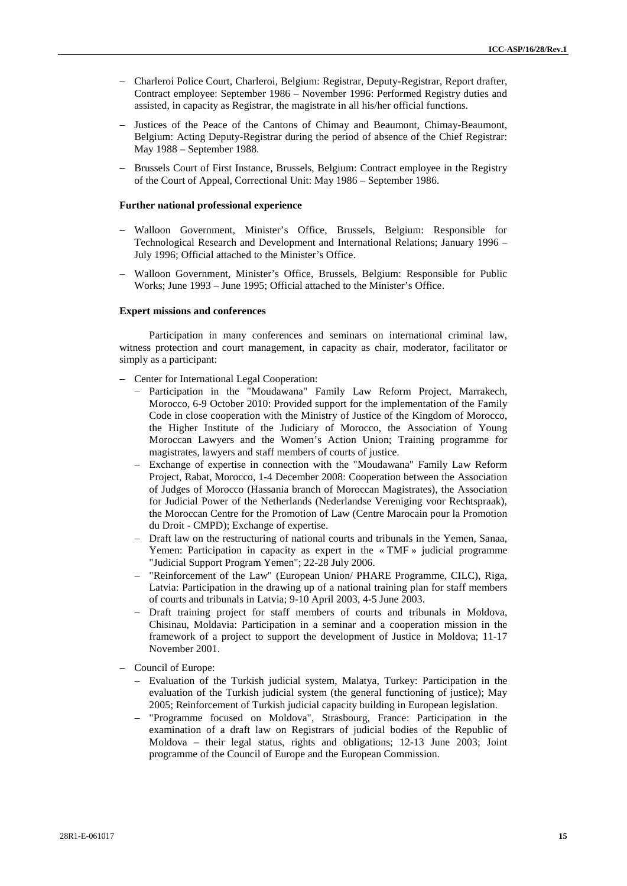- Charleroi Police Court, Charleroi, Belgium: Registrar, Deputy-Registrar, Report drafter, Contract employee: September 1986 – November 1996: Performed Registry duties and assisted, in capacity as Registrar, the magistrate in all his/her official functions.
- Justices of the Peace of the Cantons of Chimay and Beaumont, Chimay-Beaumont, Belgium: Acting Deputy-Registrar during the period of absence of the Chief Registrar: May 1988 – September 1988.
- Brussels Court of First Instance, Brussels, Belgium: Contract employee in the Registry of the Court of Appeal, Correctional Unit: May 1986 – September 1986.

**Further national professional experience**

- Walloon Government, Minister's Office, Brussels, Belgium: Responsible for Technological Research and Development and International Relations; January 1996 – July 1996; Official attached to the Minister's Office.
- Walloon Government, Minister's Office, Brussels, Belgium: Responsible for Public Works; June 1993 – June 1995; Official attached to the Minister's Office.

**Expert missions and conferences**

Participation in many conferences and seminars on international criminal law, witness protection and court management, in capacity as chair, moderator, facilitator or simply as a participant:

- Center for International Legal Cooperation:
  - Participation in the "Moudawana" Family Law Reform Project, Marrakech, Morocco, 6-9 October 2010: Provided support for the implementation of the Family Code in close cooperation with the Ministry of Justice of the Kingdom of Morocco, the Higher Institute of the Judiciary of Morocco, the Association of Young Moroccan Lawyers and the Women's Action Union; Training programme for magistrates, lawyers and staff members of courts of justice.
  - Exchange of expertise in connection with the "Moudawana" Family Law Reform Project, Rabat, Morocco, 1-4 December 2008: Cooperation between the Association of Judges of Morocco (Hassania branch of Moroccan Magistrates), the Association for Judicial Power of the Netherlands (Nederlandse Vereniging voor Rechtspraak), the Moroccan Centre for the Promotion of Law (Centre Marocain pour la Promotion du Droit - CMPD); Exchange of expertise.
  - Draft law on the restructuring of national courts and tribunals in the Yemen, Sanaa, Yemen: Participation in capacity as expert in the « TMF » judicial programme "Judicial Support Program Yemen"; 22-28 July 2006.
  - "Reinforcement of the Law" (European Union/ PHARE Programme, CILC), Riga, Latvia: Participation in the drawing up of a national training plan for staff members of courts and tribunals in Latvia; 9-10 April 2003, 4-5 June 2003.
  - Draft training project for staff members of courts and tribunals in Moldova, Chisinau, Moldavia: Participation in a seminar and a cooperation mission in the framework of a project to support the development of Justice in Moldova; 11-17 November 2001.
- Council of Europe:
  - Evaluation of the Turkish judicial system, Malatya, Turkey: Participation in the evaluation of the Turkish judicial system (the general functioning of justice); May 2005; Reinforcement of Turkish judicial capacity building in European legislation.
  - "Programme focused on Moldova", Strasbourg, France: Participation in the examination of a draft law on Registrars of judicial bodies of the Republic of Moldova – their legal status, rights and obligations; 12-13 June 2003; Joint programme of the Council of Europe and the European Commission.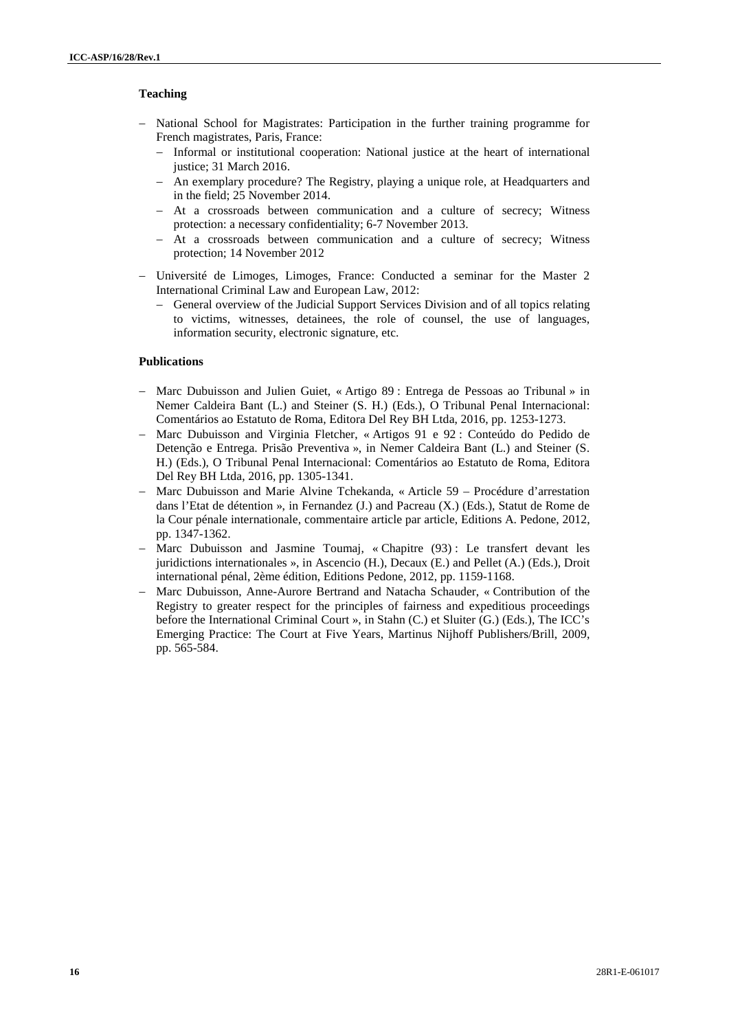### Teaching

- National School for Magistrates: Participation in the further training programme for French magistrates, Paris, France:
  - Informal or institutional cooperation: National justice at the heart of international justice; 31 March 2016.
  - An exemplary procedure? The Registry, playing a unique role, at Headquarters and in the field; 25 November 2014.
  - At a crossroads between communication and a culture of secrecy; Witness protection: a necessary confidentiality; 6-7 November 2013.
  - At a crossroads between communication and a culture of secrecy; Witness protection; 14 November 2012
- Université de Limoges, Limoges, France: Conducted a seminar for the Master 2 International Criminal Law and European Law, 2012:
  - General overview of the Judicial Support Services Division and of all topics relating to victims, witnesses, detainees, the role of counsel, the use of languages, information security, electronic signature, etc.

### Publications

- Marc Dubuisson and Julien Guiet, « Artigo 89 : Entrega de Pessoas ao Tribunal » in Nemer Caldeira Bant (L.) and Steiner (S. H.) (Eds.), O Tribunal Penal Internacional: Comentários ao Estatuto de Roma, Editora Del Rey BH Ltda, 2016, pp. 1253-1273.
- Marc Dubuisson and Virginia Fletcher, « Artigos 91 e 92 : Conteúdo do Pedido de Detenção e Entrega. Prisão Preventiva », in Nemer Caldeira Bant (L.) and Steiner (S. H.) (Eds.), O Tribunal Penal Internacional: Comentários ao Estatuto de Roma, Editora Del Rey BH Ltda, 2016, pp. 1305-1341.
- Marc Dubuisson and Marie Alvine Tchekanda, « Article 59 – Procédure d'arrestation dans l'Etat de détention », in Fernandez (J.) and Pacreau (X.) (Eds.), Statut de Rome de la Cour pénale internationale, commentaire article par article, Editions A. Pedone, 2012, pp. 1347-1362.
- Marc Dubuisson and Jasmine Toumaj, « Chapitre (93) : Le transfert devant les juridictions internationales », in Ascencio (H.), Decaux (E.) and Pellet (A.) (Eds.), Droit international pénal, 2ème édition, Editions Pedone, 2012, pp. 1159-1168.
- Marc Dubuisson, Anne-Aurore Bertrand and Natacha Schauder, « Contribution of the Registry to greater respect for the principles of fairness and expeditious proceedings before the International Criminal Court », in Stahn (C.) et Sluiter (G.) (Eds.), The ICC's Emerging Practice: The Court at Five Years, Martinus Nijhoff Publishers/Brill, 2009, pp. 565-584.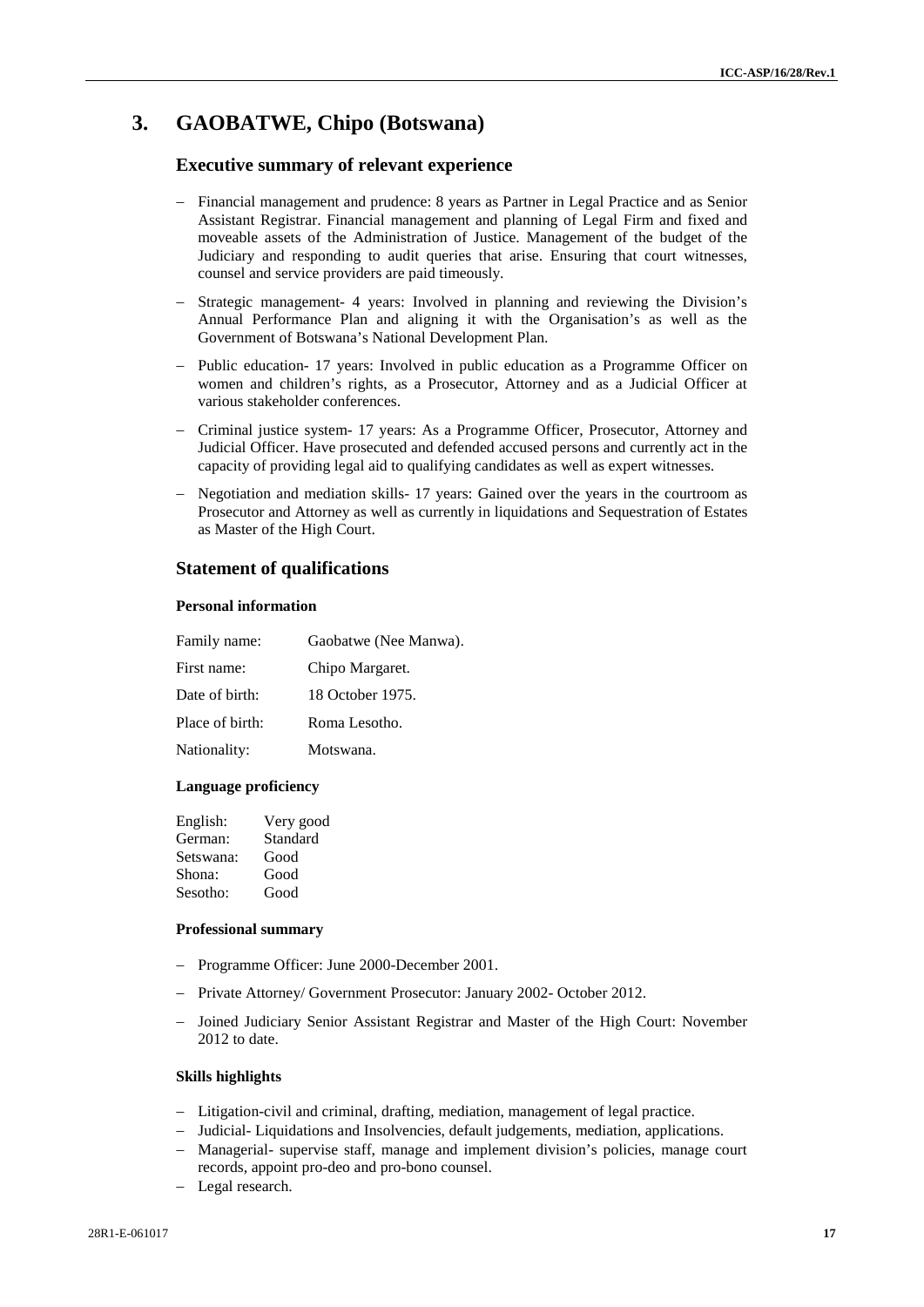## 3. GAOBATWE, Chipo (Botswana)

### Executive summary of relevant experience

- Financial management and prudence: 8 years as Partner in Legal Practice and as Senior Assistant Registrar. Financial management and planning of Legal Firm and fixed and moveable assets of the Administration of Justice. Management of the budget of the Judiciary and responding to audit queries that arise. Ensuring that court witnesses, counsel and service providers are paid timeously.
- Strategic management- 4 years: Involved in planning and reviewing the Division's Annual Performance Plan and aligning it with the Organisation's as well as the Government of Botswana's National Development Plan.
- Public education- 17 years: Involved in public education as a Programme Officer on women and children's rights, as a Prosecutor, Attorney and as a Judicial Officer at various stakeholder conferences.
- Criminal justice system- 17 years: As a Programme Officer, Prosecutor, Attorney and Judicial Officer. Have prosecuted and defended accused persons and currently act in the capacity of providing legal aid to qualifying candidates as well as expert witnesses.
- Negotiation and mediation skills- 17 years: Gained over the years in the courtroom as Prosecutor and Attorney as well as currently in liquidations and Sequestration of Estates as Master of the High Court.

### Statement of qualifications

#### Personal information

| | |
|---|---|
| Family name: | Gaobatwe (Nee Manwa). |
| First name: | Chipo Margaret. |
| Date of birth: | 18 October 1975. |
| Place of birth: | Roma Lesotho. |
| Nationality: | Motswana. |

#### Language proficiency

| | |
|---|---|
| English: | Very good |
| German: | Standard |
| Setswana: | Good |
| Shona: | Good |
| Sesotho: | Good |

#### Professional summary

- Programme Officer: June 2000-December 2001.
- Private Attorney/ Government Prosecutor: January 2002- October 2012.
- Joined Judiciary Senior Assistant Registrar and Master of the High Court: November 2012 to date.

#### Skills highlights

- Litigation-civil and criminal, drafting, mediation, management of legal practice.
- Judicial- Liquidations and Insolvencies, default judgements, mediation, applications.
- Managerial- supervise staff, manage and implement division's policies, manage court records, appoint pro-deo and pro-bono counsel.
- Legal research.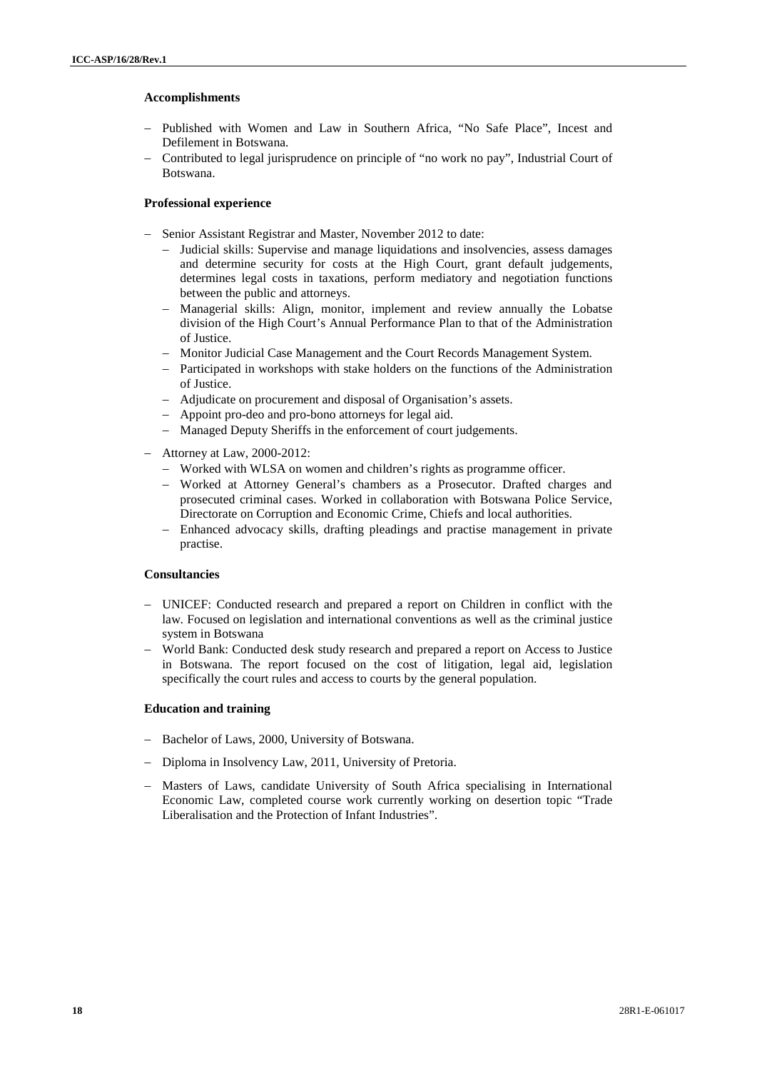#### Accomplishments

- Published with Women and Law in Southern Africa, "No Safe Place", Incest and Defilement in Botswana.
- Contributed to legal jurisprudence on principle of "no work no pay", Industrial Court of Botswana.

#### Professional experience

- Senior Assistant Registrar and Master, November 2012 to date:
  - Judicial skills: Supervise and manage liquidations and insolvencies, assess damages and determine security for costs at the High Court, grant default judgements, determines legal costs in taxations, perform mediatory and negotiation functions between the public and attorneys.
  - Managerial skills: Align, monitor, implement and review annually the Lobatse division of the High Court's Annual Performance Plan to that of the Administration of Justice.
  - Monitor Judicial Case Management and the Court Records Management System.
  - Participated in workshops with stake holders on the functions of the Administration of Justice.
  - Adjudicate on procurement and disposal of Organisation's assets.
  - Appoint pro-deo and pro-bono attorneys for legal aid.
  - Managed Deputy Sheriffs in the enforcement of court judgements.
- Attorney at Law, 2000-2012:
  - Worked with WLSA on women and children's rights as programme officer.
  - Worked at Attorney General's chambers as a Prosecutor. Drafted charges and prosecuted criminal cases. Worked in collaboration with Botswana Police Service, Directorate on Corruption and Economic Crime, Chiefs and local authorities.
  - Enhanced advocacy skills, drafting pleadings and practise management in private practise.

#### Consultancies

- UNICEF: Conducted research and prepared a report on Children in conflict with the law. Focused on legislation and international conventions as well as the criminal justice system in Botswana
- World Bank: Conducted desk study research and prepared a report on Access to Justice in Botswana. The report focused on the cost of litigation, legal aid, legislation specifically the court rules and access to courts by the general population.

#### Education and training

- Bachelor of Laws, 2000, University of Botswana.
- Diploma in Insolvency Law, 2011, University of Pretoria.
- Masters of Laws, candidate University of South Africa specialising in International Economic Law, completed course work currently working on desertion topic "Trade Liberalisation and the Protection of Infant Industries".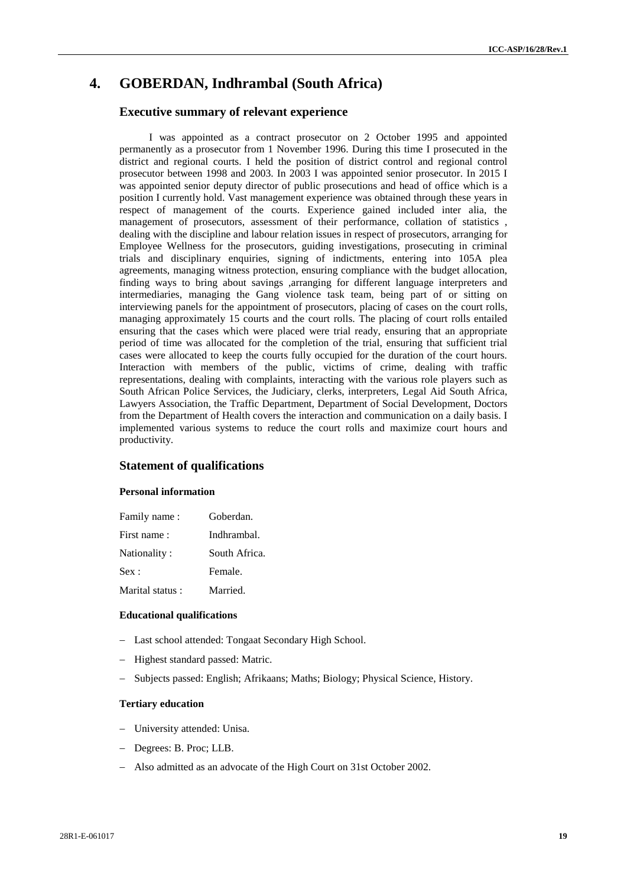# 4. GOBERDAN, Indhrambal (South Africa)

## Executive summary of relevant experience

I was appointed as a contract prosecutor on 2 October 1995 and appointed permanently as a prosecutor from 1 November 1996. During this time I prosecuted in the district and regional courts. I held the position of district control and regional control prosecutor between 1998 and 2003. In 2003 I was appointed senior prosecutor. In 2015 I was appointed senior deputy director of public prosecutions and head of office which is a position I currently hold. Vast management experience was obtained through these years in respect of management of the courts. Experience gained included inter alia, the management of prosecutors, assessment of their performance, collation of statistics , dealing with the discipline and labour relation issues in respect of prosecutors, arranging for Employee Wellness for the prosecutors, guiding investigations, prosecuting in criminal trials and disciplinary enquiries, signing of indictments, entering into 105A plea agreements, managing witness protection, ensuring compliance with the budget allocation, finding ways to bring about savings ,arranging for different language interpreters and intermediaries, managing the Gang violence task team, being part of or sitting on interviewing panels for the appointment of prosecutors, placing of cases on the court rolls, managing approximately 15 courts and the court rolls. The placing of court rolls entailed ensuring that the cases which were placed were trial ready, ensuring that an appropriate period of time was allocated for the completion of the trial, ensuring that sufficient trial cases were allocated to keep the courts fully occupied for the duration of the court hours. Interaction with members of the public, victims of crime, dealing with traffic representations, dealing with complaints, interacting with the various role players such as South African Police Services, the Judiciary, clerks, interpreters, Legal Aid South Africa, Lawyers Association, the Traffic Department, Department of Social Development, Doctors from the Department of Health covers the interaction and communication on a daily basis. I implemented various systems to reduce the court rolls and maximize court hours and productivity.

## Statement of qualifications

### Personal information

| | |
|---|---|
| Family name : | Goberdan. |
| First name : | Indhrambal. |
| Nationality : | South Africa. |
| Sex : | Female. |
| Marital status : | Married. |

### Educational qualifications

- Last school attended: Tongaat Secondary High School.
- Highest standard passed: Matric.
- Subjects passed: English; Afrikaans; Maths; Biology; Physical Science, History.

### Tertiary education

- University attended: Unisa.
- Degrees: B. Proc; LLB.
- Also admitted as an advocate of the High Court on 31st October 2002.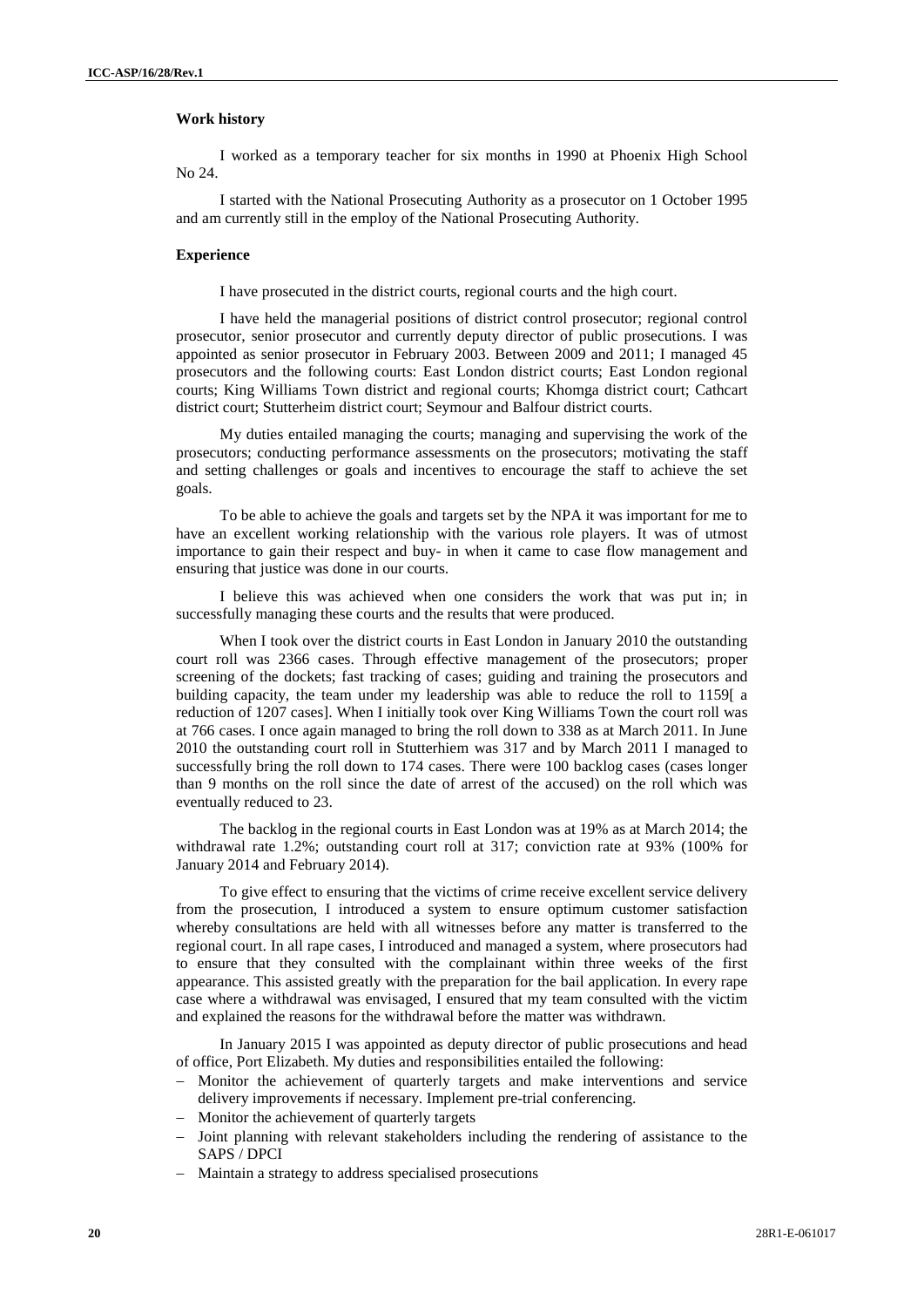**Work history**

I worked as a temporary teacher for six months in 1990 at Phoenix High School No 24.

I started with the National Prosecuting Authority as a prosecutor on 1 October 1995 and am currently still in the employ of the National Prosecuting Authority.

**Experience**

I have prosecuted in the district courts, regional courts and the high court.

I have held the managerial positions of district control prosecutor; regional control prosecutor, senior prosecutor and currently deputy director of public prosecutions. I was appointed as senior prosecutor in February 2003. Between 2009 and 2011; I managed 45 prosecutors and the following courts: East London district courts; East London regional courts; King Williams Town district and regional courts; Khomga district court; Cathcart district court; Stutterheim district court; Seymour and Balfour district courts.

My duties entailed managing the courts; managing and supervising the work of the prosecutors; conducting performance assessments on the prosecutors; motivating the staff and setting challenges or goals and incentives to encourage the staff to achieve the set goals.

To be able to achieve the goals and targets set by the NPA it was important for me to have an excellent working relationship with the various role players. It was of utmost importance to gain their respect and buy- in when it came to case flow management and ensuring that justice was done in our courts.

I believe this was achieved when one considers the work that was put in; in successfully managing these courts and the results that were produced.

When I took over the district courts in East London in January 2010 the outstanding court roll was 2366 cases. Through effective management of the prosecutors; proper screening of the dockets; fast tracking of cases; guiding and training the prosecutors and building capacity, the team under my leadership was able to reduce the roll to 1159[ a reduction of 1207 cases]. When I initially took over King Williams Town the court roll was at 766 cases. I once again managed to bring the roll down to 338 as at March 2011. In June 2010 the outstanding court roll in Stutterhiem was 317 and by March 2011 I managed to successfully bring the roll down to 174 cases. There were 100 backlog cases (cases longer than 9 months on the roll since the date of arrest of the accused) on the roll which was eventually reduced to 23.

The backlog in the regional courts in East London was at 19% as at March 2014; the withdrawal rate 1.2%; outstanding court roll at 317; conviction rate at 93% (100% for January 2014 and February 2014).

To give effect to ensuring that the victims of crime receive excellent service delivery from the prosecution, I introduced a system to ensure optimum customer satisfaction whereby consultations are held with all witnesses before any matter is transferred to the regional court. In all rape cases, I introduced and managed a system, where prosecutors had to ensure that they consulted with the complainant within three weeks of the first appearance. This assisted greatly with the preparation for the bail application. In every rape case where a withdrawal was envisaged, I ensured that my team consulted with the victim and explained the reasons for the withdrawal before the matter was withdrawn.

In January 2015 I was appointed as deputy director of public prosecutions and head of office, Port Elizabeth. My duties and responsibilities entailed the following:

- Monitor the achievement of quarterly targets and make interventions and service delivery improvements if necessary. Implement pre-trial conferencing.
- Monitor the achievement of quarterly targets
- Joint planning with relevant stakeholders including the rendering of assistance to the SAPS / DPCI
- Maintain a strategy to address specialised prosecutions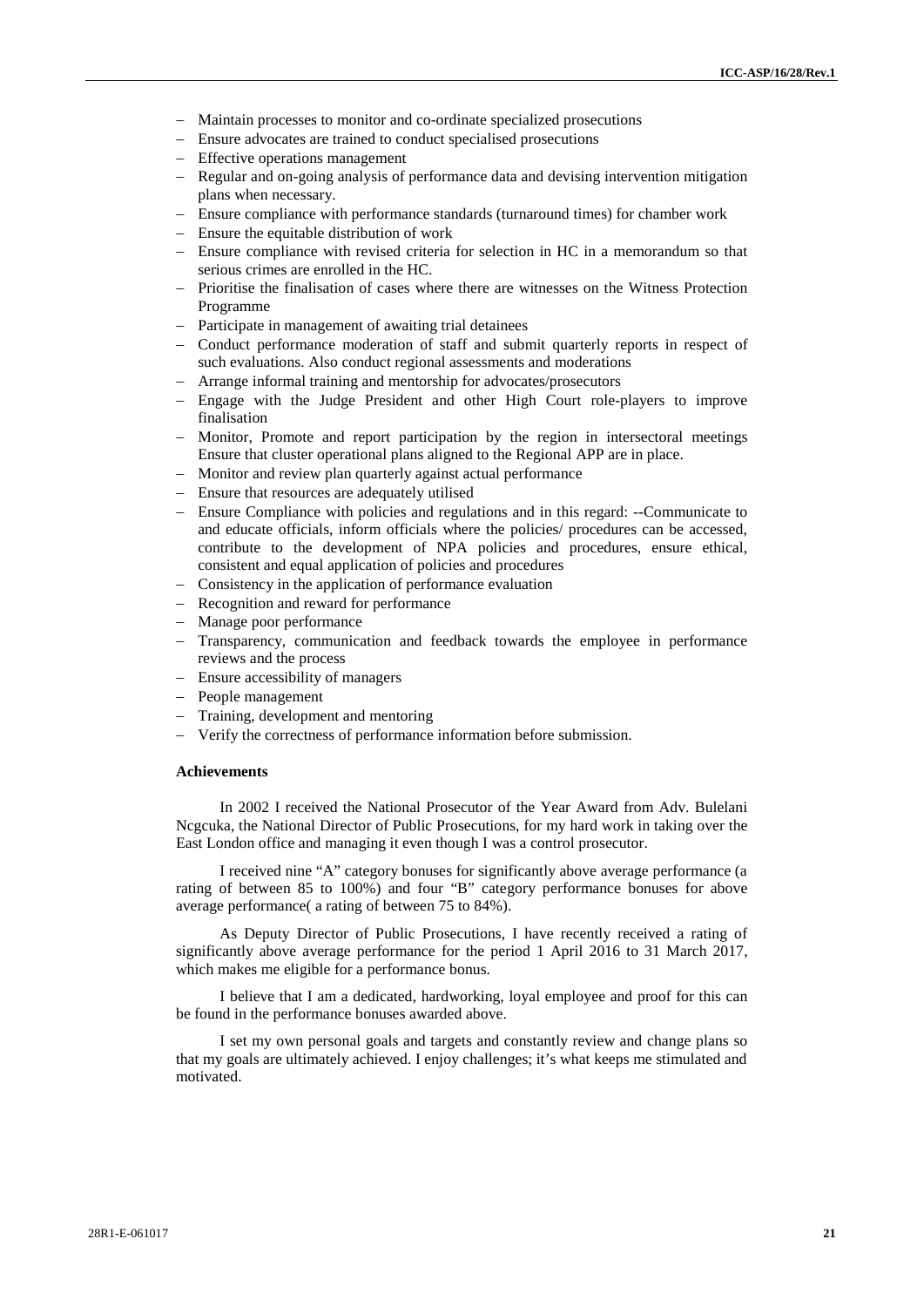- Maintain processes to monitor and co-ordinate specialized prosecutions
- Ensure advocates are trained to conduct specialised prosecutions
- Effective operations management
- Regular and on-going analysis of performance data and devising intervention mitigation plans when necessary.
- Ensure compliance with performance standards (turnaround times) for chamber work
- Ensure the equitable distribution of work
- Ensure compliance with revised criteria for selection in HC in a memorandum so that serious crimes are enrolled in the HC.
- Prioritise the finalisation of cases where there are witnesses on the Witness Protection Programme
- Participate in management of awaiting trial detainees
- Conduct performance moderation of staff and submit quarterly reports in respect of such evaluations. Also conduct regional assessments and moderations
- Arrange informal training and mentorship for advocates/prosecutors
- Engage with the Judge President and other High Court role-players to improve finalisation
- Monitor, Promote and report participation by the region in intersectoral meetings Ensure that cluster operational plans aligned to the Regional APP are in place.
- Monitor and review plan quarterly against actual performance
- Ensure that resources are adequately utilised
- Ensure Compliance with policies and regulations and in this regard: --Communicate to and educate officials, inform officials where the policies/ procedures can be accessed, contribute to the development of NPA policies and procedures, ensure ethical, consistent and equal application of policies and procedures
- Consistency in the application of performance evaluation
- Recognition and reward for performance
- Manage poor performance
- Transparency, communication and feedback towards the employee in performance reviews and the process
- Ensure accessibility of managers
- People management
- Training, development and mentoring
- Verify the correctness of performance information before submission.

**Achievements**

In 2002 I received the National Prosecutor of the Year Award from Adv. Bulelani Ncgcuka, the National Director of Public Prosecutions, for my hard work in taking over the East London office and managing it even though I was a control prosecutor.

I received nine "A" category bonuses for significantly above average performance (a rating of between 85 to 100%) and four "B" category performance bonuses for above average performance( a rating of between 75 to 84%).

As Deputy Director of Public Prosecutions, I have recently received a rating of significantly above average performance for the period 1 April 2016 to 31 March 2017, which makes me eligible for a performance bonus.

I believe that I am a dedicated, hardworking, loyal employee and proof for this can be found in the performance bonuses awarded above.

I set my own personal goals and targets and constantly review and change plans so that my goals are ultimately achieved. I enjoy challenges; it's what keeps me stimulated and motivated.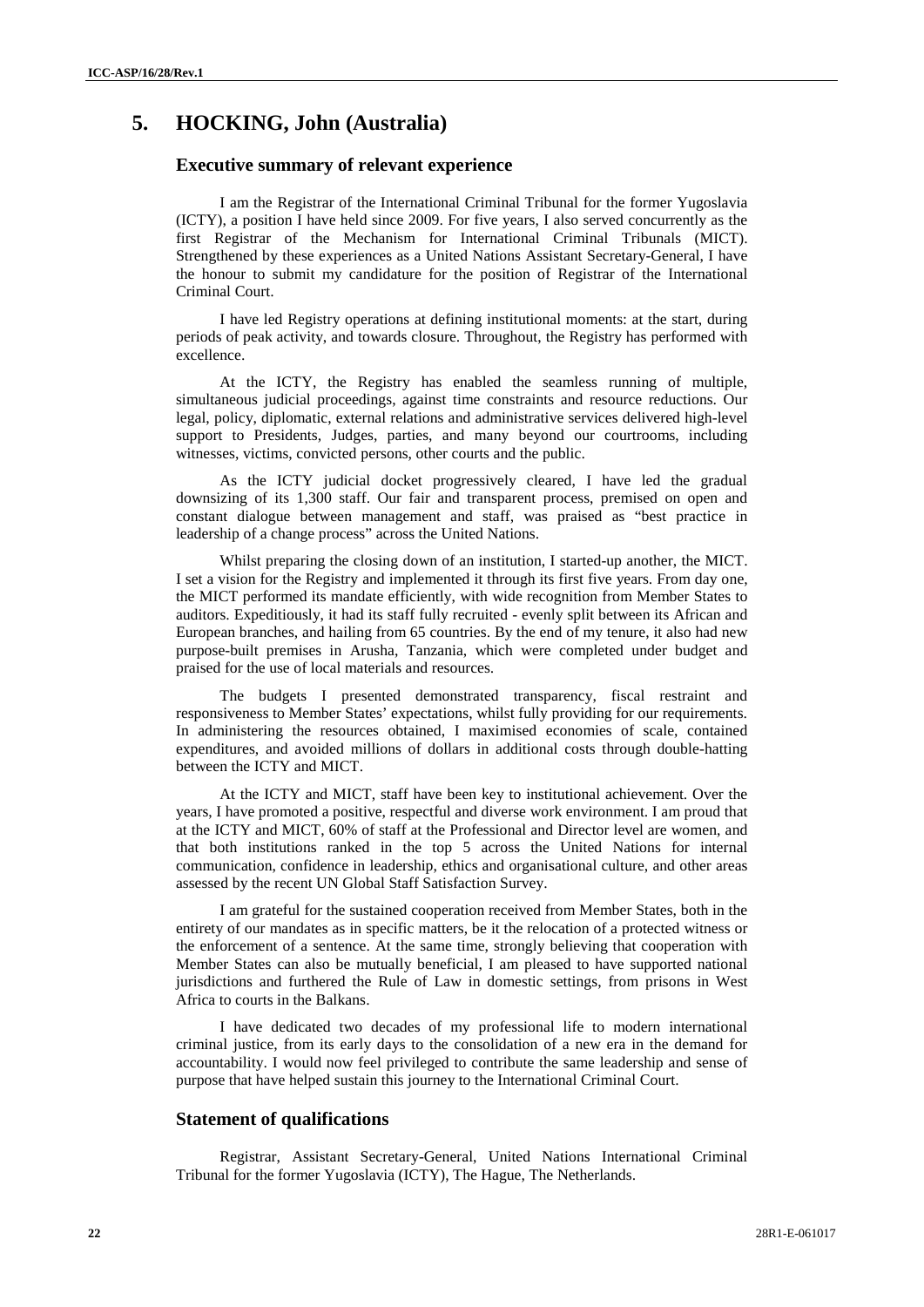# 5. HOCKING, John (Australia)

## Executive summary of relevant experience

I am the Registrar of the International Criminal Tribunal for the former Yugoslavia (ICTY), a position I have held since 2009. For five years, I also served concurrently as the first Registrar of the Mechanism for International Criminal Tribunals (MICT). Strengthened by these experiences as a United Nations Assistant Secretary-General, I have the honour to submit my candidature for the position of Registrar of the International Criminal Court.

I have led Registry operations at defining institutional moments: at the start, during periods of peak activity, and towards closure. Throughout, the Registry has performed with excellence.

At the ICTY, the Registry has enabled the seamless running of multiple, simultaneous judicial proceedings, against time constraints and resource reductions. Our legal, policy, diplomatic, external relations and administrative services delivered high-level support to Presidents, Judges, parties, and many beyond our courtrooms, including witnesses, victims, convicted persons, other courts and the public.

As the ICTY judicial docket progressively cleared, I have led the gradual downsizing of its 1,300 staff. Our fair and transparent process, premised on open and constant dialogue between management and staff, was praised as "best practice in leadership of a change process" across the United Nations.

Whilst preparing the closing down of an institution, I started-up another, the MICT. I set a vision for the Registry and implemented it through its first five years. From day one, the MICT performed its mandate efficiently, with wide recognition from Member States to auditors. Expeditiously, it had its staff fully recruited - evenly split between its African and European branches, and hailing from 65 countries. By the end of my tenure, it also had new purpose-built premises in Arusha, Tanzania, which were completed under budget and praised for the use of local materials and resources.

The budgets I presented demonstrated transparency, fiscal restraint and responsiveness to Member States' expectations, whilst fully providing for our requirements. In administering the resources obtained, I maximised economies of scale, contained expenditures, and avoided millions of dollars in additional costs through double-hatting between the ICTY and MICT.

At the ICTY and MICT, staff have been key to institutional achievement. Over the years, I have promoted a positive, respectful and diverse work environment. I am proud that at the ICTY and MICT, 60% of staff at the Professional and Director level are women, and that both institutions ranked in the top 5 across the United Nations for internal communication, confidence in leadership, ethics and organisational culture, and other areas assessed by the recent UN Global Staff Satisfaction Survey.

I am grateful for the sustained cooperation received from Member States, both in the entirety of our mandates as in specific matters, be it the relocation of a protected witness or the enforcement of a sentence. At the same time, strongly believing that cooperation with Member States can also be mutually beneficial, I am pleased to have supported national jurisdictions and furthered the Rule of Law in domestic settings, from prisons in West Africa to courts in the Balkans.

I have dedicated two decades of my professional life to modern international criminal justice, from its early days to the consolidation of a new era in the demand for accountability. I would now feel privileged to contribute the same leadership and sense of purpose that have helped sustain this journey to the International Criminal Court.

## Statement of qualifications

Registrar, Assistant Secretary-General, United Nations International Criminal Tribunal for the former Yugoslavia (ICTY), The Hague, The Netherlands.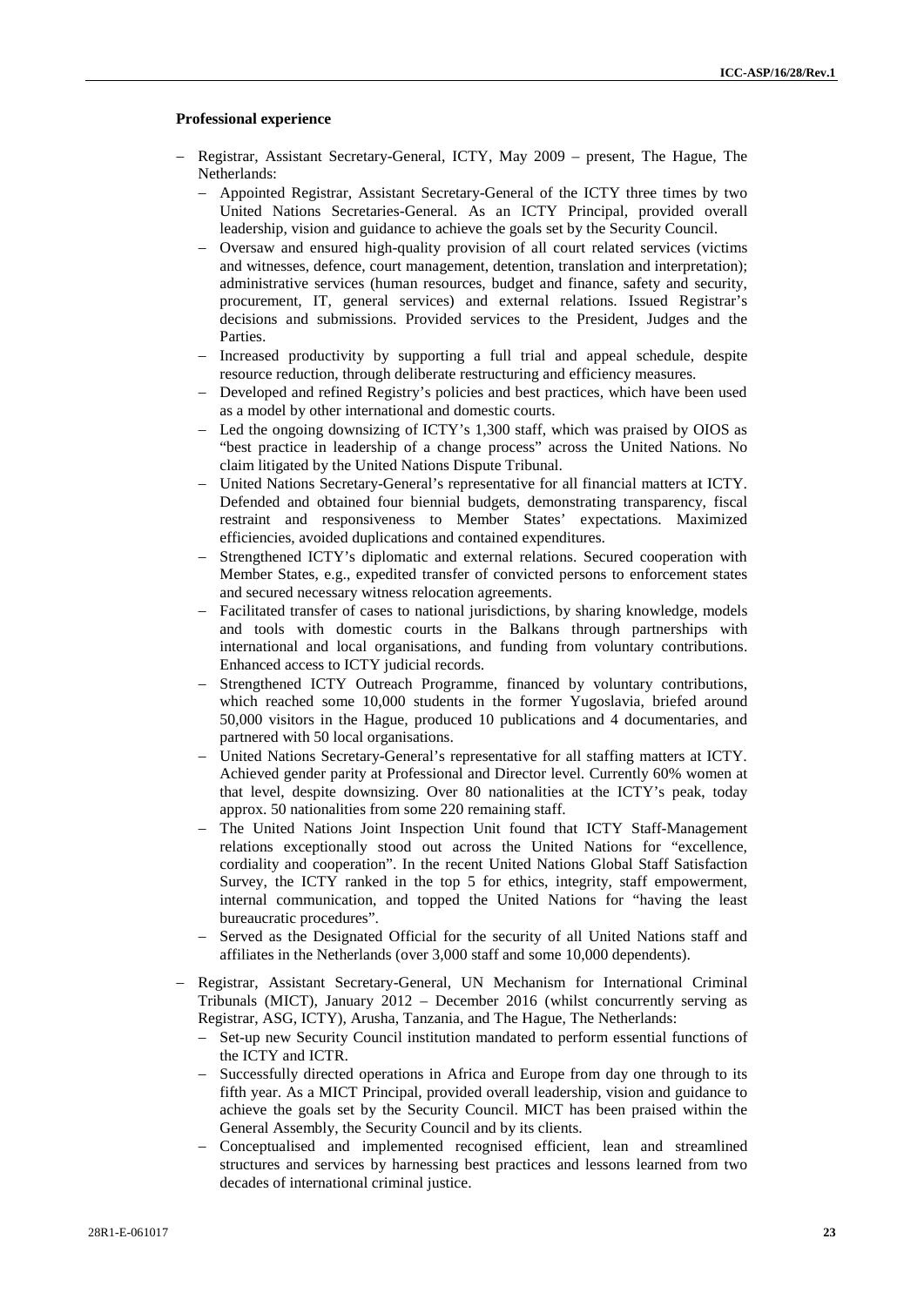**Professional experience**

- Registrar, Assistant Secretary-General, ICTY, May 2009 – present, The Hague, The Netherlands:
  - Appointed Registrar, Assistant Secretary-General of the ICTY three times by two United Nations Secretaries-General. As an ICTY Principal, provided overall leadership, vision and guidance to achieve the goals set by the Security Council.
  - Oversaw and ensured high-quality provision of all court related services (victims and witnesses, defence, court management, detention, translation and interpretation); administrative services (human resources, budget and finance, safety and security, procurement, IT, general services) and external relations. Issued Registrar's decisions and submissions. Provided services to the President, Judges and the Parties.
  - Increased productivity by supporting a full trial and appeal schedule, despite resource reduction, through deliberate restructuring and efficiency measures.
  - Developed and refined Registry's policies and best practices, which have been used as a model by other international and domestic courts.
  - Led the ongoing downsizing of ICTY's 1,300 staff, which was praised by OIOS as "best practice in leadership of a change process" across the United Nations. No claim litigated by the United Nations Dispute Tribunal.
  - United Nations Secretary-General's representative for all financial matters at ICTY. Defended and obtained four biennial budgets, demonstrating transparency, fiscal restraint and responsiveness to Member States' expectations. Maximized efficiencies, avoided duplications and contained expenditures.
  - Strengthened ICTY's diplomatic and external relations. Secured cooperation with Member States, e.g., expedited transfer of convicted persons to enforcement states and secured necessary witness relocation agreements.
  - Facilitated transfer of cases to national jurisdictions, by sharing knowledge, models and tools with domestic courts in the Balkans through partnerships with international and local organisations, and funding from voluntary contributions. Enhanced access to ICTY judicial records.
  - Strengthened ICTY Outreach Programme, financed by voluntary contributions, which reached some 10,000 students in the former Yugoslavia, briefed around 50,000 visitors in the Hague, produced 10 publications and 4 documentaries, and partnered with 50 local organisations.
  - United Nations Secretary-General's representative for all staffing matters at ICTY. Achieved gender parity at Professional and Director level. Currently 60% women at that level, despite downsizing. Over 80 nationalities at the ICTY's peak, today approx. 50 nationalities from some 220 remaining staff.
  - The United Nations Joint Inspection Unit found that ICTY Staff-Management relations exceptionally stood out across the United Nations for "excellence, cordiality and cooperation". In the recent United Nations Global Staff Satisfaction Survey, the ICTY ranked in the top 5 for ethics, integrity, staff empowerment, internal communication, and topped the United Nations for "having the least bureaucratic procedures".
  - Served as the Designated Official for the security of all United Nations staff and affiliates in the Netherlands (over 3,000 staff and some 10,000 dependents).
- Registrar, Assistant Secretary-General, UN Mechanism for International Criminal Tribunals (MICT), January 2012 – December 2016 (whilst concurrently serving as Registrar, ASG, ICTY), Arusha, Tanzania, and The Hague, The Netherlands:
  - Set-up new Security Council institution mandated to perform essential functions of the ICTY and ICTR.
  - Successfully directed operations in Africa and Europe from day one through to its fifth year. As a MICT Principal, provided overall leadership, vision and guidance to achieve the goals set by the Security Council. MICT has been praised within the General Assembly, the Security Council and by its clients.
  - Conceptualised and implemented recognised efficient, lean and streamlined structures and services by harnessing best practices and lessons learned from two decades of international criminal justice.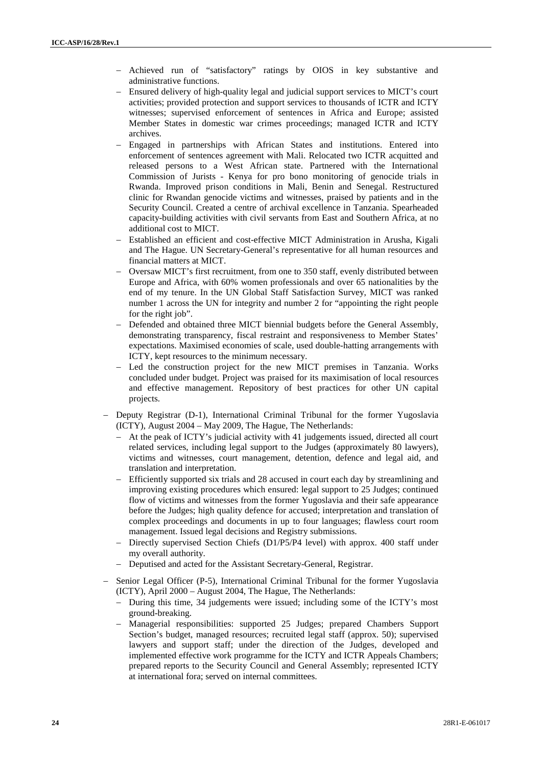- Achieved run of "satisfactory" ratings by OIOS in key substantive and administrative functions.
- Ensured delivery of high-quality legal and judicial support services to MICT's court activities; provided protection and support services to thousands of ICTR and ICTY witnesses; supervised enforcement of sentences in Africa and Europe; assisted Member States in domestic war crimes proceedings; managed ICTR and ICTY archives.
- Engaged in partnerships with African States and institutions. Entered into enforcement of sentences agreement with Mali. Relocated two ICTR acquitted and released persons to a West African state. Partnered with the International Commission of Jurists - Kenya for pro bono monitoring of genocide trials in Rwanda. Improved prison conditions in Mali, Benin and Senegal. Restructured clinic for Rwandan genocide victims and witnesses, praised by patients and in the Security Council. Created a centre of archival excellence in Tanzania. Spearheaded capacity-building activities with civil servants from East and Southern Africa, at no additional cost to MICT.
- Established an efficient and cost-effective MICT Administration in Arusha, Kigali and The Hague. UN Secretary-General's representative for all human resources and financial matters at MICT.
- Oversaw MICT's first recruitment, from one to 350 staff, evenly distributed between Europe and Africa, with 60% women professionals and over 65 nationalities by the end of my tenure. In the UN Global Staff Satisfaction Survey, MICT was ranked number 1 across the UN for integrity and number 2 for "appointing the right people for the right job".
- Defended and obtained three MICT biennial budgets before the General Assembly, demonstrating transparency, fiscal restraint and responsiveness to Member States' expectations. Maximised economies of scale, used double-hatting arrangements with ICTY, kept resources to the minimum necessary.
- Led the construction project for the new MICT premises in Tanzania. Works concluded under budget. Project was praised for its maximisation of local resources and effective management. Repository of best practices for other UN capital projects.

- Deputy Registrar (D-1), International Criminal Tribunal for the former Yugoslavia (ICTY), August 2004 – May 2009, The Hague, The Netherlands:
  - At the peak of ICTY's judicial activity with 41 judgements issued, directed all court related services, including legal support to the Judges (approximately 80 lawyers), victims and witnesses, court management, detention, defence and legal aid, and translation and interpretation.
  - Efficiently supported six trials and 28 accused in court each day by streamlining and improving existing procedures which ensured: legal support to 25 Judges; continued flow of victims and witnesses from the former Yugoslavia and their safe appearance before the Judges; high quality defence for accused; interpretation and translation of complex proceedings and documents in up to four languages; flawless court room management. Issued legal decisions and Registry submissions.
  - Directly supervised Section Chiefs (D1/P5/P4 level) with approx. 400 staff under my overall authority.
  - Deputised and acted for the Assistant Secretary-General, Registrar.

- Senior Legal Officer (P-5), International Criminal Tribunal for the former Yugoslavia (ICTY), April 2000 – August 2004, The Hague, The Netherlands:
  - During this time, 34 judgements were issued; including some of the ICTY's most ground-breaking.
  - Managerial responsibilities: supported 25 Judges; prepared Chambers Support Section's budget, managed resources; recruited legal staff (approx. 50); supervised lawyers and support staff; under the direction of the Judges, developed and implemented effective work programme for the ICTY and ICTR Appeals Chambers; prepared reports to the Security Council and General Assembly; represented ICTY at international fora; served on internal committees.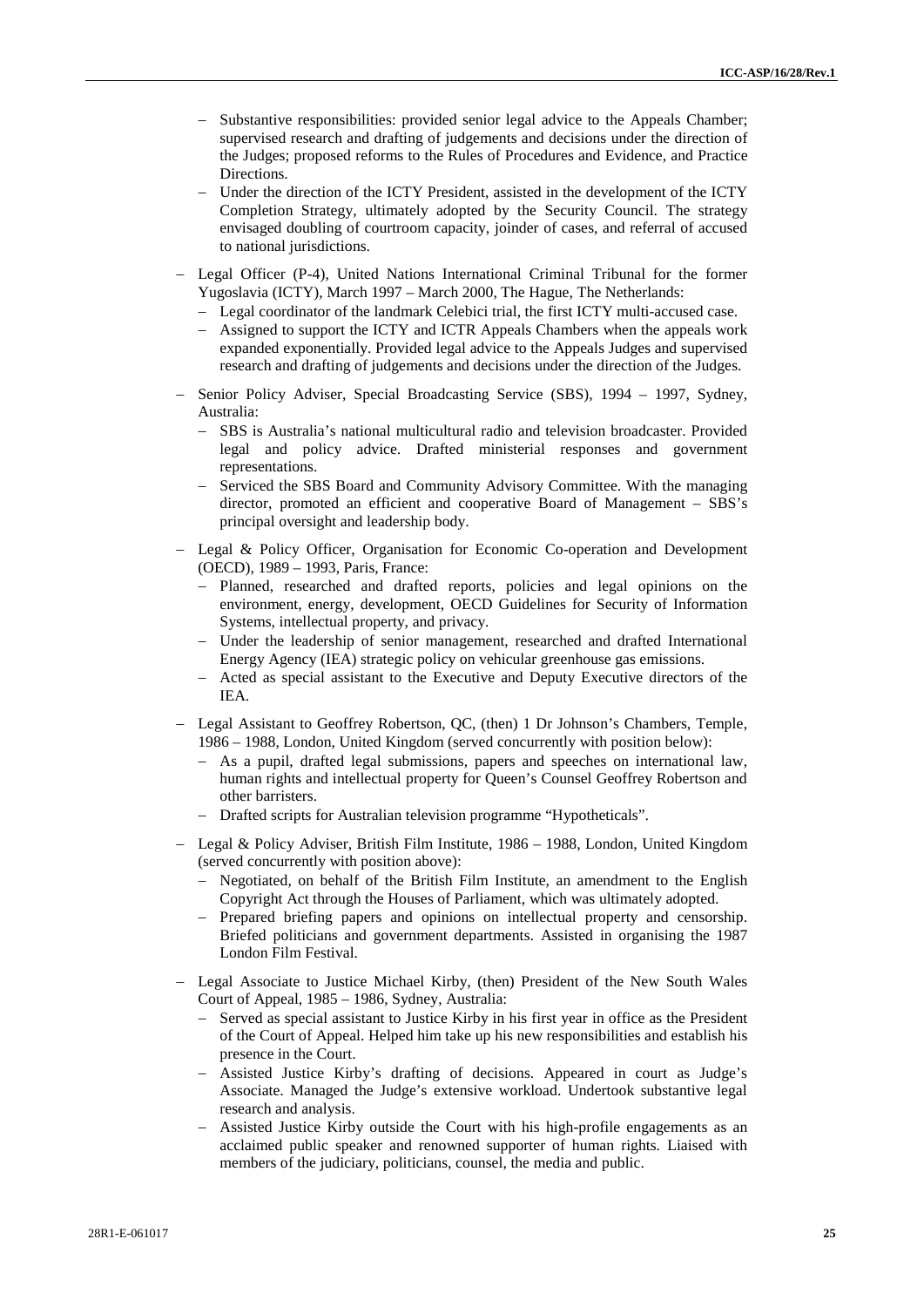- Substantive responsibilities: provided senior legal advice to the Appeals Chamber; supervised research and drafting of judgements and decisions under the direction of the Judges; proposed reforms to the Rules of Procedures and Evidence, and Practice Directions.
- Under the direction of the ICTY President, assisted in the development of the ICTY Completion Strategy, ultimately adopted by the Security Council. The strategy envisaged doubling of courtroom capacity, joinder of cases, and referral of accused to national jurisdictions.

- Legal Officer (P-4), United Nations International Criminal Tribunal for the former Yugoslavia (ICTY), March 1997 – March 2000, The Hague, The Netherlands:
  - Legal coordinator of the landmark Celebici trial, the first ICTY multi-accused case.
  - Assigned to support the ICTY and ICTR Appeals Chambers when the appeals work expanded exponentially. Provided legal advice to the Appeals Judges and supervised research and drafting of judgements and decisions under the direction of the Judges.

- Senior Policy Adviser, Special Broadcasting Service (SBS), 1994 – 1997, Sydney, Australia:
  - SBS is Australia's national multicultural radio and television broadcaster. Provided legal and policy advice. Drafted ministerial responses and government representations.
  - Serviced the SBS Board and Community Advisory Committee. With the managing director, promoted an efficient and cooperative Board of Management – SBS's principal oversight and leadership body.

- Legal & Policy Officer, Organisation for Economic Co-operation and Development (OECD), 1989 – 1993, Paris, France:
  - Planned, researched and drafted reports, policies and legal opinions on the environment, energy, development, OECD Guidelines for Security of Information Systems, intellectual property, and privacy.
  - Under the leadership of senior management, researched and drafted International Energy Agency (IEA) strategic policy on vehicular greenhouse gas emissions.
  - Acted as special assistant to the Executive and Deputy Executive directors of the IEA.

- Legal Assistant to Geoffrey Robertson, QC, (then) 1 Dr Johnson's Chambers, Temple, 1986 – 1988, London, United Kingdom (served concurrently with position below):
  - As a pupil, drafted legal submissions, papers and speeches on international law, human rights and intellectual property for Queen's Counsel Geoffrey Robertson and other barristers.
  - Drafted scripts for Australian television programme "Hypotheticals".

- Legal & Policy Adviser, British Film Institute, 1986 – 1988, London, United Kingdom (served concurrently with position above):
  - Negotiated, on behalf of the British Film Institute, an amendment to the English Copyright Act through the Houses of Parliament, which was ultimately adopted.
  - Prepared briefing papers and opinions on intellectual property and censorship. Briefed politicians and government departments. Assisted in organising the 1987 London Film Festival.

- Legal Associate to Justice Michael Kirby, (then) President of the New South Wales Court of Appeal, 1985 – 1986, Sydney, Australia:
  - Served as special assistant to Justice Kirby in his first year in office as the President of the Court of Appeal. Helped him take up his new responsibilities and establish his presence in the Court.
  - Assisted Justice Kirby's drafting of decisions. Appeared in court as Judge's Associate. Managed the Judge's extensive workload. Undertook substantive legal research and analysis.
  - Assisted Justice Kirby outside the Court with his high-profile engagements as an acclaimed public speaker and renowned supporter of human rights. Liaised with members of the judiciary, politicians, counsel, the media and public.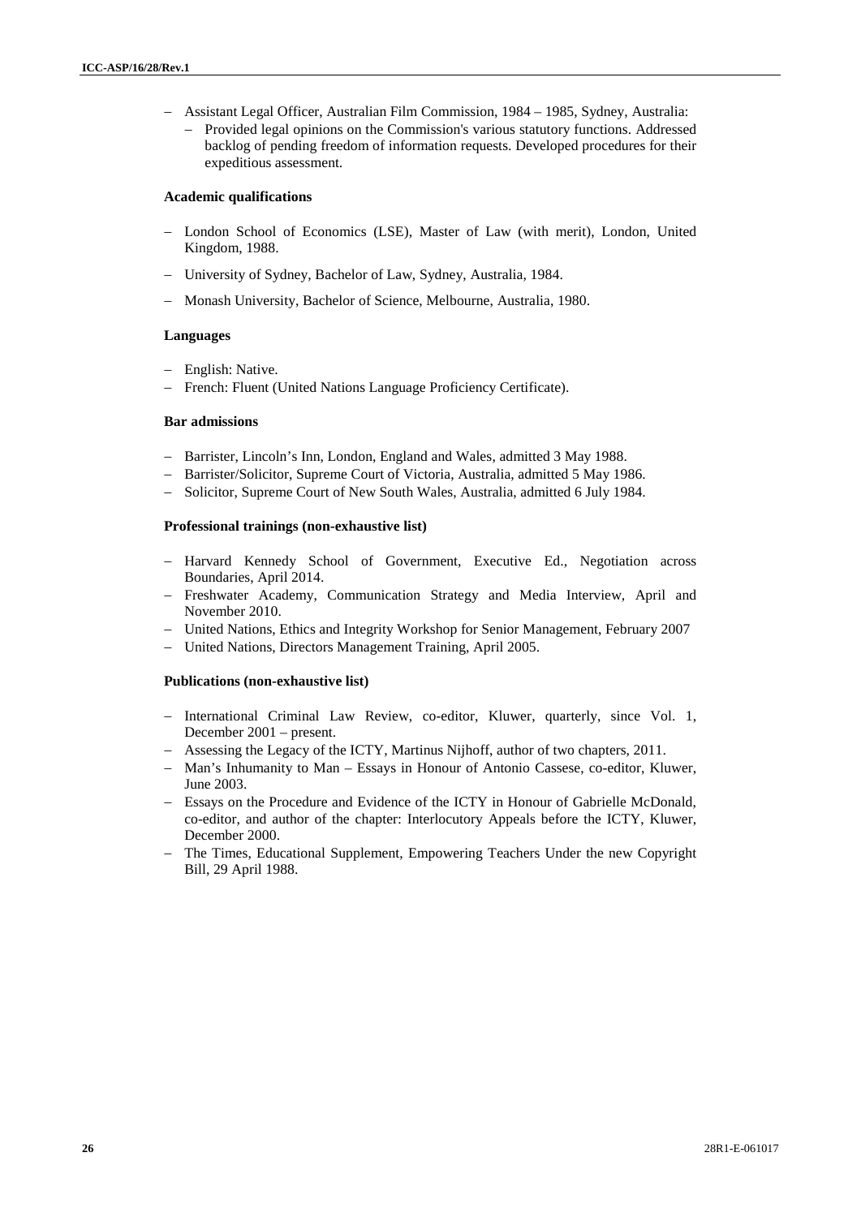- Assistant Legal Officer, Australian Film Commission, 1984 – 1985, Sydney, Australia:
  - Provided legal opinions on the Commission's various statutory functions. Addressed backlog of pending freedom of information requests. Developed procedures for their expeditious assessment.

**Academic qualifications**

- London School of Economics (LSE), Master of Law (with merit), London, United Kingdom, 1988.
- University of Sydney, Bachelor of Law, Sydney, Australia, 1984.
- Monash University, Bachelor of Science, Melbourne, Australia, 1980.

**Languages**

- English: Native.
- French: Fluent (United Nations Language Proficiency Certificate).

**Bar admissions**

- Barrister, Lincoln's Inn, London, England and Wales, admitted 3 May 1988.
- Barrister/Solicitor, Supreme Court of Victoria, Australia, admitted 5 May 1986.
- Solicitor, Supreme Court of New South Wales, Australia, admitted 6 July 1984.

**Professional trainings (non-exhaustive list)**

- Harvard Kennedy School of Government, Executive Ed., Negotiation across Boundaries, April 2014.
- Freshwater Academy, Communication Strategy and Media Interview, April and November 2010.
- United Nations, Ethics and Integrity Workshop for Senior Management, February 2007
- United Nations, Directors Management Training, April 2005.

**Publications (non-exhaustive list)**

- International Criminal Law Review, co-editor, Kluwer, quarterly, since Vol. 1, December 2001 – present.
- Assessing the Legacy of the ICTY, Martinus Nijhoff, author of two chapters, 2011.
- Man's Inhumanity to Man – Essays in Honour of Antonio Cassese, co-editor, Kluwer, June 2003.
- Essays on the Procedure and Evidence of the ICTY in Honour of Gabrielle McDonald, co-editor, and author of the chapter: Interlocutory Appeals before the ICTY, Kluwer, December 2000.
- The Times, Educational Supplement, Empowering Teachers Under the new Copyright Bill, 29 April 1988.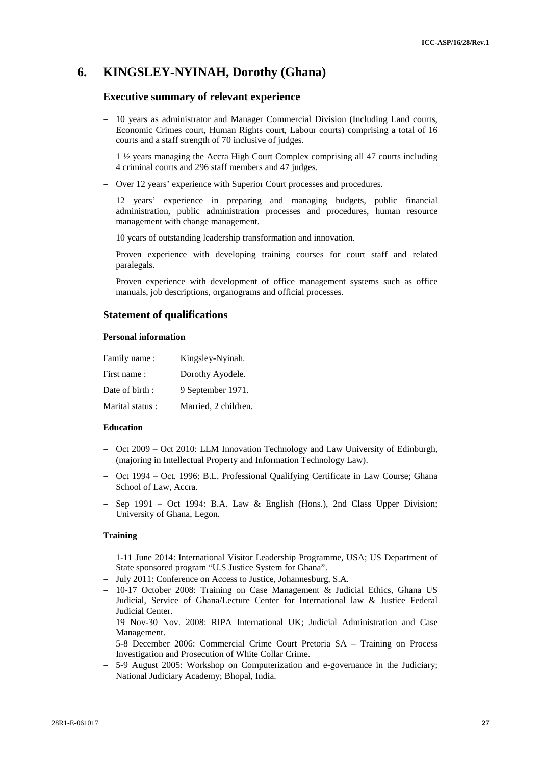## 6. KINGSLEY-NYINAH, Dorothy (Ghana)

### Executive summary of relevant experience

- 10 years as administrator and Manager Commercial Division (Including Land courts, Economic Crimes court, Human Rights court, Labour courts) comprising a total of 16 courts and a staff strength of 70 inclusive of judges.
- 1 ½ years managing the Accra High Court Complex comprising all 47 courts including 4 criminal courts and 296 staff members and 47 judges.
- Over 12 years' experience with Superior Court processes and procedures.
- 12 years' experience in preparing and managing budgets, public financial administration, public administration processes and procedures, human resource management with change management.
- 10 years of outstanding leadership transformation and innovation.
- Proven experience with developing training courses for court staff and related paralegals.
- Proven experience with development of office management systems such as office manuals, job descriptions, organograms and official processes.

### Statement of qualifications

#### Personal information

| | |
|---|---|
| Family name : | Kingsley-Nyinah. |
| First name : | Dorothy Ayodele. |
| Date of birth : | 9 September 1971. |
| Marital status : | Married, 2 children. |

#### Education

- Oct 2009 – Oct 2010: LLM Innovation Technology and Law University of Edinburgh, (majoring in Intellectual Property and Information Technology Law).
- Oct 1994 – Oct. 1996: B.L. Professional Qualifying Certificate in Law Course; Ghana School of Law, Accra.
- Sep 1991 – Oct 1994: B.A. Law & English (Hons.), 2nd Class Upper Division; University of Ghana, Legon.

#### Training

- 1-11 June 2014: International Visitor Leadership Programme, USA; US Department of State sponsored program "U.S Justice System for Ghana".
- July 2011: Conference on Access to Justice, Johannesburg, S.A.
- 10-17 October 2008: Training on Case Management & Judicial Ethics, Ghana US Judicial, Service of Ghana/Lecture Center for International law & Justice Federal Judicial Center.
- 19 Nov-30 Nov. 2008: RIPA International UK; Judicial Administration and Case Management.
- 5-8 December 2006: Commercial Crime Court Pretoria SA – Training on Process Investigation and Prosecution of White Collar Crime.
- 5-9 August 2005: Workshop on Computerization and e-governance in the Judiciary; National Judiciary Academy; Bhopal, India.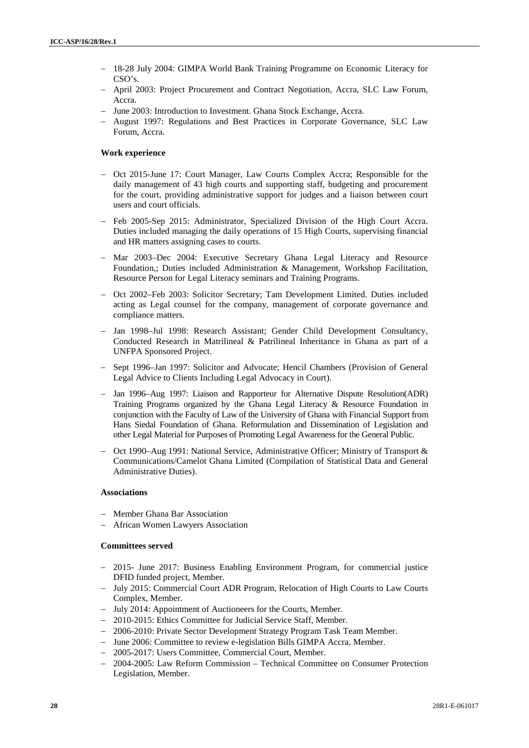- 18-28 July 2004: GIMPA World Bank Training Programme on Economic Literacy for CSO's.
- April 2003: Project Procurement and Contract Negotiation, Accra, SLC Law Forum, Accra.
- June 2003: Introduction to Investment. Ghana Stock Exchange, Accra.
- August 1997: Regulations and Best Practices in Corporate Governance, SLC Law Forum, Accra.

**Work experience**

- Oct 2015-June 17: Court Manager, Law Courts Complex Accra; Responsible for the daily management of 43 high courts and supporting staff, budgeting and procurement for the court, providing administrative support for judges and a liaison between court users and court officials.

- Feb 2005-Sep 2015: Administrator, Specialized Division of the High Court Accra. Duties included managing the daily operations of 15 High Courts, supervising financial and HR matters assigning cases to courts.

- Mar 2003–Dec 2004: Executive Secretary Ghana Legal Literacy and Resource Foundation,; Duties included Administration & Management, Workshop Facilitation, Resource Person for Legal Literacy seminars and Training Programs.

- Oct 2002–Feb 2003: Solicitor Secretary; Tam Development Limited. Duties included acting as Legal counsel for the company, management of corporate governance and compliance matters.

- Jan 1998–Jul 1998: Research Assistant; Gender Child Development Consultancy, Conducted Research in Matrilineal & Patrilineal Inheritance in Ghana as part of a UNFPA Sponsored Project.

- Sept 1996–Jan 1997: Solicitor and Advocate; Hencil Chambers (Provision of General Legal Advice to Clients Including Legal Advocacy in Court).

- Jan 1996–Aug 1997: Liaison and Rapporteur for Alternative Dispute Resolution(ADR) Training Programs organized by the Ghana Legal Literacy & Resource Foundation in conjunction with the Faculty of Law of the University of Ghana with Financial Support from Hans Siedal Foundation of Ghana. Reformulation and Dissemination of Legislation and other Legal Material for Purposes of Promoting Legal Awareness for the General Public.

- Oct 1990–Aug 1991: National Service, Administrative Officer; Ministry of Transport & Communications/Camelot Ghana Limited (Compilation of Statistical Data and General Administrative Duties).

**Associations**

- Member Ghana Bar Association
- African Women Lawyers Association

**Committees served**

- 2015- June 2017: Business Enabling Environment Program, for commercial justice DFID funded project, Member.
- July 2015: Commercial Court ADR Program, Relocation of High Courts to Law Courts Complex, Member.
- July 2014: Appointment of Auctioneers for the Courts, Member.
- 2010-2015: Ethics Committee for Judicial Service Staff, Member.
- 2006-2010: Private Sector Development Strategy Program Task Team Member.
- June 2006: Committee to review e-legislation Bills GIMPA Accra, Member.
- 2005-2017: Users Committee, Commercial Court, Member.
- 2004-2005: Law Reform Commission – Technical Committee on Consumer Protection Legislation, Member.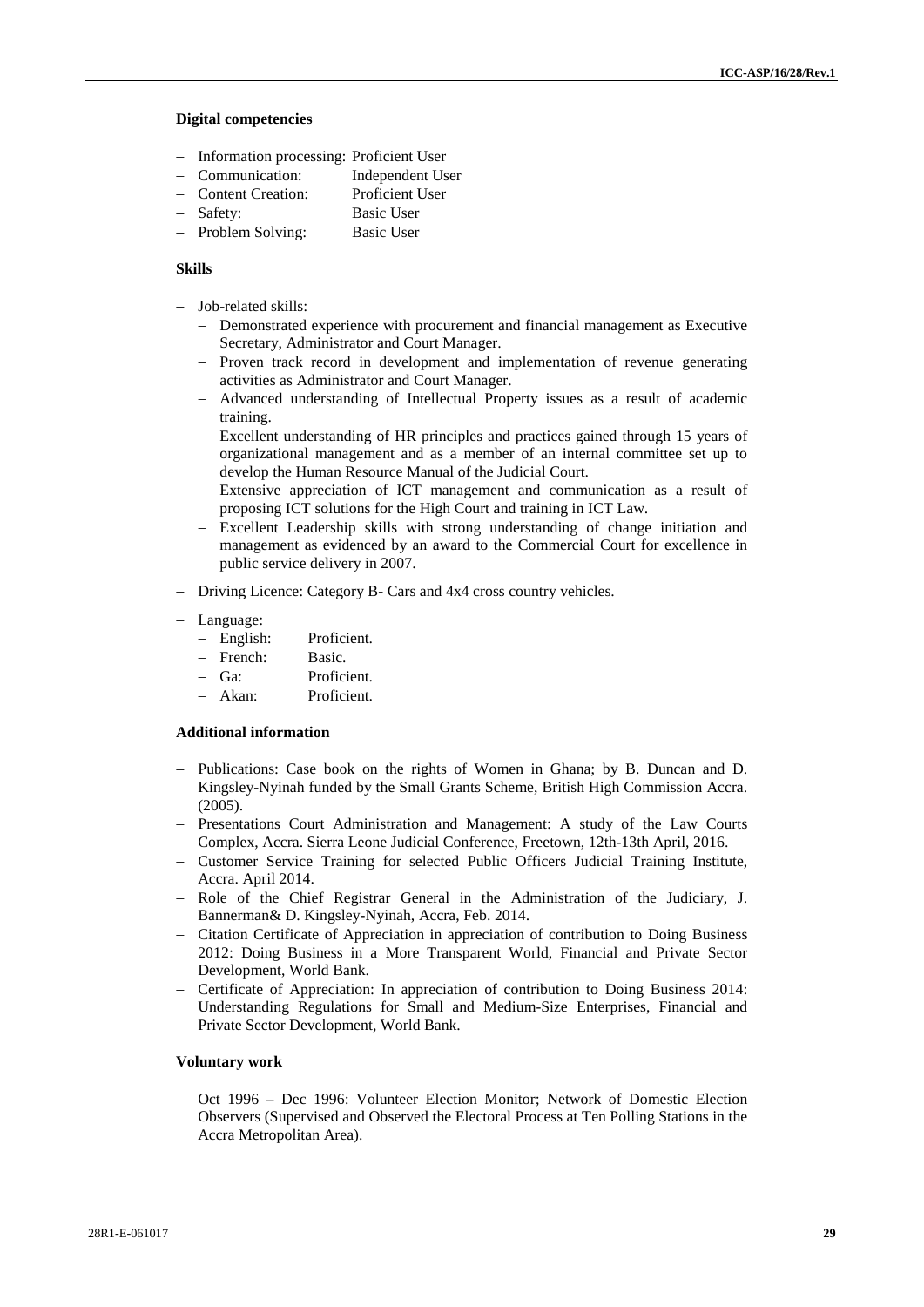**Digital competencies**

- Information processing: Proficient User
- Communication: Independent User
- Content Creation: Proficient User
- Safety: Basic User
- Problem Solving: Basic User

**Skills**

- Job-related skills:
  - Demonstrated experience with procurement and financial management as Executive Secretary, Administrator and Court Manager.
  - Proven track record in development and implementation of revenue generating activities as Administrator and Court Manager.
  - Advanced understanding of Intellectual Property issues as a result of academic training.
  - Excellent understanding of HR principles and practices gained through 15 years of organizational management and as a member of an internal committee set up to develop the Human Resource Manual of the Judicial Court.
  - Extensive appreciation of ICT management and communication as a result of proposing ICT solutions for the High Court and training in ICT Law.
  - Excellent Leadership skills with strong understanding of change initiation and management as evidenced by an award to the Commercial Court for excellence in public service delivery in 2007.
- Driving Licence: Category B- Cars and 4x4 cross country vehicles.
- Language:
  - English: Proficient.
  - French: Basic.
  - Ga: Proficient.
  - Akan: Proficient.

**Additional information**

- Publications: Case book on the rights of Women in Ghana; by B. Duncan and D. Kingsley-Nyinah funded by the Small Grants Scheme, British High Commission Accra. (2005).
- Presentations Court Administration and Management: A study of the Law Courts Complex, Accra. Sierra Leone Judicial Conference, Freetown, 12th-13th April, 2016.
- Customer Service Training for selected Public Officers Judicial Training Institute, Accra. April 2014.
- Role of the Chief Registrar General in the Administration of the Judiciary, J. Bannerman& D. Kingsley-Nyinah, Accra, Feb. 2014.
- Citation Certificate of Appreciation in appreciation of contribution to Doing Business 2012: Doing Business in a More Transparent World, Financial and Private Sector Development, World Bank.
- Certificate of Appreciation: In appreciation of contribution to Doing Business 2014: Understanding Regulations for Small and Medium-Size Enterprises, Financial and Private Sector Development, World Bank.

**Voluntary work**

- Oct 1996 – Dec 1996: Volunteer Election Monitor; Network of Domestic Election Observers (Supervised and Observed the Electoral Process at Ten Polling Stations in the Accra Metropolitan Area).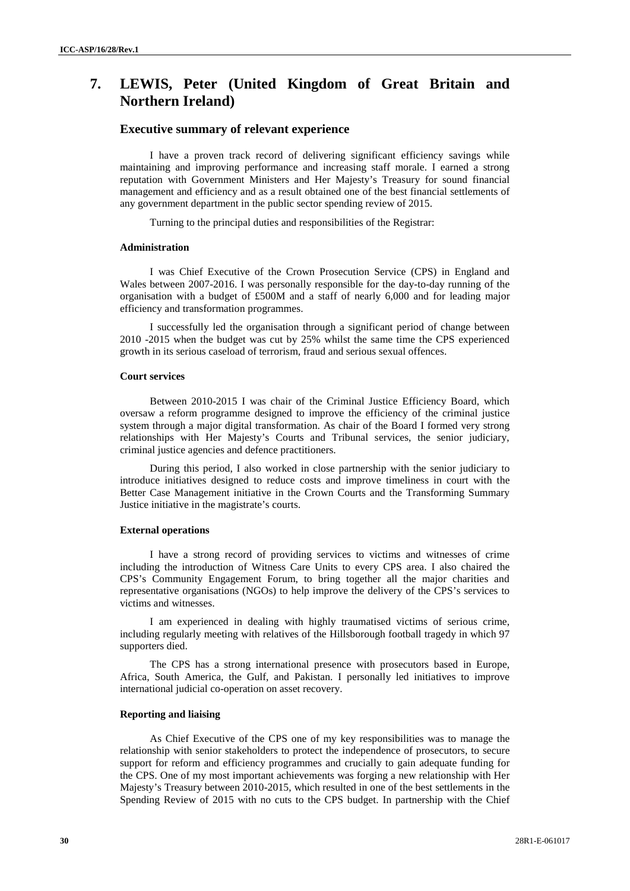# 7. LEWIS, Peter (United Kingdom of Great Britain and Northern Ireland)

## Executive summary of relevant experience

I have a proven track record of delivering significant efficiency savings while maintaining and improving performance and increasing staff morale. I earned a strong reputation with Government Ministers and Her Majesty's Treasury for sound financial management and efficiency and as a result obtained one of the best financial settlements of any government department in the public sector spending review of 2015.

Turning to the principal duties and responsibilities of the Registrar:

#### Administration

I was Chief Executive of the Crown Prosecution Service (CPS) in England and Wales between 2007-2016. I was personally responsible for the day-to-day running of the organisation with a budget of £500M and a staff of nearly 6,000 and for leading major efficiency and transformation programmes.

I successfully led the organisation through a significant period of change between 2010 -2015 when the budget was cut by 25% whilst the same time the CPS experienced growth in its serious caseload of terrorism, fraud and serious sexual offences.

#### Court services

Between 2010-2015 I was chair of the Criminal Justice Efficiency Board, which oversaw a reform programme designed to improve the efficiency of the criminal justice system through a major digital transformation. As chair of the Board I formed very strong relationships with Her Majesty's Courts and Tribunal services, the senior judiciary, criminal justice agencies and defence practitioners.

During this period, I also worked in close partnership with the senior judiciary to introduce initiatives designed to reduce costs and improve timeliness in court with the Better Case Management initiative in the Crown Courts and the Transforming Summary Justice initiative in the magistrate's courts.

#### External operations

I have a strong record of providing services to victims and witnesses of crime including the introduction of Witness Care Units to every CPS area. I also chaired the CPS's Community Engagement Forum, to bring together all the major charities and representative organisations (NGOs) to help improve the delivery of the CPS's services to victims and witnesses.

I am experienced in dealing with highly traumatised victims of serious crime, including regularly meeting with relatives of the Hillsborough football tragedy in which 97 supporters died.

The CPS has a strong international presence with prosecutors based in Europe, Africa, South America, the Gulf, and Pakistan. I personally led initiatives to improve international judicial co-operation on asset recovery.

#### Reporting and liaising

As Chief Executive of the CPS one of my key responsibilities was to manage the relationship with senior stakeholders to protect the independence of prosecutors, to secure support for reform and efficiency programmes and crucially to gain adequate funding for the CPS. One of my most important achievements was forging a new relationship with Her Majesty's Treasury between 2010-2015, which resulted in one of the best settlements in the Spending Review of 2015 with no cuts to the CPS budget. In partnership with the Chief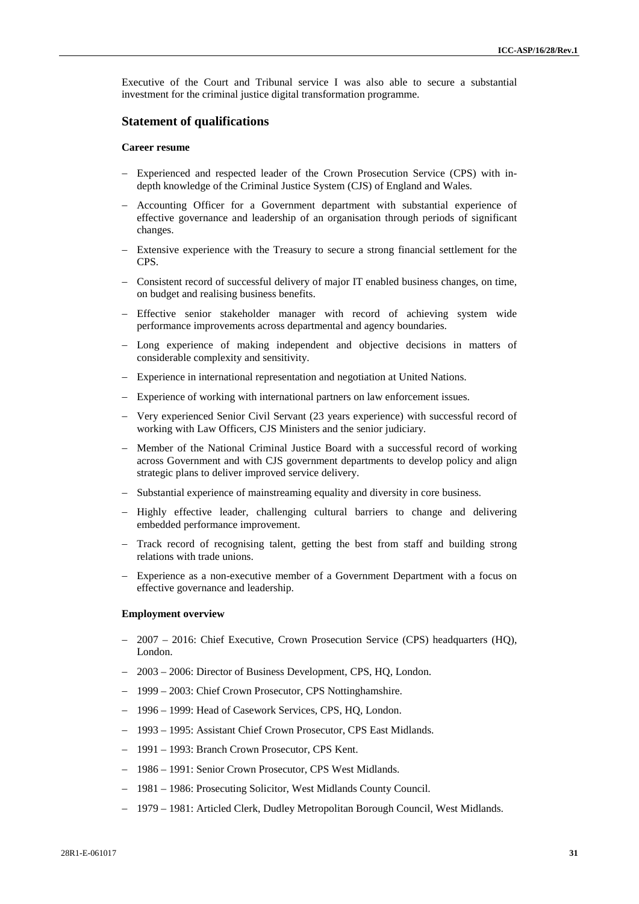Executive of the Court and Tribunal service I was also able to secure a substantial investment for the criminal justice digital transformation programme.

## Statement of qualifications

#### Career resume

- Experienced and respected leader of the Crown Prosecution Service (CPS) with in-depth knowledge of the Criminal Justice System (CJS) of England and Wales.
- Accounting Officer for a Government department with substantial experience of effective governance and leadership of an organisation through periods of significant changes.
- Extensive experience with the Treasury to secure a strong financial settlement for the CPS.
- Consistent record of successful delivery of major IT enabled business changes, on time, on budget and realising business benefits.
- Effective senior stakeholder manager with record of achieving system wide performance improvements across departmental and agency boundaries.
- Long experience of making independent and objective decisions in matters of considerable complexity and sensitivity.
- Experience in international representation and negotiation at United Nations.
- Experience of working with international partners on law enforcement issues.
- Very experienced Senior Civil Servant (23 years experience) with successful record of working with Law Officers, CJS Ministers and the senior judiciary.
- Member of the National Criminal Justice Board with a successful record of working across Government and with CJS government departments to develop policy and align strategic plans to deliver improved service delivery.
- Substantial experience of mainstreaming equality and diversity in core business.
- Highly effective leader, challenging cultural barriers to change and delivering embedded performance improvement.
- Track record of recognising talent, getting the best from staff and building strong relations with trade unions.
- Experience as a non-executive member of a Government Department with a focus on effective governance and leadership.

#### Employment overview

- 2007 – 2016: Chief Executive, Crown Prosecution Service (CPS) headquarters (HQ), London.
- 2003 – 2006: Director of Business Development, CPS, HQ, London.
- 1999 – 2003: Chief Crown Prosecutor, CPS Nottinghamshire.
- 1996 – 1999: Head of Casework Services, CPS, HQ, London.
- 1993 – 1995: Assistant Chief Crown Prosecutor, CPS East Midlands.
- 1991 – 1993: Branch Crown Prosecutor, CPS Kent.
- 1986 – 1991: Senior Crown Prosecutor, CPS West Midlands.
- 1981 – 1986: Prosecuting Solicitor, West Midlands County Council.
- 1979 – 1981: Articled Clerk, Dudley Metropolitan Borough Council, West Midlands.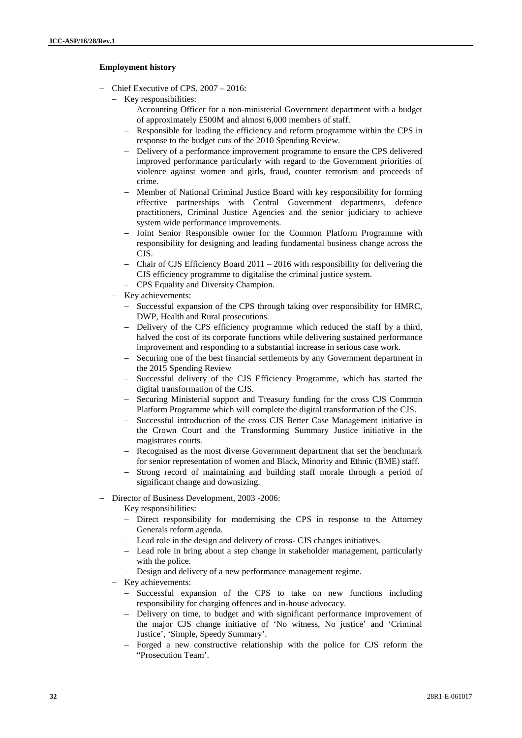**Employment history**

- Chief Executive of CPS, 2007 – 2016:
  - Key responsibilities:
    - Accounting Officer for a non-ministerial Government department with a budget of approximately £500M and almost 6,000 members of staff.
    - Responsible for leading the efficiency and reform programme within the CPS in response to the budget cuts of the 2010 Spending Review.
    - Delivery of a performance improvement programme to ensure the CPS delivered improved performance particularly with regard to the Government priorities of violence against women and girls, fraud, counter terrorism and proceeds of crime.
    - Member of National Criminal Justice Board with key responsibility for forming effective partnerships with Central Government departments, defence practitioners, Criminal Justice Agencies and the senior judiciary to achieve system wide performance improvements.
    - Joint Senior Responsible owner for the Common Platform Programme with responsibility for designing and leading fundamental business change across the CJS.
    - Chair of CJS Efficiency Board 2011 – 2016 with responsibility for delivering the CJS efficiency programme to digitalise the criminal justice system.
    - CPS Equality and Diversity Champion.
  - Key achievements:
    - Successful expansion of the CPS through taking over responsibility for HMRC, DWP, Health and Rural prosecutions.
    - Delivery of the CPS efficiency programme which reduced the staff by a third, halved the cost of its corporate functions while delivering sustained performance improvement and responding to a substantial increase in serious case work.
    - Securing one of the best financial settlements by any Government department in the 2015 Spending Review
    - Successful delivery of the CJS Efficiency Programme, which has started the digital transformation of the CJS.
    - Securing Ministerial support and Treasury funding for the cross CJS Common Platform Programme which will complete the digital transformation of the CJS.
    - Successful introduction of the cross CJS Better Case Management initiative in the Crown Court and the Transforming Summary Justice initiative in the magistrates courts.
    - Recognised as the most diverse Government department that set the benchmark for senior representation of women and Black, Minority and Ethnic (BME) staff.
    - Strong record of maintaining and building staff morale through a period of significant change and downsizing.
- Director of Business Development, 2003 -2006:
  - Key responsibilities:
    - Direct responsibility for modernising the CPS in response to the Attorney Generals reform agenda.
    - Lead role in the design and delivery of cross- CJS changes initiatives.
    - Lead role in bring about a step change in stakeholder management, particularly with the police.
    - Design and delivery of a new performance management regime.
  - Key achievements:
    - Successful expansion of the CPS to take on new functions including responsibility for charging offences and in-house advocacy.
    - Delivery on time, to budget and with significant performance improvement of the major CJS change initiative of 'No witness, No justice' and 'Criminal Justice', 'Simple, Speedy Summary'.
    - Forged a new constructive relationship with the police for CJS reform the "Prosecution Team'.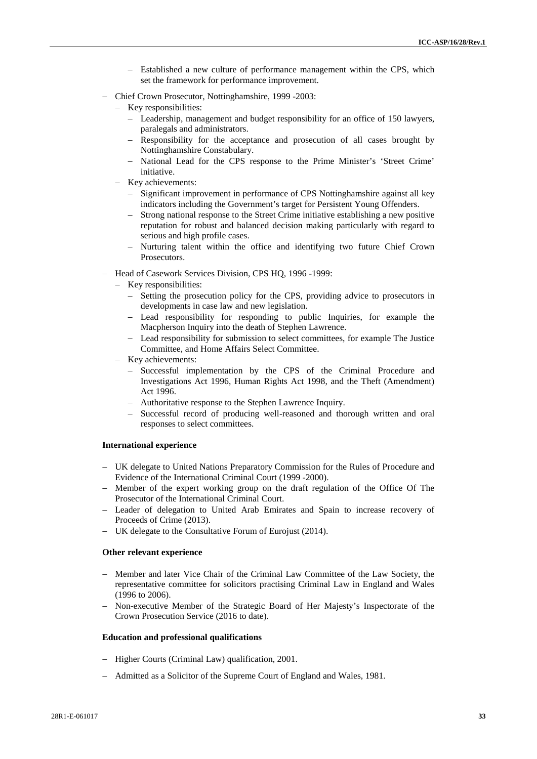- Established a new culture of performance management within the CPS, which set the framework for performance improvement.

- Chief Crown Prosecutor, Nottinghamshire, 1999 -2003:
  - Key responsibilities:
    - Leadership, management and budget responsibility for an office of 150 lawyers, paralegals and administrators.
    - Responsibility for the acceptance and prosecution of all cases brought by Nottinghamshire Constabulary.
    - National Lead for the CPS response to the Prime Minister's 'Street Crime' initiative.
  - Key achievements:
    - Significant improvement in performance of CPS Nottinghamshire against all key indicators including the Government's target for Persistent Young Offenders.
    - Strong national response to the Street Crime initiative establishing a new positive reputation for robust and balanced decision making particularly with regard to serious and high profile cases.
    - Nurturing talent within the office and identifying two future Chief Crown Prosecutors.

- Head of Casework Services Division, CPS HQ, 1996 -1999:
  - Key responsibilities:
    - Setting the prosecution policy for the CPS, providing advice to prosecutors in developments in case law and new legislation.
    - Lead responsibility for responding to public Inquiries, for example the Macpherson Inquiry into the death of Stephen Lawrence.
    - Lead responsibility for submission to select committees, for example The Justice Committee, and Home Affairs Select Committee.
  - Key achievements:
    - Successful implementation by the CPS of the Criminal Procedure and Investigations Act 1996, Human Rights Act 1998, and the Theft (Amendment) Act 1996.
    - Authoritative response to the Stephen Lawrence Inquiry.
    - Successful record of producing well-reasoned and thorough written and oral responses to select committees.

**International experience**

- UK delegate to United Nations Preparatory Commission for the Rules of Procedure and Evidence of the International Criminal Court (1999 -2000).
- Member of the expert working group on the draft regulation of the Office Of The Prosecutor of the International Criminal Court.
- Leader of delegation to United Arab Emirates and Spain to increase recovery of Proceeds of Crime (2013).
- UK delegate to the Consultative Forum of Eurojust (2014).

**Other relevant experience**

- Member and later Vice Chair of the Criminal Law Committee of the Law Society, the representative committee for solicitors practising Criminal Law in England and Wales (1996 to 2006).
- Non-executive Member of the Strategic Board of Her Majesty's Inspectorate of the Crown Prosecution Service (2016 to date).

**Education and professional qualifications**

- Higher Courts (Criminal Law) qualification, 2001.

- Admitted as a Solicitor of the Supreme Court of England and Wales, 1981.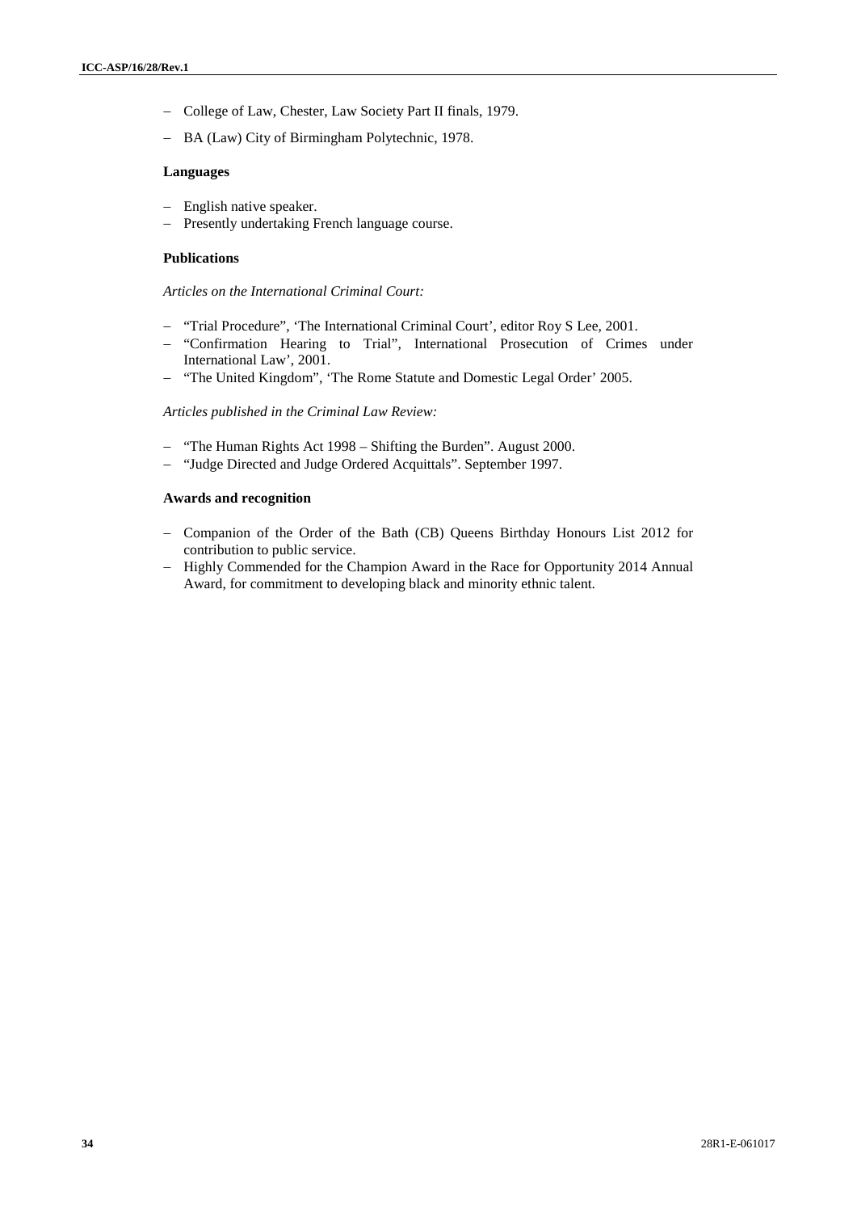- College of Law, Chester, Law Society Part II finals, 1979.
- BA (Law) City of Birmingham Polytechnic, 1978.

**Languages**

- English native speaker.
- Presently undertaking French language course.

**Publications**

*Articles on the International Criminal Court:*

- "Trial Procedure", 'The International Criminal Court', editor Roy S Lee, 2001.
- "Confirmation Hearing to Trial", International Prosecution of Crimes under International Law', 2001.
- "The United Kingdom", 'The Rome Statute and Domestic Legal Order' 2005.

*Articles published in the Criminal Law Review:*

- "The Human Rights Act 1998 – Shifting the Burden". August 2000.
- "Judge Directed and Judge Ordered Acquittals". September 1997.

**Awards and recognition**

- Companion of the Order of the Bath (CB) Queens Birthday Honours List 2012 for contribution to public service.
- Highly Commended for the Champion Award in the Race for Opportunity 2014 Annual Award, for commitment to developing black and minority ethnic talent.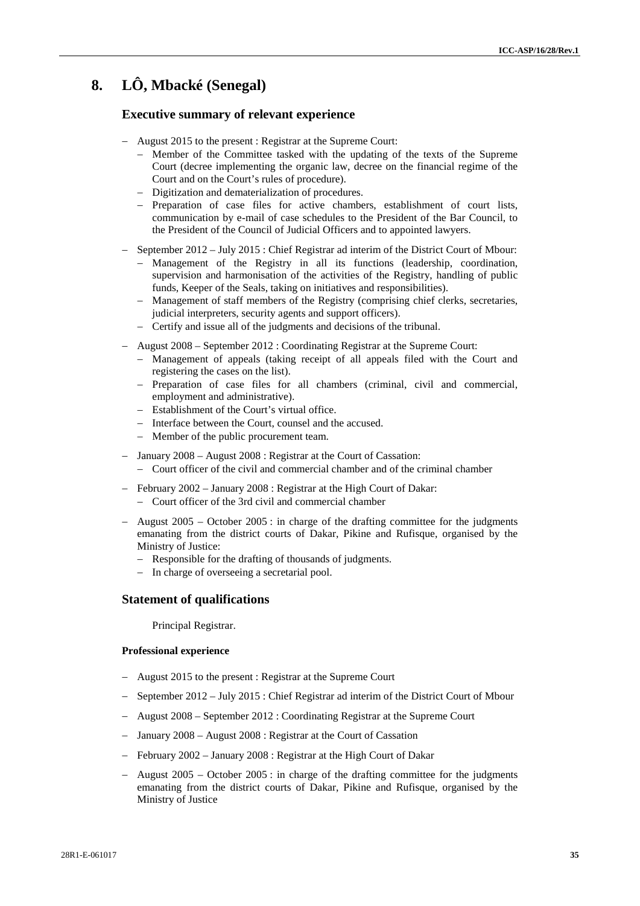# 8. LÔ, Mbacké (Senegal)

## Executive summary of relevant experience

- August 2015 to the present : Registrar at the Supreme Court:
  - Member of the Committee tasked with the updating of the texts of the Supreme Court (decree implementing the organic law, decree on the financial regime of the Court and on the Court's rules of procedure).
  - Digitization and dematerialization of procedures.
  - Preparation of case files for active chambers, establishment of court lists, communication by e-mail of case schedules to the President of the Bar Council, to the President of the Council of Judicial Officers and to appointed lawyers.
- September 2012 – July 2015 : Chief Registrar ad interim of the District Court of Mbour:
  - Management of the Registry in all its functions (leadership, coordination, supervision and harmonisation of the activities of the Registry, handling of public funds, Keeper of the Seals, taking on initiatives and responsibilities).
  - Management of staff members of the Registry (comprising chief clerks, secretaries, judicial interpreters, security agents and support officers).
  - Certify and issue all of the judgments and decisions of the tribunal.
- August 2008 – September 2012 : Coordinating Registrar at the Supreme Court:
  - Management of appeals (taking receipt of all appeals filed with the Court and registering the cases on the list).
  - Preparation of case files for all chambers (criminal, civil and commercial, employment and administrative).
  - Establishment of the Court's virtual office.
  - Interface between the Court, counsel and the accused.
  - Member of the public procurement team.
- January 2008 – August 2008 : Registrar at the Court of Cassation:
  - Court officer of the civil and commercial chamber and of the criminal chamber
- February 2002 – January 2008 : Registrar at the High Court of Dakar:
  - Court officer of the 3rd civil and commercial chamber
- August 2005 – October 2005 : in charge of the drafting committee for the judgments emanating from the district courts of Dakar, Pikine and Rufisque, organised by the Ministry of Justice:
  - Responsible for the drafting of thousands of judgments.
  - In charge of overseeing a secretarial pool.

## Statement of qualifications

Principal Registrar.

### Professional experience

- August 2015 to the present : Registrar at the Supreme Court
- September 2012 – July 2015 : Chief Registrar ad interim of the District Court of Mbour
- August 2008 – September 2012 : Coordinating Registrar at the Supreme Court
- January 2008 – August 2008 : Registrar at the Court of Cassation
- February 2002 – January 2008 : Registrar at the High Court of Dakar
- August 2005 – October 2005 : in charge of the drafting committee for the judgments emanating from the district courts of Dakar, Pikine and Rufisque, organised by the Ministry of Justice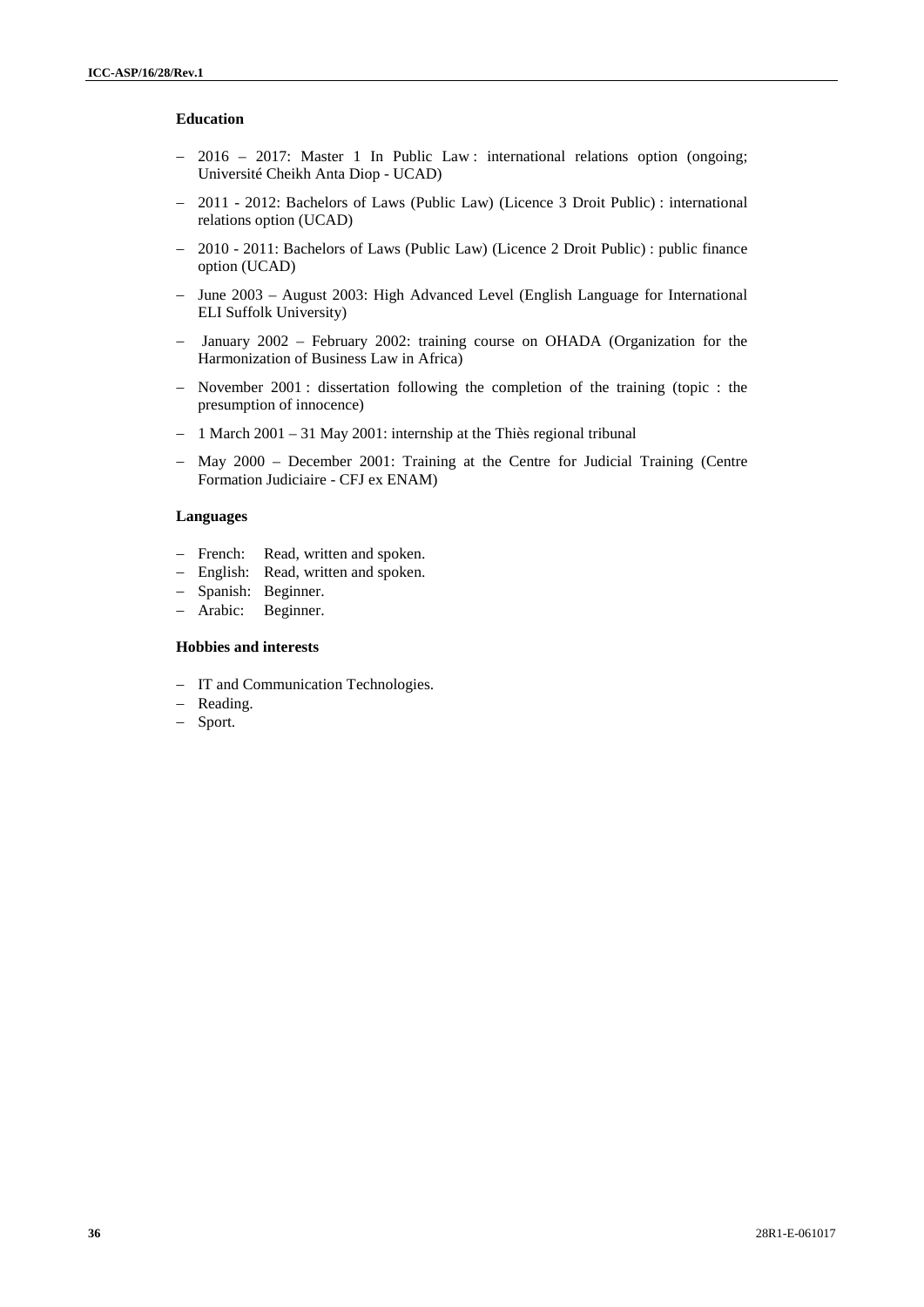#### Education

- 2016 – 2017: Master 1 In Public Law : international relations option (ongoing; Université Cheikh Anta Diop - UCAD)
- 2011 - 2012: Bachelors of Laws (Public Law) (Licence 3 Droit Public) : international relations option (UCAD)
- 2010 - 2011: Bachelors of Laws (Public Law) (Licence 2 Droit Public) : public finance option (UCAD)
- June 2003 – August 2003: High Advanced Level (English Language for International ELI Suffolk University)
- January 2002 – February 2002: training course on OHADA (Organization for the Harmonization of Business Law in Africa)
- November 2001 : dissertation following the completion of the training (topic : the presumption of innocence)
- 1 March 2001 – 31 May 2001: internship at the Thiès regional tribunal
- May 2000 – December 2001: Training at the Centre for Judicial Training (Centre Formation Judiciaire - CFJ ex ENAM)

#### Languages

- French: Read, written and spoken.
- English: Read, written and spoken.
- Spanish: Beginner.
- Arabic: Beginner.

#### Hobbies and interests

- IT and Communication Technologies.
- Reading.
- Sport.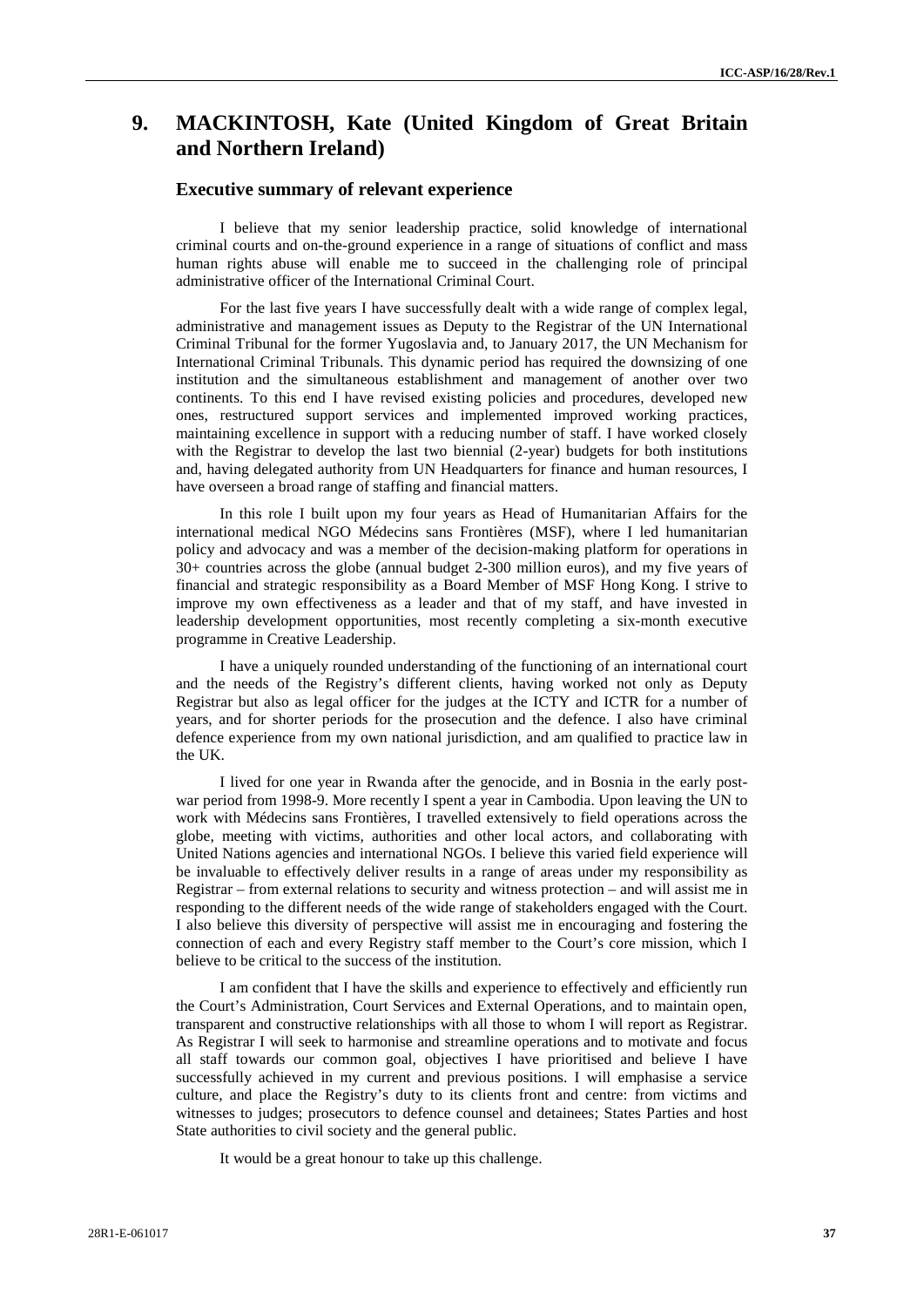## 9. MACKINTOSH, Kate (United Kingdom of Great Britain and Northern Ireland)

### Executive summary of relevant experience

I believe that my senior leadership practice, solid knowledge of international criminal courts and on-the-ground experience in a range of situations of conflict and mass human rights abuse will enable me to succeed in the challenging role of principal administrative officer of the International Criminal Court.

For the last five years I have successfully dealt with a wide range of complex legal, administrative and management issues as Deputy to the Registrar of the UN International Criminal Tribunal for the former Yugoslavia and, to January 2017, the UN Mechanism for International Criminal Tribunals. This dynamic period has required the downsizing of one institution and the simultaneous establishment and management of another over two continents. To this end I have revised existing policies and procedures, developed new ones, restructured support services and implemented improved working practices, maintaining excellence in support with a reducing number of staff. I have worked closely with the Registrar to develop the last two biennial (2-year) budgets for both institutions and, having delegated authority from UN Headquarters for finance and human resources, I have overseen a broad range of staffing and financial matters.

In this role I built upon my four years as Head of Humanitarian Affairs for the international medical NGO Médecins sans Frontières (MSF), where I led humanitarian policy and advocacy and was a member of the decision-making platform for operations in 30+ countries across the globe (annual budget 2-300 million euros), and my five years of financial and strategic responsibility as a Board Member of MSF Hong Kong. I strive to improve my own effectiveness as a leader and that of my staff, and have invested in leadership development opportunities, most recently completing a six-month executive programme in Creative Leadership.

I have a uniquely rounded understanding of the functioning of an international court and the needs of the Registry's different clients, having worked not only as Deputy Registrar but also as legal officer for the judges at the ICTY and ICTR for a number of years, and for shorter periods for the prosecution and the defence. I also have criminal defence experience from my own national jurisdiction, and am qualified to practice law in the UK.

I lived for one year in Rwanda after the genocide, and in Bosnia in the early post-war period from 1998-9. More recently I spent a year in Cambodia. Upon leaving the UN to work with Médecins sans Frontières, I travelled extensively to field operations across the globe, meeting with victims, authorities and other local actors, and collaborating with United Nations agencies and international NGOs. I believe this varied field experience will be invaluable to effectively deliver results in a range of areas under my responsibility as Registrar – from external relations to security and witness protection – and will assist me in responding to the different needs of the wide range of stakeholders engaged with the Court. I also believe this diversity of perspective will assist me in encouraging and fostering the connection of each and every Registry staff member to the Court's core mission, which I believe to be critical to the success of the institution.

I am confident that I have the skills and experience to effectively and efficiently run the Court's Administration, Court Services and External Operations, and to maintain open, transparent and constructive relationships with all those to whom I will report as Registrar. As Registrar I will seek to harmonise and streamline operations and to motivate and focus all staff towards our common goal, objectives I have prioritised and believe I have successfully achieved in my current and previous positions. I will emphasise a service culture, and place the Registry's duty to its clients front and centre: from victims and witnesses to judges; prosecutors to defence counsel and detainees; States Parties and host State authorities to civil society and the general public.

It would be a great honour to take up this challenge.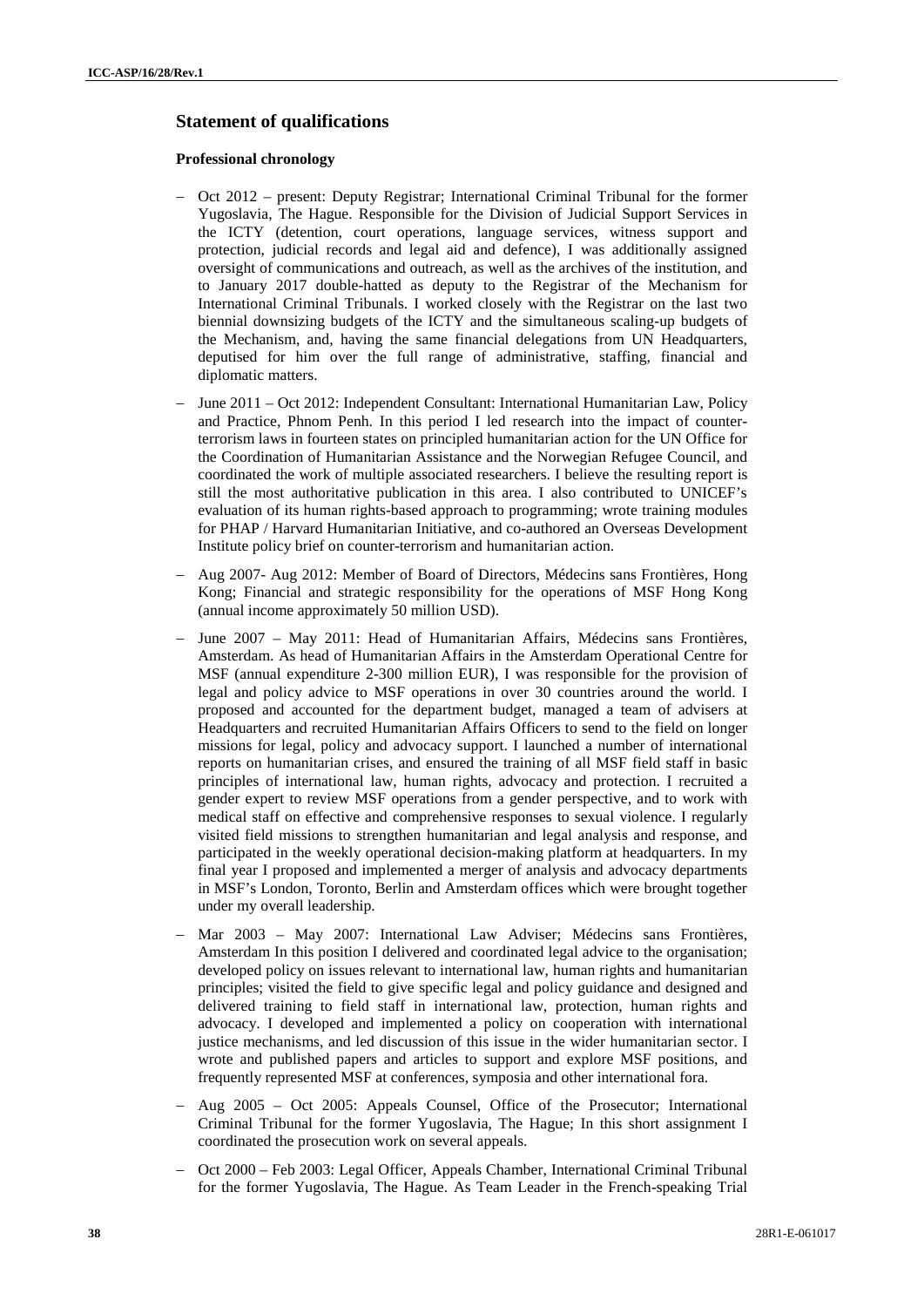## Statement of qualifications

### Professional chronology

- Oct 2012 – present: Deputy Registrar; International Criminal Tribunal for the former Yugoslavia, The Hague. Responsible for the Division of Judicial Support Services in the ICTY (detention, court operations, language services, witness support and protection, judicial records and legal aid and defence), I was additionally assigned oversight of communications and outreach, as well as the archives of the institution, and to January 2017 double-hatted as deputy to the Registrar of the Mechanism for International Criminal Tribunals. I worked closely with the Registrar on the last two biennial downsizing budgets of the ICTY and the simultaneous scaling-up budgets of the Mechanism, and, having the same financial delegations from UN Headquarters, deputised for him over the full range of administrative, staffing, financial and diplomatic matters.

- June 2011 – Oct 2012: Independent Consultant: International Humanitarian Law, Policy and Practice, Phnom Penh. In this period I led research into the impact of counter-terrorism laws in fourteen states on principled humanitarian action for the UN Office for the Coordination of Humanitarian Assistance and the Norwegian Refugee Council, and coordinated the work of multiple associated researchers. I believe the resulting report is still the most authoritative publication in this area. I also contributed to UNICEF's evaluation of its human rights-based approach to programming; wrote training modules for PHAP / Harvard Humanitarian Initiative, and co-authored an Overseas Development Institute policy brief on counter-terrorism and humanitarian action.

- Aug 2007- Aug 2012: Member of Board of Directors, Médecins sans Frontières, Hong Kong; Financial and strategic responsibility for the operations of MSF Hong Kong (annual income approximately 50 million USD).

- June 2007 – May 2011: Head of Humanitarian Affairs, Médecins sans Frontières, Amsterdam. As head of Humanitarian Affairs in the Amsterdam Operational Centre for MSF (annual expenditure 2-300 million EUR), I was responsible for the provision of legal and policy advice to MSF operations in over 30 countries around the world. I proposed and accounted for the department budget, managed a team of advisers at Headquarters and recruited Humanitarian Affairs Officers to send to the field on longer missions for legal, policy and advocacy support. I launched a number of international reports on humanitarian crises, and ensured the training of all MSF field staff in basic principles of international law, human rights, advocacy and protection. I recruited a gender expert to review MSF operations from a gender perspective, and to work with medical staff on effective and comprehensive responses to sexual violence. I regularly visited field missions to strengthen humanitarian and legal analysis and response, and participated in the weekly operational decision-making platform at headquarters. In my final year I proposed and implemented a merger of analysis and advocacy departments in MSF's London, Toronto, Berlin and Amsterdam offices which were brought together under my overall leadership.

- Mar 2003 – May 2007: International Law Adviser; Médecins sans Frontières, Amsterdam In this position I delivered and coordinated legal advice to the organisation; developed policy on issues relevant to international law, human rights and humanitarian principles; visited the field to give specific legal and policy guidance and designed and delivered training to field staff in international law, protection, human rights and advocacy. I developed and implemented a policy on cooperation with international justice mechanisms, and led discussion of this issue in the wider humanitarian sector. I wrote and published papers and articles to support and explore MSF positions, and frequently represented MSF at conferences, symposia and other international fora.

- Aug 2005 – Oct 2005: Appeals Counsel, Office of the Prosecutor; International Criminal Tribunal for the former Yugoslavia, The Hague; In this short assignment I coordinated the prosecution work on several appeals.

- Oct 2000 – Feb 2003: Legal Officer, Appeals Chamber, International Criminal Tribunal for the former Yugoslavia, The Hague. As Team Leader in the French-speaking Trial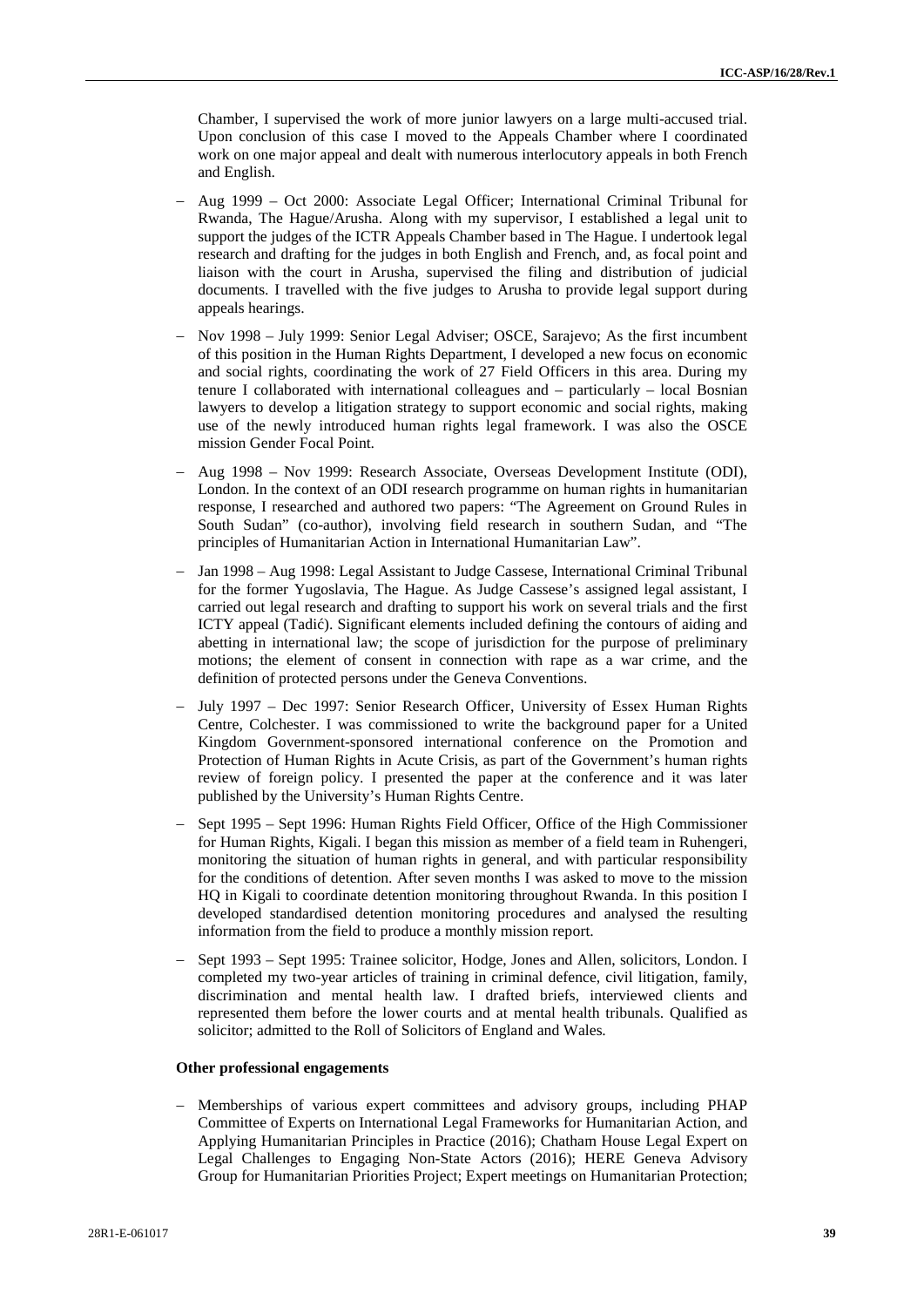Chamber, I supervised the work of more junior lawyers on a large multi-accused trial. Upon conclusion of this case I moved to the Appeals Chamber where I coordinated work on one major appeal and dealt with numerous interlocutory appeals in both French and English.

- Aug 1999 – Oct 2000: Associate Legal Officer; International Criminal Tribunal for Rwanda, The Hague/Arusha. Along with my supervisor, I established a legal unit to support the judges of the ICTR Appeals Chamber based in The Hague. I undertook legal research and drafting for the judges in both English and French, and, as focal point and liaison with the court in Arusha, supervised the filing and distribution of judicial documents. I travelled with the five judges to Arusha to provide legal support during appeals hearings.

- Nov 1998 – July 1999: Senior Legal Adviser; OSCE, Sarajevo; As the first incumbent of this position in the Human Rights Department, I developed a new focus on economic and social rights, coordinating the work of 27 Field Officers in this area. During my tenure I collaborated with international colleagues and – particularly – local Bosnian lawyers to develop a litigation strategy to support economic and social rights, making use of the newly introduced human rights legal framework. I was also the OSCE mission Gender Focal Point.

- Aug 1998 – Nov 1999: Research Associate, Overseas Development Institute (ODI), London. In the context of an ODI research programme on human rights in humanitarian response, I researched and authored two papers: "The Agreement on Ground Rules in South Sudan" (co-author), involving field research in southern Sudan, and "The principles of Humanitarian Action in International Humanitarian Law".

- Jan 1998 – Aug 1998: Legal Assistant to Judge Cassese, International Criminal Tribunal for the former Yugoslavia, The Hague. As Judge Cassese's assigned legal assistant, I carried out legal research and drafting to support his work on several trials and the first ICTY appeal (Tadić). Significant elements included defining the contours of aiding and abetting in international law; the scope of jurisdiction for the purpose of preliminary motions; the element of consent in connection with rape as a war crime, and the definition of protected persons under the Geneva Conventions.

- July 1997 – Dec 1997: Senior Research Officer, University of Essex Human Rights Centre, Colchester. I was commissioned to write the background paper for a United Kingdom Government-sponsored international conference on the Promotion and Protection of Human Rights in Acute Crisis, as part of the Government's human rights review of foreign policy. I presented the paper at the conference and it was later published by the University's Human Rights Centre.

- Sept 1995 – Sept 1996: Human Rights Field Officer, Office of the High Commissioner for Human Rights, Kigali. I began this mission as member of a field team in Ruhengeri, monitoring the situation of human rights in general, and with particular responsibility for the conditions of detention. After seven months I was asked to move to the mission HQ in Kigali to coordinate detention monitoring throughout Rwanda. In this position I developed standardised detention monitoring procedures and analysed the resulting information from the field to produce a monthly mission report.

- Sept 1993 – Sept 1995: Trainee solicitor, Hodge, Jones and Allen, solicitors, London. I completed my two-year articles of training in criminal defence, civil litigation, family, discrimination and mental health law. I drafted briefs, interviewed clients and represented them before the lower courts and at mental health tribunals. Qualified as solicitor; admitted to the Roll of Solicitors of England and Wales.

**Other professional engagements**

- Memberships of various expert committees and advisory groups, including PHAP Committee of Experts on International Legal Frameworks for Humanitarian Action, and Applying Humanitarian Principles in Practice (2016); Chatham House Legal Expert on Legal Challenges to Engaging Non-State Actors (2016); HERE Geneva Advisory Group for Humanitarian Priorities Project; Expert meetings on Humanitarian Protection;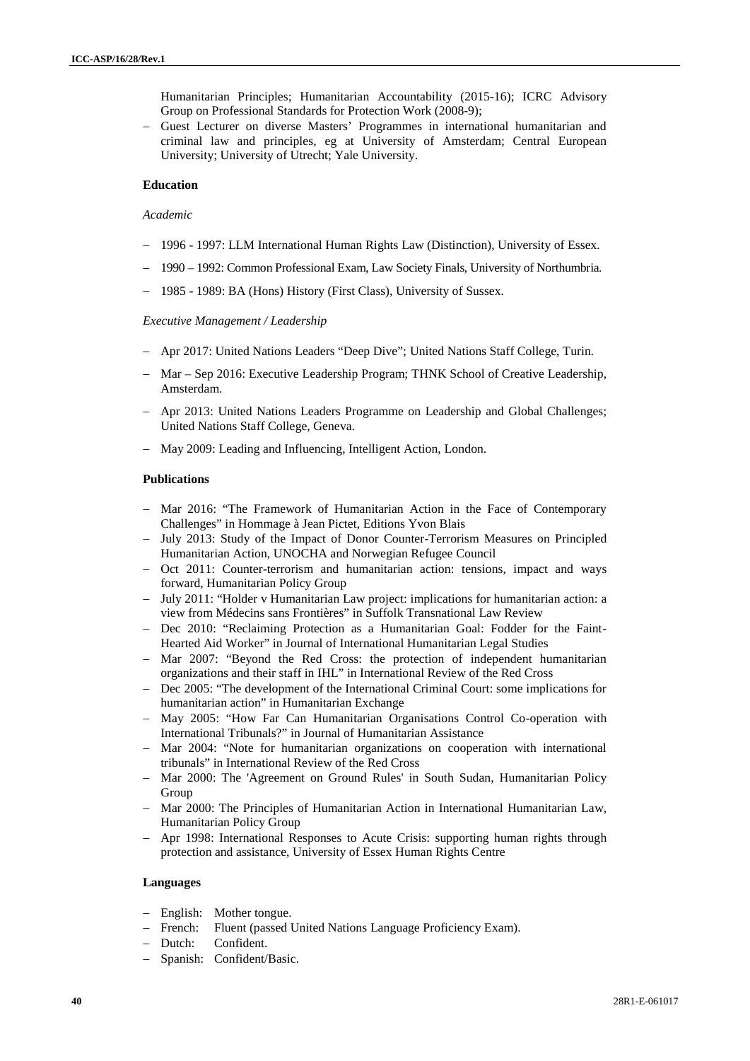Humanitarian Principles; Humanitarian Accountability (2015-16); ICRC Advisory Group on Professional Standards for Protection Work (2008-9);

- Guest Lecturer on diverse Masters' Programmes in international humanitarian and criminal law and principles, eg at University of Amsterdam; Central European University; University of Utrecht; Yale University.

**Education**

*Academic*

- 1996 - 1997: LLM International Human Rights Law (Distinction), University of Essex.
- 1990 – 1992: Common Professional Exam, Law Society Finals, University of Northumbria.
- 1985 - 1989: BA (Hons) History (First Class), University of Sussex.

*Executive Management / Leadership*

- Apr 2017: United Nations Leaders "Deep Dive"; United Nations Staff College, Turin.
- Mar – Sep 2016: Executive Leadership Program; THNK School of Creative Leadership, Amsterdam.
- Apr 2013: United Nations Leaders Programme on Leadership and Global Challenges; United Nations Staff College, Geneva.
- May 2009: Leading and Influencing, Intelligent Action, London.

**Publications**

- Mar 2016: "The Framework of Humanitarian Action in the Face of Contemporary Challenges" in Hommage à Jean Pictet, Editions Yvon Blais
- July 2013: Study of the Impact of Donor Counter-Terrorism Measures on Principled Humanitarian Action, UNOCHA and Norwegian Refugee Council
- Oct 2011: Counter-terrorism and humanitarian action: tensions, impact and ways forward, Humanitarian Policy Group
- July 2011: "Holder v Humanitarian Law project: implications for humanitarian action: a view from Médecins sans Frontières" in Suffolk Transnational Law Review
- Dec 2010: "Reclaiming Protection as a Humanitarian Goal: Fodder for the Faint-Hearted Aid Worker" in Journal of International Humanitarian Legal Studies
- Mar 2007: "Beyond the Red Cross: the protection of independent humanitarian organizations and their staff in IHL" in International Review of the Red Cross
- Dec 2005: "The development of the International Criminal Court: some implications for humanitarian action" in Humanitarian Exchange
- May 2005: "How Far Can Humanitarian Organisations Control Co-operation with International Tribunals?" in Journal of Humanitarian Assistance
- Mar 2004: "Note for humanitarian organizations on cooperation with international tribunals" in International Review of the Red Cross
- Mar 2000: The 'Agreement on Ground Rules' in South Sudan, Humanitarian Policy Group
- Mar 2000: The Principles of Humanitarian Action in International Humanitarian Law, Humanitarian Policy Group
- Apr 1998: International Responses to Acute Crisis: supporting human rights through protection and assistance, University of Essex Human Rights Centre

**Languages**

- English: Mother tongue.
- French: Fluent (passed United Nations Language Proficiency Exam).
- Dutch: Confident.
- Spanish: Confident/Basic.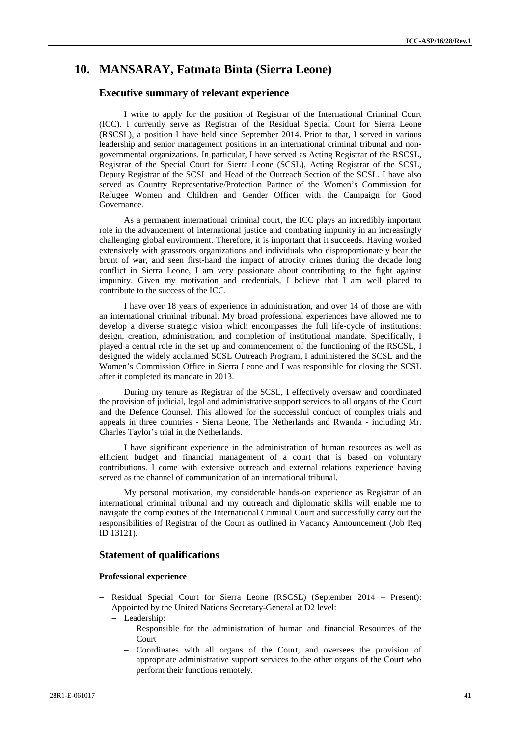## 10. MANSARAY, Fatmata Binta (Sierra Leone)

### Executive summary of relevant experience

I write to apply for the position of Registrar of the International Criminal Court (ICC). I currently serve as Registrar of the Residual Special Court for Sierra Leone (RSCSL), a position I have held since September 2014. Prior to that, I served in various leadership and senior management positions in an international criminal tribunal and non-governmental organizations. In particular, I have served as Acting Registrar of the RSCSL, Registrar of the Special Court for Sierra Leone (SCSL), Acting Registrar of the SCSL, Deputy Registrar of the SCSL and Head of the Outreach Section of the SCSL. I have also served as Country Representative/Protection Partner of the Women's Commission for Refugee Women and Children and Gender Officer with the Campaign for Good Governance.

As a permanent international criminal court, the ICC plays an incredibly important role in the advancement of international justice and combating impunity in an increasingly challenging global environment. Therefore, it is important that it succeeds. Having worked extensively with grassroots organizations and individuals who disproportionately bear the brunt of war, and seen first-hand the impact of atrocity crimes during the decade long conflict in Sierra Leone, I am very passionate about contributing to the fight against impunity. Given my motivation and credentials, I believe that I am well placed to contribute to the success of the ICC.

I have over 18 years of experience in administration, and over 14 of those are with an international criminal tribunal. My broad professional experiences have allowed me to develop a diverse strategic vision which encompasses the full life-cycle of institutions: design, creation, administration, and completion of institutional mandate. Specifically, I played a central role in the set up and commencement of the functioning of the RSCSL, I designed the widely acclaimed SCSL Outreach Program, I administered the SCSL and the Women's Commission Office in Sierra Leone and I was responsible for closing the SCSL after it completed its mandate in 2013.

During my tenure as Registrar of the SCSL, I effectively oversaw and coordinated the provision of judicial, legal and administrative support services to all organs of the Court and the Defence Counsel. This allowed for the successful conduct of complex trials and appeals in three countries - Sierra Leone, The Netherlands and Rwanda - including Mr. Charles Taylor's trial in the Netherlands.

I have significant experience in the administration of human resources as well as efficient budget and financial management of a court that is based on voluntary contributions. I come with extensive outreach and external relations experience having served as the channel of communication of an international tribunal.

My personal motivation, my considerable hands-on experience as Registrar of an international criminal tribunal and my outreach and diplomatic skills will enable me to navigate the complexities of the International Criminal Court and successfully carry out the responsibilities of Registrar of the Court as outlined in Vacancy Announcement (Job Req ID 13121).

### Statement of qualifications

#### Professional experience

- Residual Special Court for Sierra Leone (RSCSL) (September 2014 – Present): Appointed by the United Nations Secretary-General at D2 level:
  - Leadership:
    - Responsible for the administration of human and financial Resources of the Court
    - Coordinates with all organs of the Court, and oversees the provision of appropriate administrative support services to the other organs of the Court who perform their functions remotely.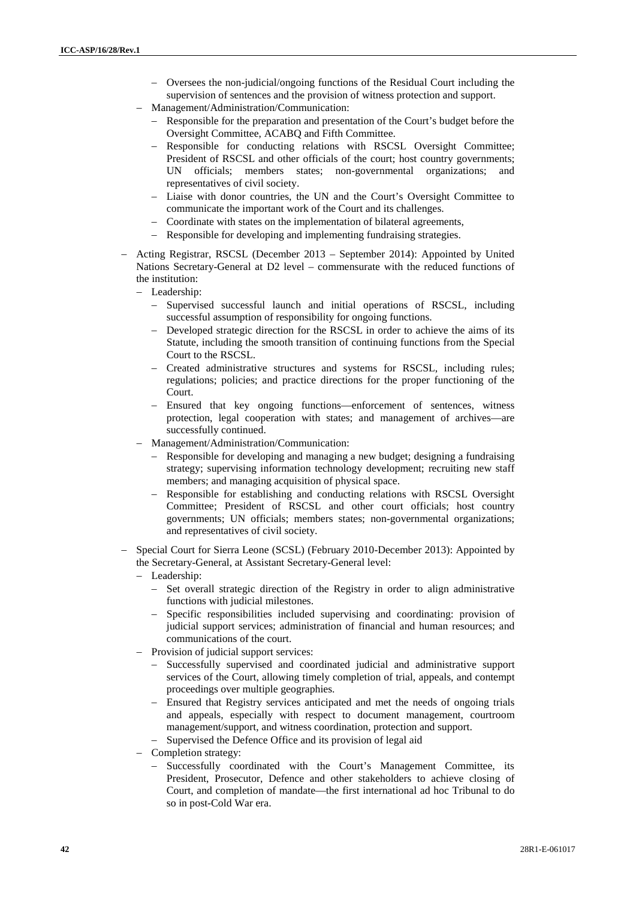- Oversees the non-judicial/ongoing functions of the Residual Court including the supervision of sentences and the provision of witness protection and support.
- Management/Administration/Communication:
  - Responsible for the preparation and presentation of the Court's budget before the Oversight Committee, ACABQ and Fifth Committee.
  - Responsible for conducting relations with RSCSL Oversight Committee; President of RSCSL and other officials of the court; host country governments; UN officials; members states; non-governmental organizations; and representatives of civil society.
  - Liaise with donor countries, the UN and the Court's Oversight Committee to communicate the important work of the Court and its challenges.
  - Coordinate with states on the implementation of bilateral agreements,
  - Responsible for developing and implementing fundraising strategies.

- Acting Registrar, RSCSL (December 2013 – September 2014): Appointed by United Nations Secretary-General at D2 level – commensurate with the reduced functions of the institution:
  - Leadership:
    - Supervised successful launch and initial operations of RSCSL, including successful assumption of responsibility for ongoing functions.
    - Developed strategic direction for the RSCSL in order to achieve the aims of its Statute, including the smooth transition of continuing functions from the Special Court to the RSCSL.
    - Created administrative structures and systems for RSCSL, including rules; regulations; policies; and practice directions for the proper functioning of the Court.
    - Ensured that key ongoing functions—enforcement of sentences, witness protection, legal cooperation with states; and management of archives—are successfully continued.
  - Management/Administration/Communication:
    - Responsible for developing and managing a new budget; designing a fundraising strategy; supervising information technology development; recruiting new staff members; and managing acquisition of physical space.
    - Responsible for establishing and conducting relations with RSCSL Oversight Committee; President of RSCSL and other court officials; host country governments; UN officials; members states; non-governmental organizations; and representatives of civil society.

- Special Court for Sierra Leone (SCSL) (February 2010-December 2013): Appointed by the Secretary-General, at Assistant Secretary-General level:
  - Leadership:
    - Set overall strategic direction of the Registry in order to align administrative functions with judicial milestones.
    - Specific responsibilities included supervising and coordinating: provision of judicial support services; administration of financial and human resources; and communications of the court.
  - Provision of judicial support services:
    - Successfully supervised and coordinated judicial and administrative support services of the Court, allowing timely completion of trial, appeals, and contempt proceedings over multiple geographies.
    - Ensured that Registry services anticipated and met the needs of ongoing trials and appeals, especially with respect to document management, courtroom management/support, and witness coordination, protection and support.
    - Supervised the Defence Office and its provision of legal aid
  - Completion strategy:
    - Successfully coordinated with the Court's Management Committee, its President, Prosecutor, Defence and other stakeholders to achieve closing of Court, and completion of mandate—the first international ad hoc Tribunal to do so in post-Cold War era.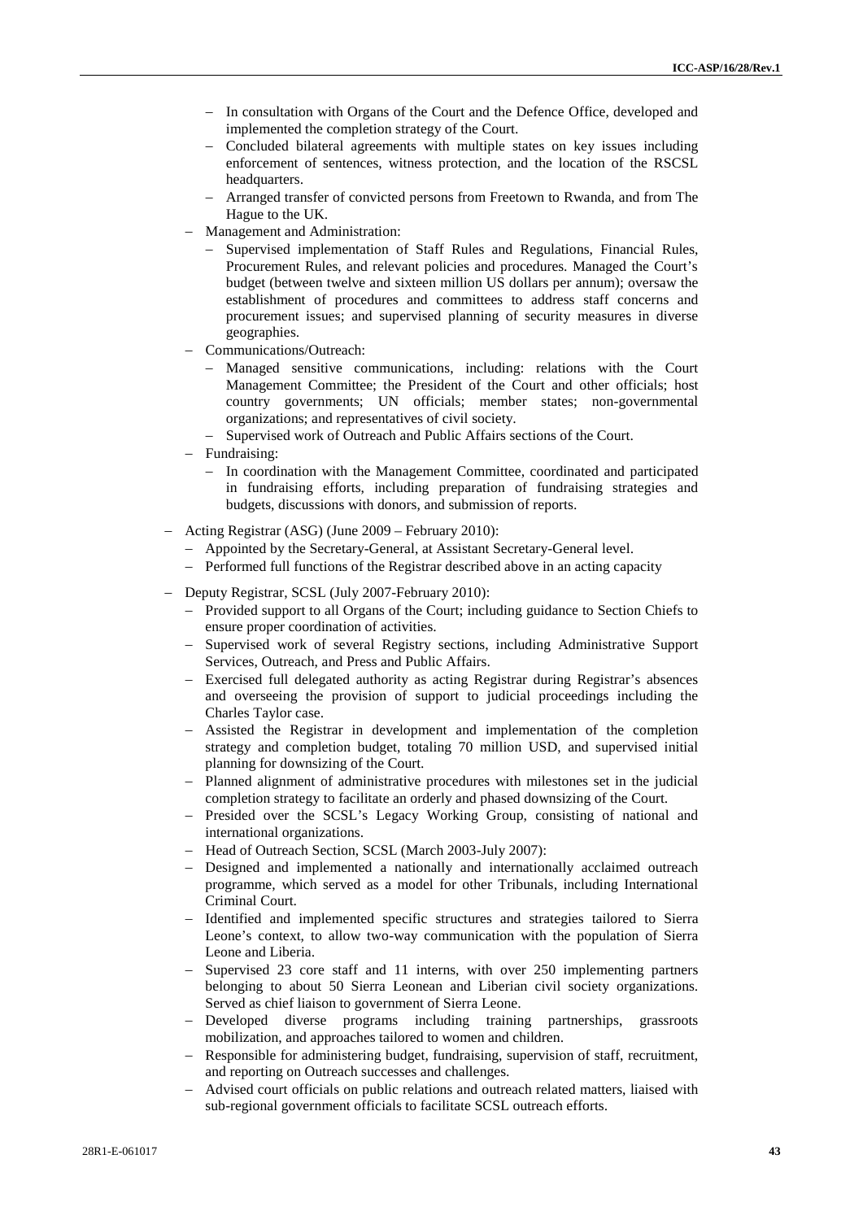- In consultation with Organs of the Court and the Defence Office, developed and implemented the completion strategy of the Court.
- Concluded bilateral agreements with multiple states on key issues including enforcement of sentences, witness protection, and the location of the RSCSL headquarters.
- Arranged transfer of convicted persons from Freetown to Rwanda, and from The Hague to the UK.

- Management and Administration:
  - Supervised implementation of Staff Rules and Regulations, Financial Rules, Procurement Rules, and relevant policies and procedures. Managed the Court's budget (between twelve and sixteen million US dollars per annum); oversaw the establishment of procedures and committees to address staff concerns and procurement issues; and supervised planning of security measures in diverse geographies.
- Communications/Outreach:
  - Managed sensitive communications, including: relations with the Court Management Committee; the President of the Court and other officials; host country governments; UN officials; member states; non-governmental organizations; and representatives of civil society.
  - Supervised work of Outreach and Public Affairs sections of the Court.
- Fundraising:
  - In coordination with the Management Committee, coordinated and participated in fundraising efforts, including preparation of fundraising strategies and budgets, discussions with donors, and submission of reports.

- Acting Registrar (ASG) (June 2009 – February 2010):
  - Appointed by the Secretary-General, at Assistant Secretary-General level.
  - Performed full functions of the Registrar described above in an acting capacity

- Deputy Registrar, SCSL (July 2007-February 2010):
  - Provided support to all Organs of the Court; including guidance to Section Chiefs to ensure proper coordination of activities.
  - Supervised work of several Registry sections, including Administrative Support Services, Outreach, and Press and Public Affairs.
  - Exercised full delegated authority as acting Registrar during Registrar's absences and overseeing the provision of support to judicial proceedings including the Charles Taylor case.
  - Assisted the Registrar in development and implementation of the completion strategy and completion budget, totaling 70 million USD, and supervised initial planning for downsizing of the Court.
  - Planned alignment of administrative procedures with milestones set in the judicial completion strategy to facilitate an orderly and phased downsizing of the Court.
  - Presided over the SCSL's Legacy Working Group, consisting of national and international organizations.
  - Head of Outreach Section, SCSL (March 2003-July 2007):
  - Designed and implemented a nationally and internationally acclaimed outreach programme, which served as a model for other Tribunals, including International Criminal Court.
  - Identified and implemented specific structures and strategies tailored to Sierra Leone's context, to allow two-way communication with the population of Sierra Leone and Liberia.
  - Supervised 23 core staff and 11 interns, with over 250 implementing partners belonging to about 50 Sierra Leonean and Liberian civil society organizations. Served as chief liaison to government of Sierra Leone.
  - Developed diverse programs including training partnerships, grassroots mobilization, and approaches tailored to women and children.
  - Responsible for administering budget, fundraising, supervision of staff, recruitment, and reporting on Outreach successes and challenges.
  - Advised court officials on public relations and outreach related matters, liaised with sub-regional government officials to facilitate SCSL outreach efforts.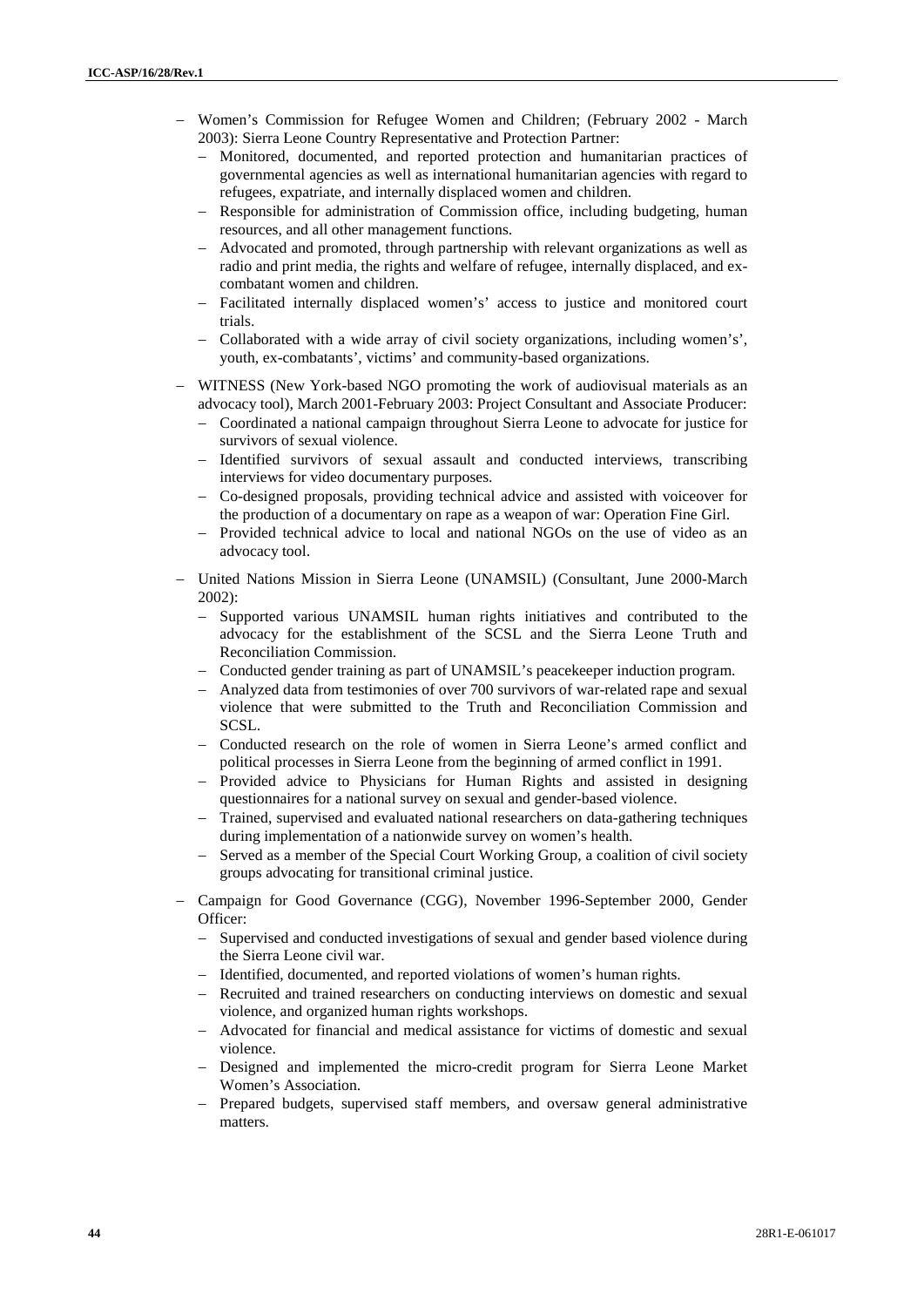- Women's Commission for Refugee Women and Children; (February 2002 - March 2003): Sierra Leone Country Representative and Protection Partner:
  - Monitored, documented, and reported protection and humanitarian practices of governmental agencies as well as international humanitarian agencies with regard to refugees, expatriate, and internally displaced women and children.
  - Responsible for administration of Commission office, including budgeting, human resources, and all other management functions.
  - Advocated and promoted, through partnership with relevant organizations as well as radio and print media, the rights and welfare of refugee, internally displaced, and ex-combatant women and children.
  - Facilitated internally displaced women's' access to justice and monitored court trials.
  - Collaborated with a wide array of civil society organizations, including women's', youth, ex-combatants', victims' and community-based organizations.
- WITNESS (New York-based NGO promoting the work of audiovisual materials as an advocacy tool), March 2001-February 2003: Project Consultant and Associate Producer:
  - Coordinated a national campaign throughout Sierra Leone to advocate for justice for survivors of sexual violence.
  - Identified survivors of sexual assault and conducted interviews, transcribing interviews for video documentary purposes.
  - Co-designed proposals, providing technical advice and assisted with voiceover for the production of a documentary on rape as a weapon of war: Operation Fine Girl.
  - Provided technical advice to local and national NGOs on the use of video as an advocacy tool.
- United Nations Mission in Sierra Leone (UNAMSIL) (Consultant, June 2000-March 2002):
  - Supported various UNAMSIL human rights initiatives and contributed to the advocacy for the establishment of the SCSL and the Sierra Leone Truth and Reconciliation Commission.
  - Conducted gender training as part of UNAMSIL's peacekeeper induction program.
  - Analyzed data from testimonies of over 700 survivors of war-related rape and sexual violence that were submitted to the Truth and Reconciliation Commission and SCSL.
  - Conducted research on the role of women in Sierra Leone's armed conflict and political processes in Sierra Leone from the beginning of armed conflict in 1991.
  - Provided advice to Physicians for Human Rights and assisted in designing questionnaires for a national survey on sexual and gender-based violence.
  - Trained, supervised and evaluated national researchers on data-gathering techniques during implementation of a nationwide survey on women's health.
  - Served as a member of the Special Court Working Group, a coalition of civil society groups advocating for transitional criminal justice.
- Campaign for Good Governance (CGG), November 1996-September 2000, Gender Officer:
  - Supervised and conducted investigations of sexual and gender based violence during the Sierra Leone civil war.
  - Identified, documented, and reported violations of women's human rights.
  - Recruited and trained researchers on conducting interviews on domestic and sexual violence, and organized human rights workshops.
  - Advocated for financial and medical assistance for victims of domestic and sexual violence.
  - Designed and implemented the micro-credit program for Sierra Leone Market Women's Association.
  - Prepared budgets, supervised staff members, and oversaw general administrative matters.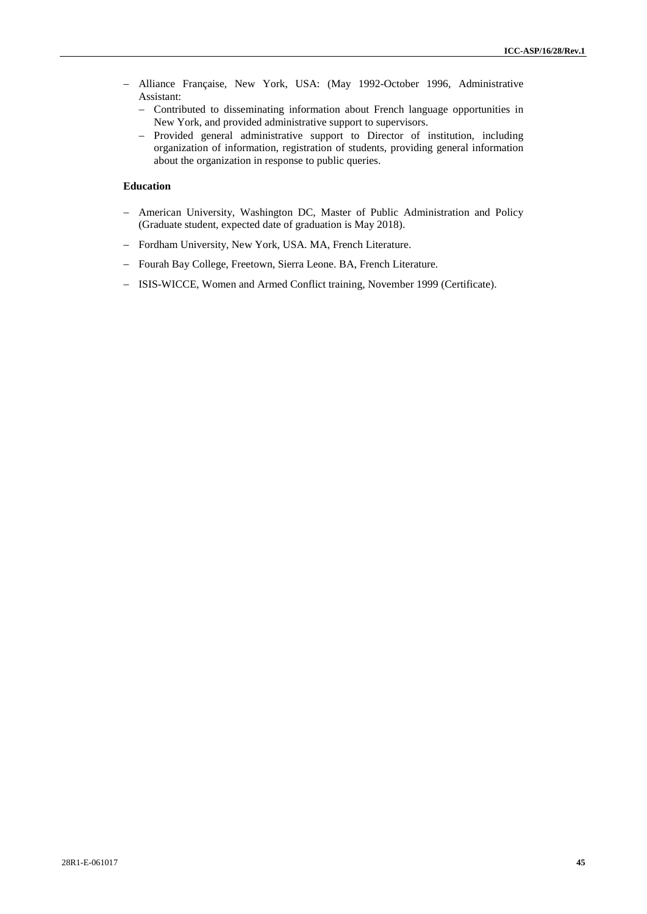- Alliance Française, New York, USA: (May 1992-October 1996, Administrative Assistant:
  - Contributed to disseminating information about French language opportunities in New York, and provided administrative support to supervisors.
  - Provided general administrative support to Director of institution, including organization of information, registration of students, providing general information about the organization in response to public queries.

**Education**

- American University, Washington DC, Master of Public Administration and Policy (Graduate student, expected date of graduation is May 2018).
- Fordham University, New York, USA. MA, French Literature.
- Fourah Bay College, Freetown, Sierra Leone. BA, French Literature.
- ISIS-WICCE, Women and Armed Conflict training, November 1999 (Certificate).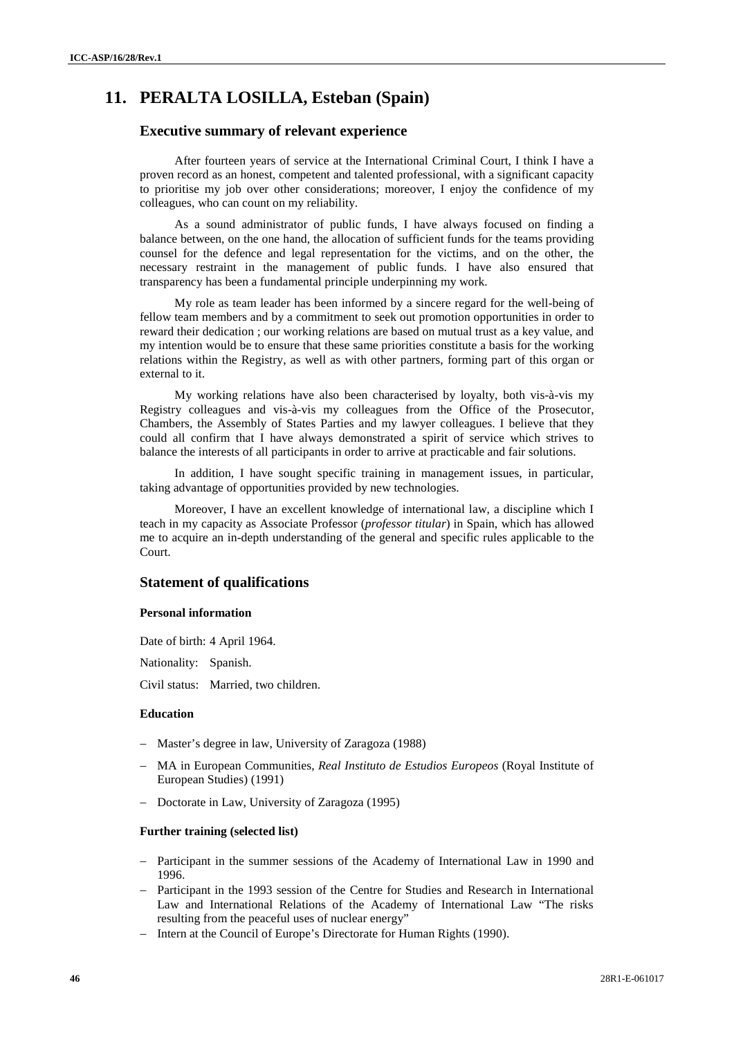## 11. PERALTA LOSILLA, Esteban (Spain)

### Executive summary of relevant experience

After fourteen years of service at the International Criminal Court, I think I have a proven record as an honest, competent and talented professional, with a significant capacity to prioritise my job over other considerations; moreover, I enjoy the confidence of my colleagues, who can count on my reliability.

As a sound administrator of public funds, I have always focused on finding a balance between, on the one hand, the allocation of sufficient funds for the teams providing counsel for the defence and legal representation for the victims, and on the other, the necessary restraint in the management of public funds. I have also ensured that transparency has been a fundamental principle underpinning my work.

My role as team leader has been informed by a sincere regard for the well-being of fellow team members and by a commitment to seek out promotion opportunities in order to reward their dedication ; our working relations are based on mutual trust as a key value, and my intention would be to ensure that these same priorities constitute a basis for the working relations within the Registry, as well as with other partners, forming part of this organ or external to it.

My working relations have also been characterised by loyalty, both vis-à-vis my Registry colleagues and vis-à-vis my colleagues from the Office of the Prosecutor, Chambers, the Assembly of States Parties and my lawyer colleagues. I believe that they could all confirm that I have always demonstrated a spirit of service which strives to balance the interests of all participants in order to arrive at practicable and fair solutions.

In addition, I have sought specific training in management issues, in particular, taking advantage of opportunities provided by new technologies.

Moreover, I have an excellent knowledge of international law, a discipline which I teach in my capacity as Associate Professor (*professor titular*) in Spain, which has allowed me to acquire an in-depth understanding of the general and specific rules applicable to the Court.

### Statement of qualifications

#### Personal information

Date of birth: 4 April 1964.

Nationality: Spanish.

Civil status: Married, two children.

#### Education

- Master's degree in law, University of Zaragoza (1988)
- MA in European Communities, *Real Instituto de Estudios Europeos* (Royal Institute of European Studies) (1991)
- Doctorate in Law, University of Zaragoza (1995)

#### Further training (selected list)

- Participant in the summer sessions of the Academy of International Law in 1990 and 1996.
- Participant in the 1993 session of the Centre for Studies and Research in International Law and International Relations of the Academy of International Law "The risks resulting from the peaceful uses of nuclear energy"
- Intern at the Council of Europe's Directorate for Human Rights (1990).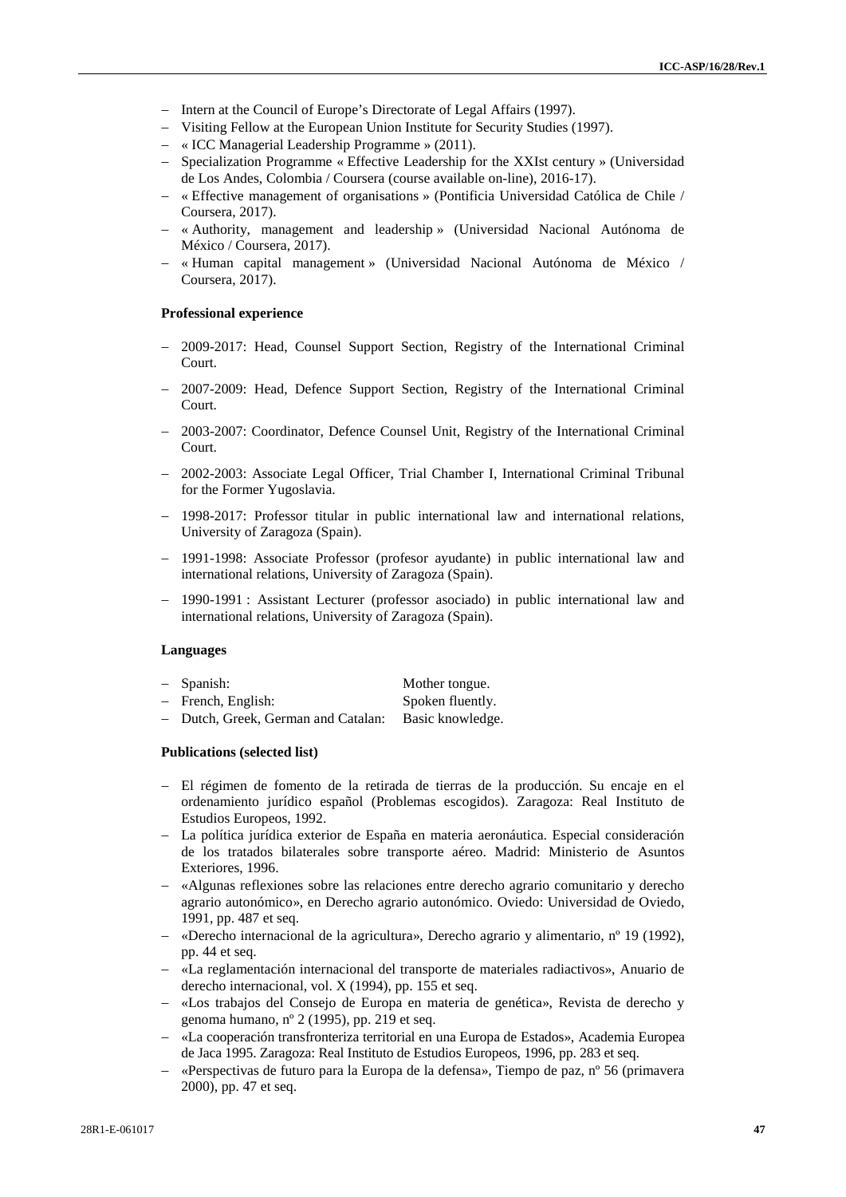- Intern at the Council of Europe's Directorate of Legal Affairs (1997).
- Visiting Fellow at the European Union Institute for Security Studies (1997).
- « ICC Managerial Leadership Programme » (2011).
- Specialization Programme « Effective Leadership for the XXIst century » (Universidad de Los Andes, Colombia / Coursera (course available on-line), 2016-17).
- « Effective management of organisations » (Pontificia Universidad Católica de Chile / Coursera, 2017).
- « Authority, management and leadership » (Universidad Nacional Autónoma de México / Coursera, 2017).
- « Human capital management » (Universidad Nacional Autónoma de México / Coursera, 2017).

**Professional experience**

- 2009-2017: Head, Counsel Support Section, Registry of the International Criminal Court.
- 2007-2009: Head, Defence Support Section, Registry of the International Criminal Court.
- 2003-2007: Coordinator, Defence Counsel Unit, Registry of the International Criminal Court.
- 2002-2003: Associate Legal Officer, Trial Chamber I, International Criminal Tribunal for the Former Yugoslavia.
- 1998-2017: Professor titular in public international law and international relations, University of Zaragoza (Spain).
- 1991-1998: Associate Professor (profesor ayudante) in public international law and international relations, University of Zaragoza (Spain).
- 1990-1991 : Assistant Lecturer (professor asociado) in public international law and international relations, University of Zaragoza (Spain).

**Languages**

- Spanish: Mother tongue.
- French, English: Spoken fluently.
- Dutch, Greek, German and Catalan: Basic knowledge.

**Publications (selected list)**

- El régimen de fomento de la retirada de tierras de la producción. Su encaje en el ordenamiento jurídico español (Problemas escogidos). Zaragoza: Real Instituto de Estudios Europeos, 1992.
- La política jurídica exterior de España en materia aeronáutica. Especial consideración de los tratados bilaterales sobre transporte aéreo. Madrid: Ministerio de Asuntos Exteriores, 1996.
- «Algunas reflexiones sobre las relaciones entre derecho agrario comunitario y derecho agrario autonómico», en Derecho agrario autonómico. Oviedo: Universidad de Oviedo, 1991, pp. 487 et seq.
- «Derecho internacional de la agricultura», Derecho agrario y alimentario, nº 19 (1992), pp. 44 et seq.
- «La reglamentación internacional del transporte de materiales radiactivos», Anuario de derecho internacional, vol. X (1994), pp. 155 et seq.
- «Los trabajos del Consejo de Europa en materia de genética», Revista de derecho y genoma humano, nº 2 (1995), pp. 219 et seq.
- «La cooperación transfronteriza territorial en una Europa de Estados», Academia Europea de Jaca 1995. Zaragoza: Real Instituto de Estudios Europeos, 1996, pp. 283 et seq.
- «Perspectivas de futuro para la Europa de la defensa», Tiempo de paz, nº 56 (primavera 2000), pp. 47 et seq.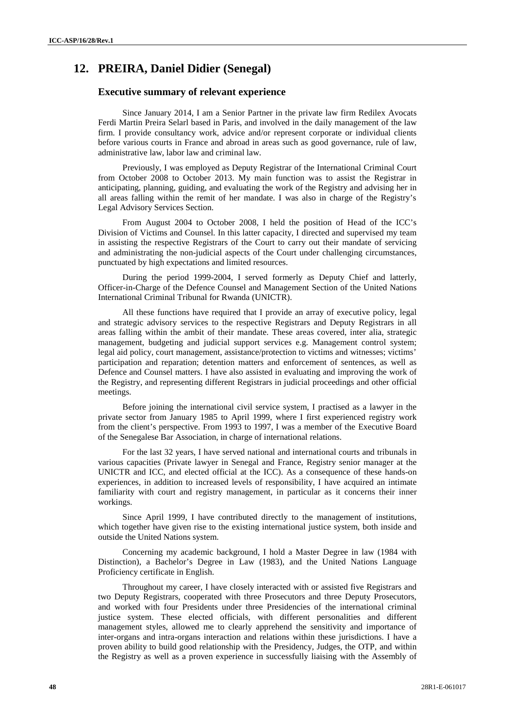## 12. PREIRA, Daniel Didier (Senegal)

### Executive summary of relevant experience

Since January 2014, I am a Senior Partner in the private law firm Redilex Avocats Ferdi Martin Preira Selarl based in Paris, and involved in the daily management of the law firm. I provide consultancy work, advice and/or represent corporate or individual clients before various courts in France and abroad in areas such as good governance, rule of law, administrative law, labor law and criminal law.

Previously, I was employed as Deputy Registrar of the International Criminal Court from October 2008 to October 2013. My main function was to assist the Registrar in anticipating, planning, guiding, and evaluating the work of the Registry and advising her in all areas falling within the remit of her mandate. I was also in charge of the Registry's Legal Advisory Services Section.

From August 2004 to October 2008, I held the position of Head of the ICC's Division of Victims and Counsel. In this latter capacity, I directed and supervised my team in assisting the respective Registrars of the Court to carry out their mandate of servicing and administrating the non-judicial aspects of the Court under challenging circumstances, punctuated by high expectations and limited resources.

During the period 1999-2004, I served formerly as Deputy Chief and latterly, Officer-in-Charge of the Defence Counsel and Management Section of the United Nations International Criminal Tribunal for Rwanda (UNICTR).

All these functions have required that I provide an array of executive policy, legal and strategic advisory services to the respective Registrars and Deputy Registrars in all areas falling within the ambit of their mandate. These areas covered, inter alia, strategic management, budgeting and judicial support services e.g. Management control system; legal aid policy, court management, assistance/protection to victims and witnesses; victims' participation and reparation; detention matters and enforcement of sentences, as well as Defence and Counsel matters. I have also assisted in evaluating and improving the work of the Registry, and representing different Registrars in judicial proceedings and other official meetings.

Before joining the international civil service system, I practised as a lawyer in the private sector from January 1985 to April 1999, where I first experienced registry work from the client's perspective. From 1993 to 1997, I was a member of the Executive Board of the Senegalese Bar Association, in charge of international relations.

For the last 32 years, I have served national and international courts and tribunals in various capacities (Private lawyer in Senegal and France, Registry senior manager at the UNICTR and ICC, and elected official at the ICC). As a consequence of these hands-on experiences, in addition to increased levels of responsibility, I have acquired an intimate familiarity with court and registry management, in particular as it concerns their inner workings.

Since April 1999, I have contributed directly to the management of institutions, which together have given rise to the existing international justice system, both inside and outside the United Nations system.

Concerning my academic background, I hold a Master Degree in law (1984 with Distinction), a Bachelor's Degree in Law (1983), and the United Nations Language Proficiency certificate in English.

Throughout my career, I have closely interacted with or assisted five Registrars and two Deputy Registrars, cooperated with three Prosecutors and three Deputy Prosecutors, and worked with four Presidents under three Presidencies of the international criminal justice system. These elected officials, with different personalities and different management styles, allowed me to clearly apprehend the sensitivity and importance of inter-organs and intra-organs interaction and relations within these jurisdictions. I have a proven ability to build good relationship with the Presidency, Judges, the OTP, and within the Registry as well as a proven experience in successfully liaising with the Assembly of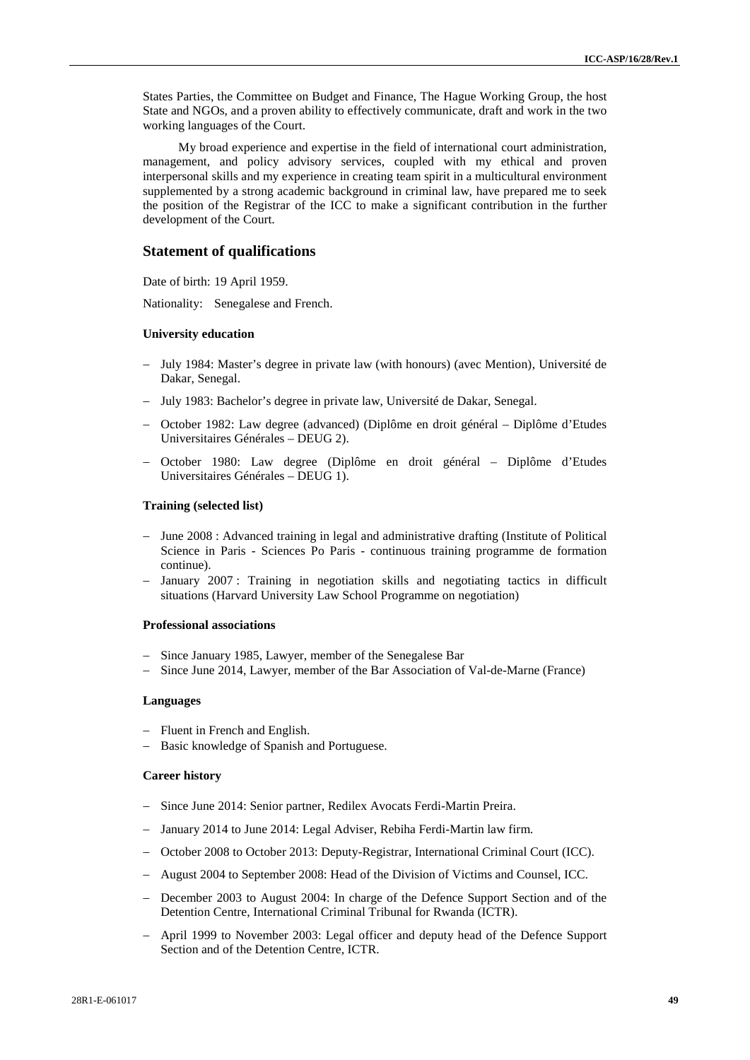States Parties, the Committee on Budget and Finance, The Hague Working Group, the host State and NGOs, and a proven ability to effectively communicate, draft and work in the two working languages of the Court.

My broad experience and expertise in the field of international court administration, management, and policy advisory services, coupled with my ethical and proven interpersonal skills and my experience in creating team spirit in a multicultural environment supplemented by a strong academic background in criminal law, have prepared me to seek the position of the Registrar of the ICC to make a significant contribution in the further development of the Court.

## Statement of qualifications

Date of birth: 19 April 1959.

Nationality: Senegalese and French.

### University education

- July 1984: Master's degree in private law (with honours) (avec Mention), Université de Dakar, Senegal.
- July 1983: Bachelor's degree in private law, Université de Dakar, Senegal.
- October 1982: Law degree (advanced) (Diplôme en droit général – Diplôme d'Etudes Universitaires Générales – DEUG 2).
- October 1980: Law degree (Diplôme en droit général – Diplôme d'Etudes Universitaires Générales – DEUG 1).

### Training (selected list)

- June 2008 : Advanced training in legal and administrative drafting (Institute of Political Science in Paris - Sciences Po Paris - continuous training programme de formation continue).
- January 2007 : Training in negotiation skills and negotiating tactics in difficult situations (Harvard University Law School Programme on negotiation)

### Professional associations

- Since January 1985, Lawyer, member of the Senegalese Bar
- Since June 2014, Lawyer, member of the Bar Association of Val-de-Marne (France)

### Languages

- Fluent in French and English.
- Basic knowledge of Spanish and Portuguese.

### Career history

- Since June 2014: Senior partner, Redilex Avocats Ferdi-Martin Preira.
- January 2014 to June 2014: Legal Adviser, Rebiha Ferdi-Martin law firm.
- October 2008 to October 2013: Deputy-Registrar, International Criminal Court (ICC).
- August 2004 to September 2008: Head of the Division of Victims and Counsel, ICC.
- December 2003 to August 2004: In charge of the Defence Support Section and of the Detention Centre, International Criminal Tribunal for Rwanda (ICTR).
- April 1999 to November 2003: Legal officer and deputy head of the Defence Support Section and of the Detention Centre, ICTR.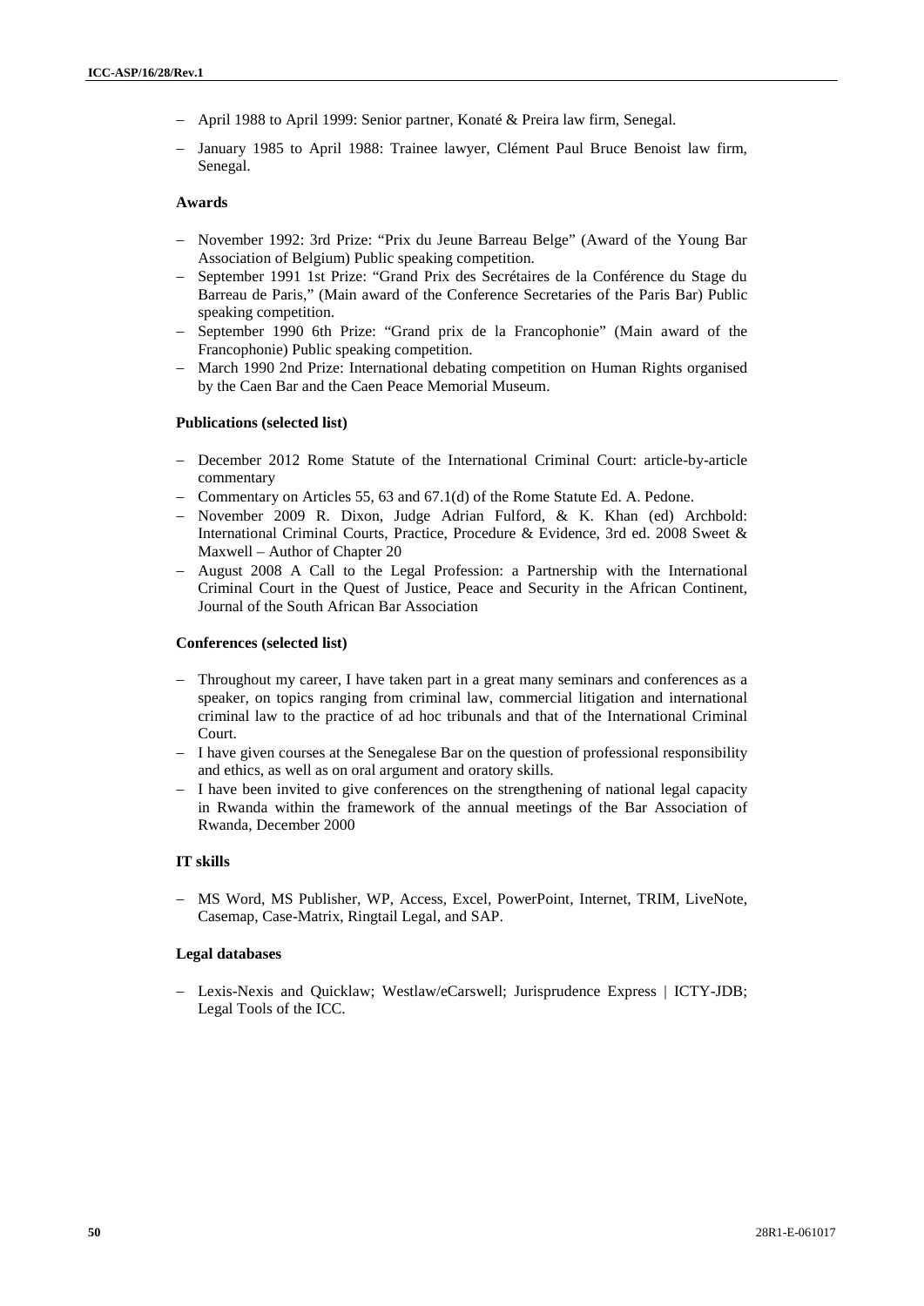- April 1988 to April 1999: Senior partner, Konaté & Preira law firm, Senegal.
- January 1985 to April 1988: Trainee lawyer, Clément Paul Bruce Benoist law firm, Senegal.

**Awards**

- November 1992: 3rd Prize: "Prix du Jeune Barreau Belge" (Award of the Young Bar Association of Belgium) Public speaking competition.
- September 1991 1st Prize: "Grand Prix des Secrétaires de la Conférence du Stage du Barreau de Paris," (Main award of the Conference Secretaries of the Paris Bar) Public speaking competition.
- September 1990 6th Prize: "Grand prix de la Francophonie" (Main award of the Francophonie) Public speaking competition.
- March 1990 2nd Prize: International debating competition on Human Rights organised by the Caen Bar and the Caen Peace Memorial Museum.

**Publications (selected list)**

- December 2012 Rome Statute of the International Criminal Court: article-by-article commentary
- Commentary on Articles 55, 63 and 67.1(d) of the Rome Statute Ed. A. Pedone.
- November 2009 R. Dixon, Judge Adrian Fulford, & K. Khan (ed) Archbold: International Criminal Courts, Practice, Procedure & Evidence, 3rd ed. 2008 Sweet & Maxwell – Author of Chapter 20
- August 2008 A Call to the Legal Profession: a Partnership with the International Criminal Court in the Quest of Justice, Peace and Security in the African Continent, Journal of the South African Bar Association

**Conferences (selected list)**

- Throughout my career, I have taken part in a great many seminars and conferences as a speaker, on topics ranging from criminal law, commercial litigation and international criminal law to the practice of ad hoc tribunals and that of the International Criminal Court.
- I have given courses at the Senegalese Bar on the question of professional responsibility and ethics, as well as on oral argument and oratory skills.
- I have been invited to give conferences on the strengthening of national legal capacity in Rwanda within the framework of the annual meetings of the Bar Association of Rwanda, December 2000

**IT skills**

- MS Word, MS Publisher, WP, Access, Excel, PowerPoint, Internet, TRIM, LiveNote, Casemap, Case-Matrix, Ringtail Legal, and SAP.

**Legal databases**

- Lexis-Nexis and Quicklaw; Westlaw/eCarswell; Jurisprudence Express | ICTY-JDB; Legal Tools of the ICC.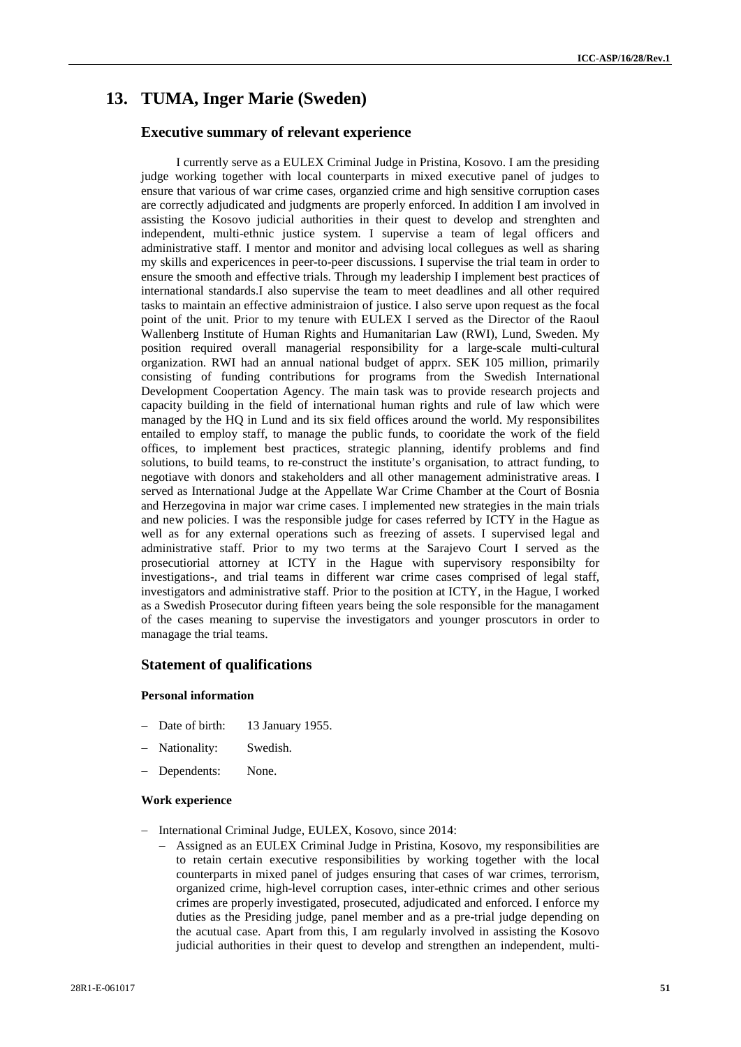## 13. TUMA, Inger Marie (Sweden)

### Executive summary of relevant experience

I currently serve as a EULEX Criminal Judge in Pristina, Kosovo. I am the presiding judge working together with local counterparts in mixed executive panel of judges to ensure that various of war crime cases, organzied crime and high sensitive corruption cases are correctly adjudicated and judgments are properly enforced. In addition I am involved in assisting the Kosovo judicial authorities in their quest to develop and strenghten and independent, multi-ethnic justice system. I supervise a team of legal officers and administrative staff. I mentor and monitor and advising local collegues as well as sharing my skills and expericences in peer-to-peer discussions. I supervise the trial team in order to ensure the smooth and effective trials. Through my leadership I implement best practices of international standards.I also supervise the team to meet deadlines and all other required tasks to maintain an effective administraion of justice. I also serve upon request as the focal point of the unit. Prior to my tenure with EULEX I served as the Director of the Raoul Wallenberg Institute of Human Rights and Humanitarian Law (RWI), Lund, Sweden. My position required overall managerial responsibility for a large-scale multi-cultural organization. RWI had an annual national budget of apprx. SEK 105 million, primarily consisting of funding contributions for programs from the Swedish International Development Coopertation Agency. The main task was to provide research projects and capacity building in the field of international human rights and rule of law which were managed by the HQ in Lund and its six field offices around the world. My responsibilites entailed to employ staff, to manage the public funds, to cooridate the work of the field offices, to implement best practices, strategic planning, identify problems and find solutions, to build teams, to re-construct the institute's organisation, to attract funding, to negotiave with donors and stakeholders and all other management administrative areas. I served as International Judge at the Appellate War Crime Chamber at the Court of Bosnia and Herzegovina in major war crime cases. I implemented new strategies in the main trials and new policies. I was the responsible judge for cases referred by ICTY in the Hague as well as for any external operations such as freezing of assets. I supervised legal and administrative staff. Prior to my two terms at the Sarajevo Court I served as the prosecutiorial attorney at ICTY in the Hague with supervisory responsibilty for investigations-, and trial teams in different war crime cases comprised of legal staff, investigators and administrative staff. Prior to the position at ICTY, in the Hague, I worked as a Swedish Prosecutor during fifteen years being the sole responsible for the managament of the cases meaning to supervise the investigators and younger proscutors in order to managage the trial teams.

### Statement of qualifications

#### Personal information

- Date of birth: 13 January 1955.
- Nationality: Swedish.
- Dependents: None.

#### Work experience

- International Criminal Judge, EULEX, Kosovo, since 2014:
  - Assigned as an EULEX Criminal Judge in Pristina, Kosovo, my responsibilities are to retain certain executive responsibilities by working together with the local counterparts in mixed panel of judges ensuring that cases of war crimes, terrorism, organized crime, high-level corruption cases, inter-ethnic crimes and other serious crimes are properly investigated, prosecuted, adjudicated and enforced. I enforce my duties as the Presiding judge, panel member and as a pre-trial judge depending on the acutual case. Apart from this, I am regularly involved in assisting the Kosovo judicial authorities in their quest to develop and strengthen an independent, multi-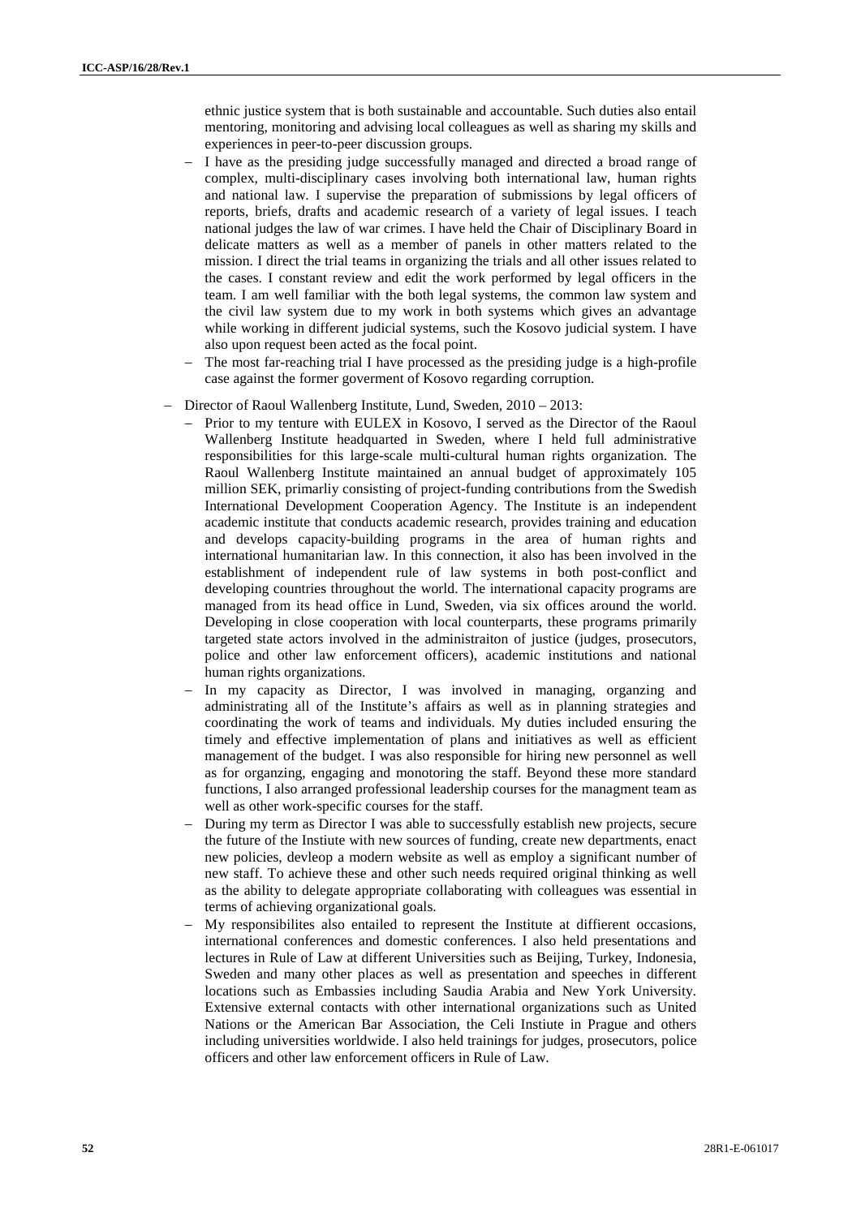ethnic justice system that is both sustainable and accountable. Such duties also entail mentoring, monitoring and advising local colleagues as well as sharing my skills and experiences in peer-to-peer discussion groups.

  - I have as the presiding judge successfully managed and directed a broad range of complex, multi-disciplinary cases involving both international law, human rights and national law. I supervise the preparation of submissions by legal officers of reports, briefs, drafts and academic research of a variety of legal issues. I teach national judges the law of war crimes. I have held the Chair of Disciplinary Board in delicate matters as well as a member of panels in other matters related to the mission. I direct the trial teams in organizing the trials and all other issues related to the cases. I constant review and edit the work performed by legal officers in the team. I am well familiar with the both legal systems, the common law system and the civil law system due to my work in both systems which gives an advantage while working in different judicial systems, such the Kosovo judicial system. I have also upon request been acted as the focal point.
  - The most far-reaching trial I have processed as the presiding judge is a high-profile case against the former goverment of Kosovo regarding corruption.

- Director of Raoul Wallenberg Institute, Lund, Sweden, 2010 – 2013:
  - Prior to my tenture with EULEX in Kosovo, I served as the Director of the Raoul Wallenberg Institute headquarted in Sweden, where I held full administrative responsibilities for this large-scale multi-cultural human rights organization. The Raoul Wallenberg Institute maintained an annual budget of approximately 105 million SEK, primarliy consisting of project-funding contributions from the Swedish International Development Cooperation Agency. The Institute is an independent academic institute that conducts academic research, provides training and education and develops capacity-building programs in the area of human rights and international humanitarian law. In this connection, it also has been involved in the establishment of independent rule of law systems in both post-conflict and developing countries throughout the world. The international capacity programs are managed from its head office in Lund, Sweden, via six offices around the world. Developing in close cooperation with local counterparts, these programs primarily targeted state actors involved in the administraiton of justice (judges, prosecutors, police and other law enforcement officers), academic institutions and national human rights organizations.
  - In my capacity as Director, I was involved in managing, organzing and administrating all of the Institute's affairs as well as in planning strategies and coordinating the work of teams and individuals. My duties included ensuring the timely and effective implementation of plans and initiatives as well as efficient management of the budget. I was also responsible for hiring new personnel as well as for organzing, engaging and monotoring the staff. Beyond these more standard functions, I also arranged professional leadership courses for the managment team as well as other work-specific courses for the staff.
  - During my term as Director I was able to successfully establish new projects, secure the future of the Instiute with new sources of funding, create new departments, enact new policies, devleop a modern website as well as employ a significant number of new staff. To achieve these and other such needs required original thinking as well as the ability to delegate appropriate collaborating with colleagues was essential in terms of achieving organizational goals.
  - My responsibilites also entailed to represent the Institute at diffierent occasions, international conferences and domestic conferences. I also held presentations and lectures in Rule of Law at different Universities such as Beijing, Turkey, Indonesia, Sweden and many other places as well as presentation and speeches in different locations such as Embassies including Saudia Arabia and New York University. Extensive external contacts with other international organizations such as United Nations or the American Bar Association, the Celi Instiute in Prague and others including universities worldwide. I also held trainings for judges, prosecutors, police officers and other law enforcement officers in Rule of Law.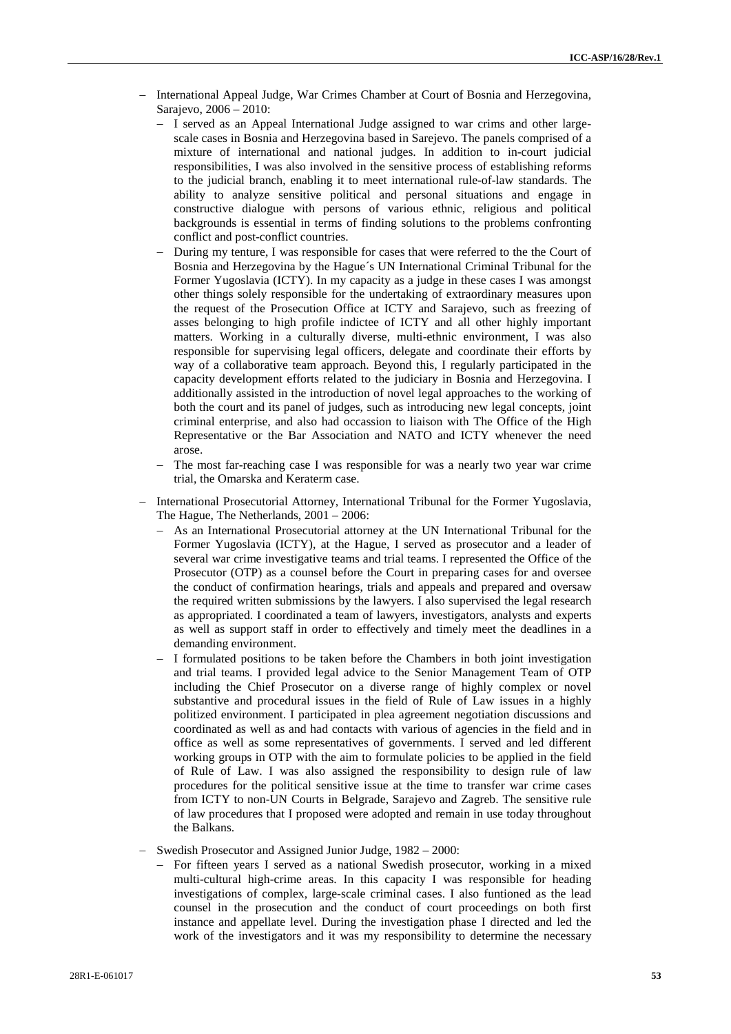- International Appeal Judge, War Crimes Chamber at Court of Bosnia and Herzegovina, Sarajevo, 2006 – 2010:
  - I served as an Appeal International Judge assigned to war crims and other large-scale cases in Bosnia and Herzegovina based in Sarejevo. The panels comprised of a mixture of international and national judges. In addition to in-court judicial responsibilities, I was also involved in the sensitive process of establishing reforms to the judicial branch, enabling it to meet international rule-of-law standards. The ability to analyze sensitive political and personal situations and engage in constructive dialogue with persons of various ethnic, religious and political backgrounds is essential in terms of finding solutions to the problems confronting conflict and post-conflict countries.
  - During my tenture, I was responsible for cases that were referred to the the Court of Bosnia and Herzegovina by the Hague´s UN International Criminal Tribunal for the Former Yugoslavia (ICTY). In my capacity as a judge in these cases I was amongst other things solely responsible for the undertaking of extraordinary measures upon the request of the Prosecution Office at ICTY and Sarajevo, such as freezing of asses belonging to high profile indictee of ICTY and all other highly important matters. Working in a culturally diverse, multi-ethnic environment, I was also responsible for supervising legal officers, delegate and coordinate their efforts by way of a collaborative team approach. Beyond this, I regularly participated in the capacity development efforts related to the judiciary in Bosnia and Herzegovina. I additionally assisted in the introduction of novel legal approaches to the working of both the court and its panel of judges, such as introducing new legal concepts, joint criminal enterprise, and also had occassion to liaison with The Office of the High Representative or the Bar Association and NATO and ICTY whenever the need arose.
  - The most far-reaching case I was responsible for was a nearly two year war crime trial, the Omarska and Keraterm case.
- International Prosecutorial Attorney, International Tribunal for the Former Yugoslavia, The Hague, The Netherlands, 2001 – 2006:
  - As an International Prosecutorial attorney at the UN International Tribunal for the Former Yugoslavia (ICTY), at the Hague, I served as prosecutor and a leader of several war crime investigative teams and trial teams. I represented the Office of the Prosecutor (OTP) as a counsel before the Court in preparing cases for and oversee the conduct of confirmation hearings, trials and appeals and prepared and oversaw the required written submissions by the lawyers. I also supervised the legal research as appropriated. I coordinated a team of lawyers, investigators, analysts and experts as well as support staff in order to effectively and timely meet the deadlines in a demanding environment.
  - I formulated positions to be taken before the Chambers in both joint investigation and trial teams. I provided legal advice to the Senior Management Team of OTP including the Chief Prosecutor on a diverse range of highly complex or novel substantive and procedural issues in the field of Rule of Law issues in a highly politized environment. I participated in plea agreement negotiation discussions and coordinated as well as and had contacts with various of agencies in the field and in office as well as some representatives of governments. I served and led different working groups in OTP with the aim to formulate policies to be applied in the field of Rule of Law. I was also assigned the responsibility to design rule of law procedures for the political sensitive issue at the time to transfer war crime cases from ICTY to non-UN Courts in Belgrade, Sarajevo and Zagreb. The sensitive rule of law procedures that I proposed were adopted and remain in use today throughout the Balkans.
- Swedish Prosecutor and Assigned Junior Judge, 1982 – 2000:
  - For fifteen years I served as a national Swedish prosecutor, working in a mixed multi-cultural high-crime areas. In this capacity I was responsible for heading investigations of complex, large-scale criminal cases. I also funtioned as the lead counsel in the prosecution and the conduct of court proceedings on both first instance and appellate level. During the investigation phase I directed and led the work of the investigators and it was my responsibility to determine the necessary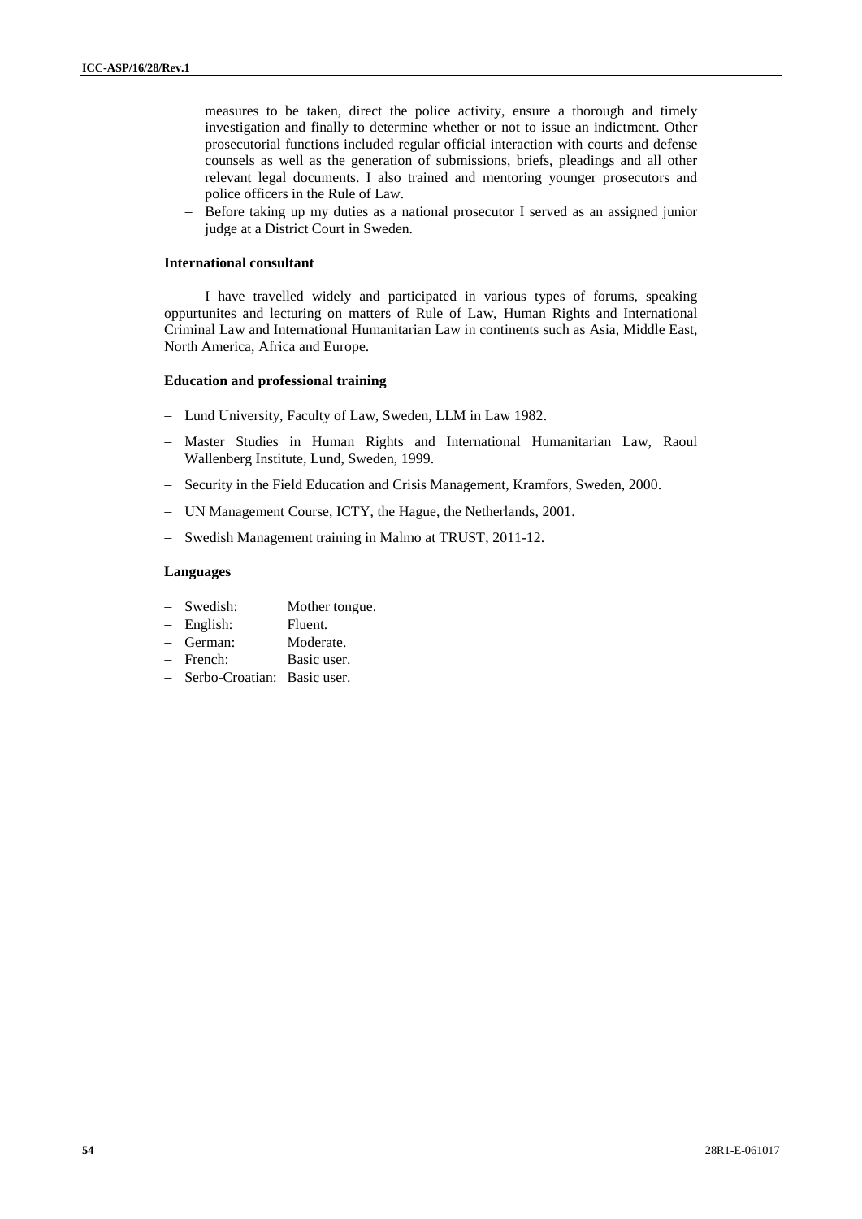measures to be taken, direct the police activity, ensure a thorough and timely investigation and finally to determine whether or not to issue an indictment. Other prosecutorial functions included regular official interaction with courts and defense counsels as well as the generation of submissions, briefs, pleadings and all other relevant legal documents. I also trained and mentoring younger prosecutors and police officers in the Rule of Law.

- Before taking up my duties as a national prosecutor I served as an assigned junior judge at a District Court in Sweden.

#### International consultant

I have travelled widely and participated in various types of forums, speaking oppurtunites and lecturing on matters of Rule of Law, Human Rights and International Criminal Law and International Humanitarian Law in continents such as Asia, Middle East, North America, Africa and Europe.

#### Education and professional training

- Lund University, Faculty of Law, Sweden, LLM in Law 1982.
- Master Studies in Human Rights and International Humanitarian Law, Raoul Wallenberg Institute, Lund, Sweden, 1999.
- Security in the Field Education and Crisis Management, Kramfors, Sweden, 2000.
- UN Management Course, ICTY, the Hague, the Netherlands, 2001.
- Swedish Management training in Malmo at TRUST, 2011-12.

#### Languages

- Swedish: Mother tongue.
- English: Fluent.
- German: Moderate.
- French: Basic user.
- Serbo-Croatian: Basic user.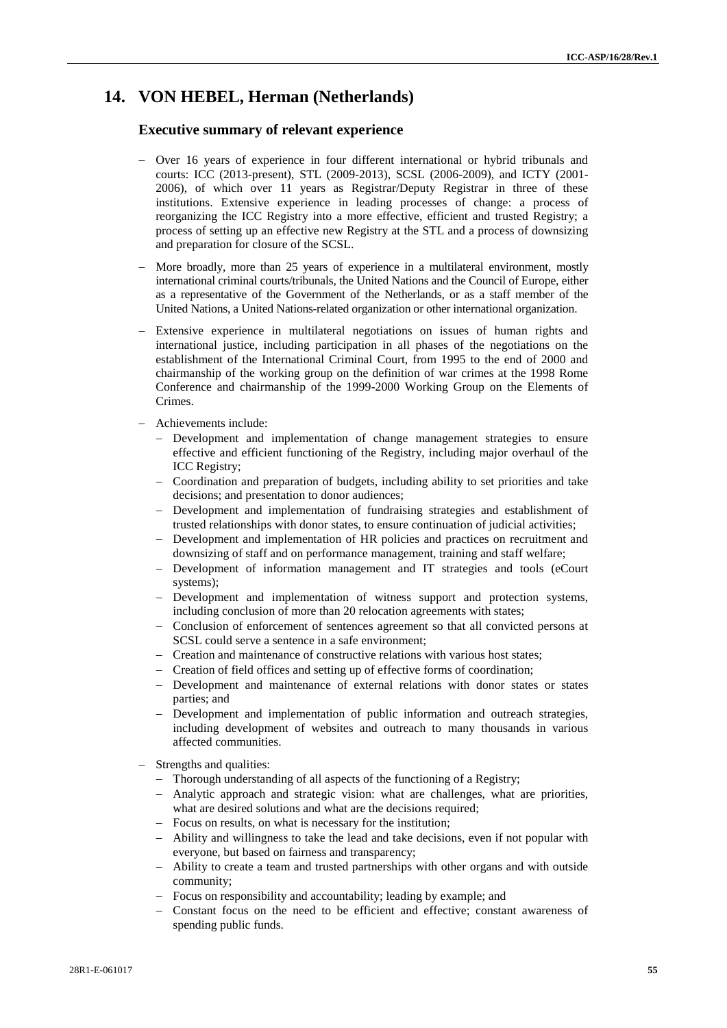# 14. VON HEBEL, Herman (Netherlands)

## Executive summary of relevant experience

- Over 16 years of experience in four different international or hybrid tribunals and courts: ICC (2013-present), STL (2009-2013), SCSL (2006-2009), and ICTY (2001-2006), of which over 11 years as Registrar/Deputy Registrar in three of these institutions. Extensive experience in leading processes of change: a process of reorganizing the ICC Registry into a more effective, efficient and trusted Registry; a process of setting up an effective new Registry at the STL and a process of downsizing and preparation for closure of the SCSL.
- More broadly, more than 25 years of experience in a multilateral environment, mostly international criminal courts/tribunals, the United Nations and the Council of Europe, either as a representative of the Government of the Netherlands, or as a staff member of the United Nations, a United Nations-related organization or other international organization.
- Extensive experience in multilateral negotiations on issues of human rights and international justice, including participation in all phases of the negotiations on the establishment of the International Criminal Court, from 1995 to the end of 2000 and chairmanship of the working group on the definition of war crimes at the 1998 Rome Conference and chairmanship of the 1999-2000 Working Group on the Elements of Crimes.
- Achievements include:
  - Development and implementation of change management strategies to ensure effective and efficient functioning of the Registry, including major overhaul of the ICC Registry;
  - Coordination and preparation of budgets, including ability to set priorities and take decisions; and presentation to donor audiences;
  - Development and implementation of fundraising strategies and establishment of trusted relationships with donor states, to ensure continuation of judicial activities;
  - Development and implementation of HR policies and practices on recruitment and downsizing of staff and on performance management, training and staff welfare;
  - Development of information management and IT strategies and tools (eCourt systems);
  - Development and implementation of witness support and protection systems, including conclusion of more than 20 relocation agreements with states;
  - Conclusion of enforcement of sentences agreement so that all convicted persons at SCSL could serve a sentence in a safe environment;
  - Creation and maintenance of constructive relations with various host states;
  - Creation of field offices and setting up of effective forms of coordination;
  - Development and maintenance of external relations with donor states or states parties; and
  - Development and implementation of public information and outreach strategies, including development of websites and outreach to many thousands in various affected communities.
- Strengths and qualities:
  - Thorough understanding of all aspects of the functioning of a Registry;
  - Analytic approach and strategic vision: what are challenges, what are priorities, what are desired solutions and what are the decisions required;
  - Focus on results, on what is necessary for the institution;
  - Ability and willingness to take the lead and take decisions, even if not popular with everyone, but based on fairness and transparency;
  - Ability to create a team and trusted partnerships with other organs and with outside community;
  - Focus on responsibility and accountability; leading by example; and
  - Constant focus on the need to be efficient and effective; constant awareness of spending public funds.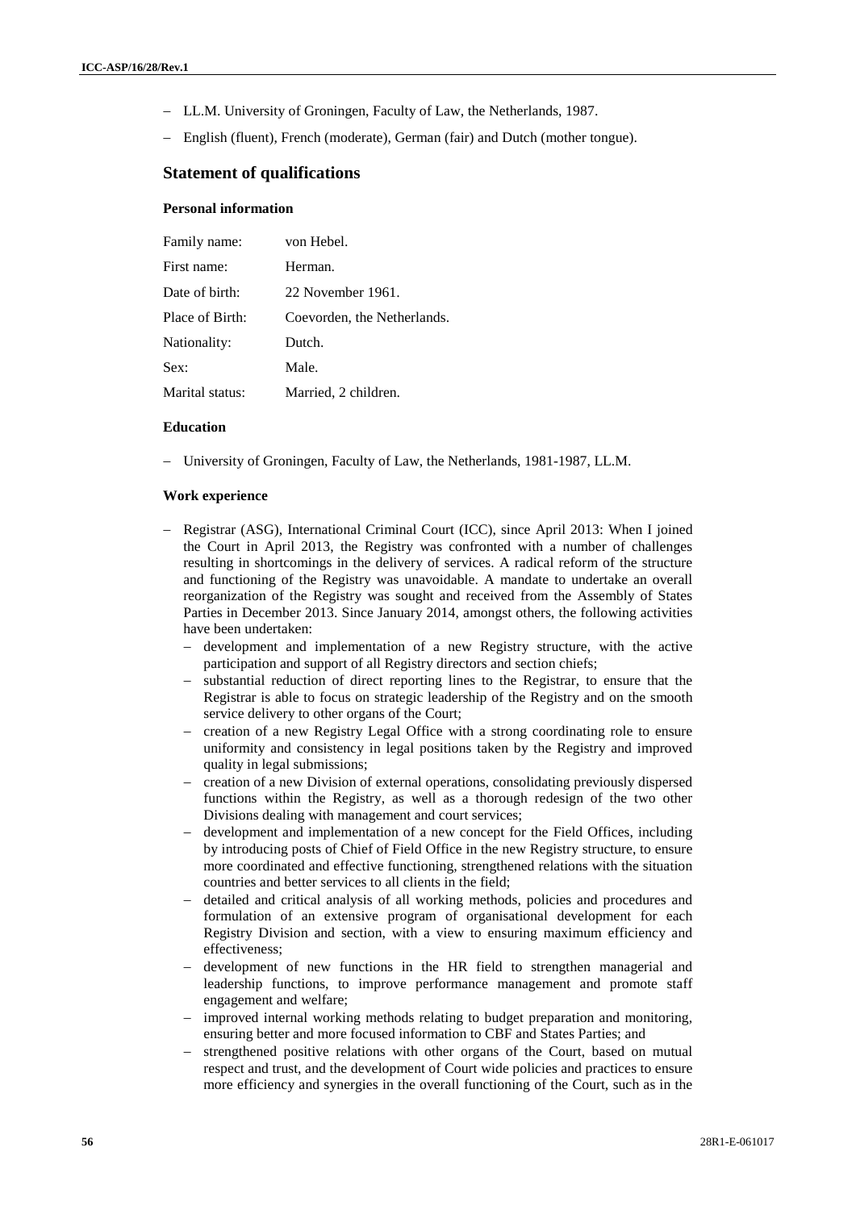- LL.M. University of Groningen, Faculty of Law, the Netherlands, 1987.
- English (fluent), French (moderate), German (fair) and Dutch (mother tongue).

## Statement of qualifications

### Personal information

| | |
|---|---|
| Family name: | von Hebel. |
| First name: | Herman. |
| Date of birth: | 22 November 1961. |
| Place of Birth: | Coevorden, the Netherlands. |
| Nationality: | Dutch. |
| Sex: | Male. |
| Marital status: | Married, 2 children. |

### Education

- University of Groningen, Faculty of Law, the Netherlands, 1981-1987, LL.M.

### Work experience

- Registrar (ASG), International Criminal Court (ICC), since April 2013: When I joined the Court in April 2013, the Registry was confronted with a number of challenges resulting in shortcomings in the delivery of services. A radical reform of the structure and functioning of the Registry was unavoidable. A mandate to undertake an overall reorganization of the Registry was sought and received from the Assembly of States Parties in December 2013. Since January 2014, amongst others, the following activities have been undertaken:
  - development and implementation of a new Registry structure, with the active participation and support of all Registry directors and section chiefs;
  - substantial reduction of direct reporting lines to the Registrar, to ensure that the Registrar is able to focus on strategic leadership of the Registry and on the smooth service delivery to other organs of the Court;
  - creation of a new Registry Legal Office with a strong coordinating role to ensure uniformity and consistency in legal positions taken by the Registry and improved quality in legal submissions;
  - creation of a new Division of external operations, consolidating previously dispersed functions within the Registry, as well as a thorough redesign of the two other Divisions dealing with management and court services;
  - development and implementation of a new concept for the Field Offices, including by introducing posts of Chief of Field Office in the new Registry structure, to ensure more coordinated and effective functioning, strengthened relations with the situation countries and better services to all clients in the field;
  - detailed and critical analysis of all working methods, policies and procedures and formulation of an extensive program of organisational development for each Registry Division and section, with a view to ensuring maximum efficiency and effectiveness;
  - development of new functions in the HR field to strengthen managerial and leadership functions, to improve performance management and promote staff engagement and welfare;
  - improved internal working methods relating to budget preparation and monitoring, ensuring better and more focused information to CBF and States Parties; and
  - strengthened positive relations with other organs of the Court, based on mutual respect and trust, and the development of Court wide policies and practices to ensure more efficiency and synergies in the overall functioning of the Court, such as in the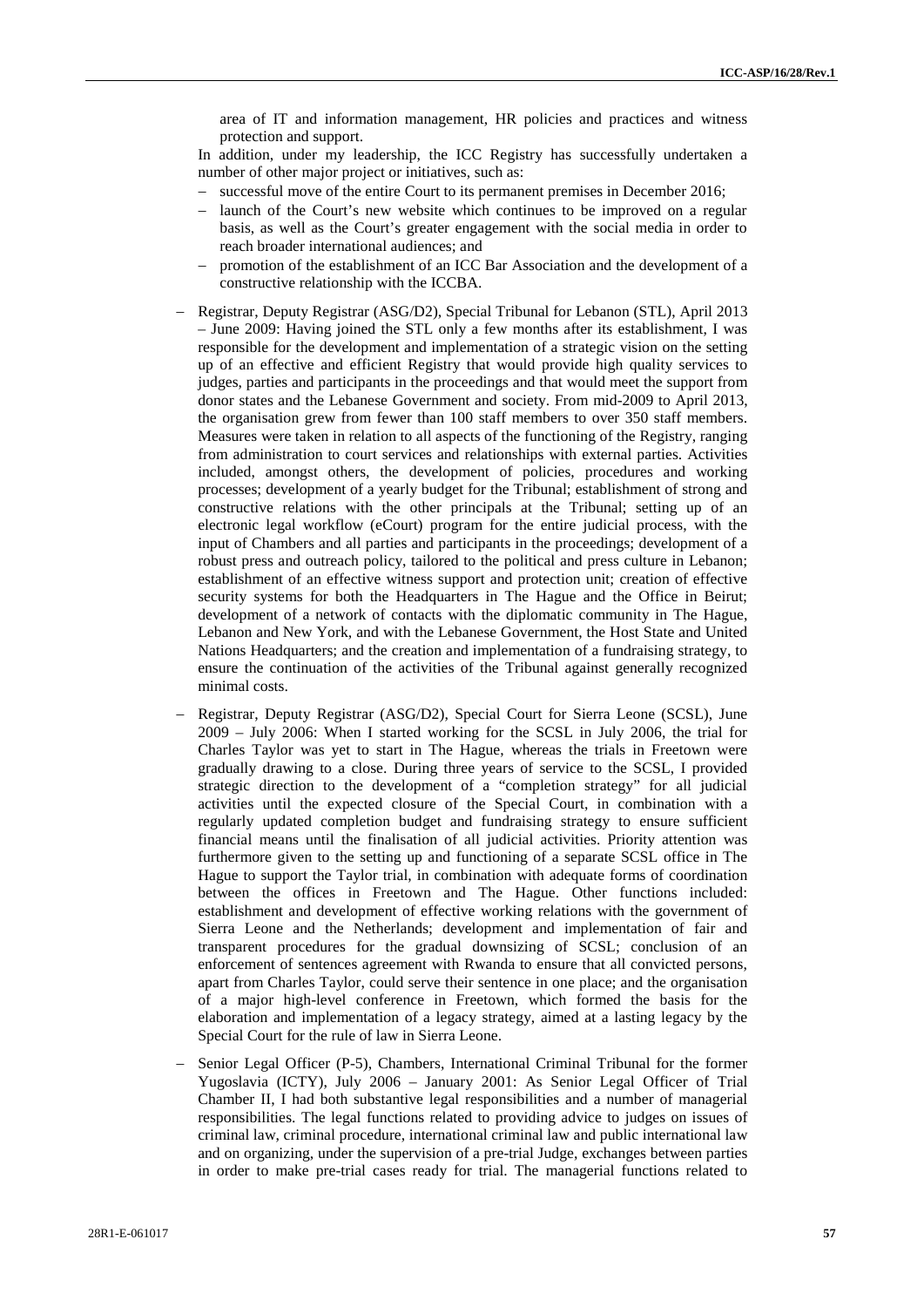area of IT and information management, HR policies and practices and witness protection and support.

In addition, under my leadership, the ICC Registry has successfully undertaken a number of other major project or initiatives, such as:

- successful move of the entire Court to its permanent premises in December 2016;
- launch of the Court's new website which continues to be improved on a regular basis, as well as the Court's greater engagement with the social media in order to reach broader international audiences; and
- promotion of the establishment of an ICC Bar Association and the development of a constructive relationship with the ICCBA.

- Registrar, Deputy Registrar (ASG/D2), Special Tribunal for Lebanon (STL), April 2013 – June 2009: Having joined the STL only a few months after its establishment, I was responsible for the development and implementation of a strategic vision on the setting up of an effective and efficient Registry that would provide high quality services to judges, parties and participants in the proceedings and that would meet the support from donor states and the Lebanese Government and society. From mid-2009 to April 2013, the organisation grew from fewer than 100 staff members to over 350 staff members. Measures were taken in relation to all aspects of the functioning of the Registry, ranging from administration to court services and relationships with external parties. Activities included, amongst others, the development of policies, procedures and working processes; development of a yearly budget for the Tribunal; establishment of strong and constructive relations with the other principals at the Tribunal; setting up of an electronic legal workflow (eCourt) program for the entire judicial process, with the input of Chambers and all parties and participants in the proceedings; development of a robust press and outreach policy, tailored to the political and press culture in Lebanon; establishment of an effective witness support and protection unit; creation of effective security systems for both the Headquarters in The Hague and the Office in Beirut; development of a network of contacts with the diplomatic community in The Hague, Lebanon and New York, and with the Lebanese Government, the Host State and United Nations Headquarters; and the creation and implementation of a fundraising strategy, to ensure the continuation of the activities of the Tribunal against generally recognized minimal costs.

- Registrar, Deputy Registrar (ASG/D2), Special Court for Sierra Leone (SCSL), June 2009 – July 2006: When I started working for the SCSL in July 2006, the trial for Charles Taylor was yet to start in The Hague, whereas the trials in Freetown were gradually drawing to a close. During three years of service to the SCSL, I provided strategic direction to the development of a "completion strategy" for all judicial activities until the expected closure of the Special Court, in combination with a regularly updated completion budget and fundraising strategy to ensure sufficient financial means until the finalisation of all judicial activities. Priority attention was furthermore given to the setting up and functioning of a separate SCSL office in The Hague to support the Taylor trial, in combination with adequate forms of coordination between the offices in Freetown and The Hague. Other functions included: establishment and development of effective working relations with the government of Sierra Leone and the Netherlands; development and implementation of fair and transparent procedures for the gradual downsizing of SCSL; conclusion of an enforcement of sentences agreement with Rwanda to ensure that all convicted persons, apart from Charles Taylor, could serve their sentence in one place; and the organisation of a major high-level conference in Freetown, which formed the basis for the elaboration and implementation of a legacy strategy, aimed at a lasting legacy by the Special Court for the rule of law in Sierra Leone.

- Senior Legal Officer (P-5), Chambers, International Criminal Tribunal for the former Yugoslavia (ICTY), July 2006 – January 2001: As Senior Legal Officer of Trial Chamber II, I had both substantive legal responsibilities and a number of managerial responsibilities. The legal functions related to providing advice to judges on issues of criminal law, criminal procedure, international criminal law and public international law and on organizing, under the supervision of a pre-trial Judge, exchanges between parties in order to make pre-trial cases ready for trial. The managerial functions related to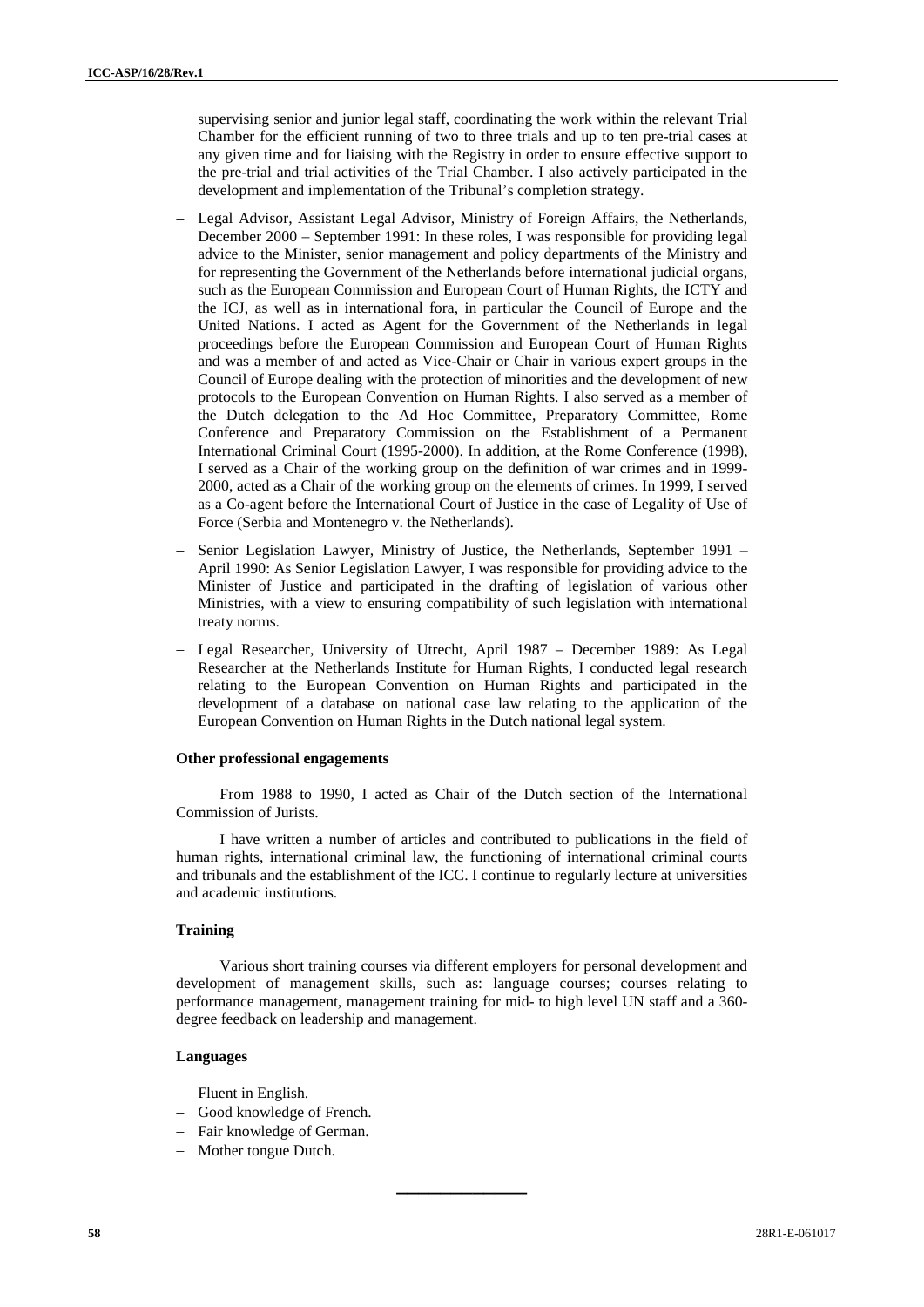supervising senior and junior legal staff, coordinating the work within the relevant Trial Chamber for the efficient running of two to three trials and up to ten pre-trial cases at any given time and for liaising with the Registry in order to ensure effective support to the pre-trial and trial activities of the Trial Chamber. I also actively participated in the development and implementation of the Tribunal's completion strategy.

- Legal Advisor, Assistant Legal Advisor, Ministry of Foreign Affairs, the Netherlands, December 2000 – September 1991: In these roles, I was responsible for providing legal advice to the Minister, senior management and policy departments of the Ministry and for representing the Government of the Netherlands before international judicial organs, such as the European Commission and European Court of Human Rights, the ICTY and the ICJ, as well as in international fora, in particular the Council of Europe and the United Nations. I acted as Agent for the Government of the Netherlands in legal proceedings before the European Commission and European Court of Human Rights and was a member of and acted as Vice-Chair or Chair in various expert groups in the Council of Europe dealing with the protection of minorities and the development of new protocols to the European Convention on Human Rights. I also served as a member of the Dutch delegation to the Ad Hoc Committee, Preparatory Committee, Rome Conference and Preparatory Commission on the Establishment of a Permanent International Criminal Court (1995-2000). In addition, at the Rome Conference (1998), I served as a Chair of the working group on the definition of war crimes and in 1999-2000, acted as a Chair of the working group on the elements of crimes. In 1999, I served as a Co-agent before the International Court of Justice in the case of Legality of Use of Force (Serbia and Montenegro v. the Netherlands).
- Senior Legislation Lawyer, Ministry of Justice, the Netherlands, September 1991 – April 1990: As Senior Legislation Lawyer, I was responsible for providing advice to the Minister of Justice and participated in the drafting of legislation of various other Ministries, with a view to ensuring compatibility of such legislation with international treaty norms.
- Legal Researcher, University of Utrecht, April 1987 – December 1989: As Legal Researcher at the Netherlands Institute for Human Rights, I conducted legal research relating to the European Convention on Human Rights and participated in the development of a database on national case law relating to the application of the European Convention on Human Rights in the Dutch national legal system.

#### Other professional engagements

From 1988 to 1990, I acted as Chair of the Dutch section of the International Commission of Jurists.

I have written a number of articles and contributed to publications in the field of human rights, international criminal law, the functioning of international criminal courts and tribunals and the establishment of the ICC. I continue to regularly lecture at universities and academic institutions.

#### Training

Various short training courses via different employers for personal development and development of management skills, such as: language courses; courses relating to performance management, management training for mid- to high level UN staff and a 360-degree feedback on leadership and management.

#### Languages

- Fluent in English.
- Good knowledge of French.
- Fair knowledge of German.
- Mother tongue Dutch.